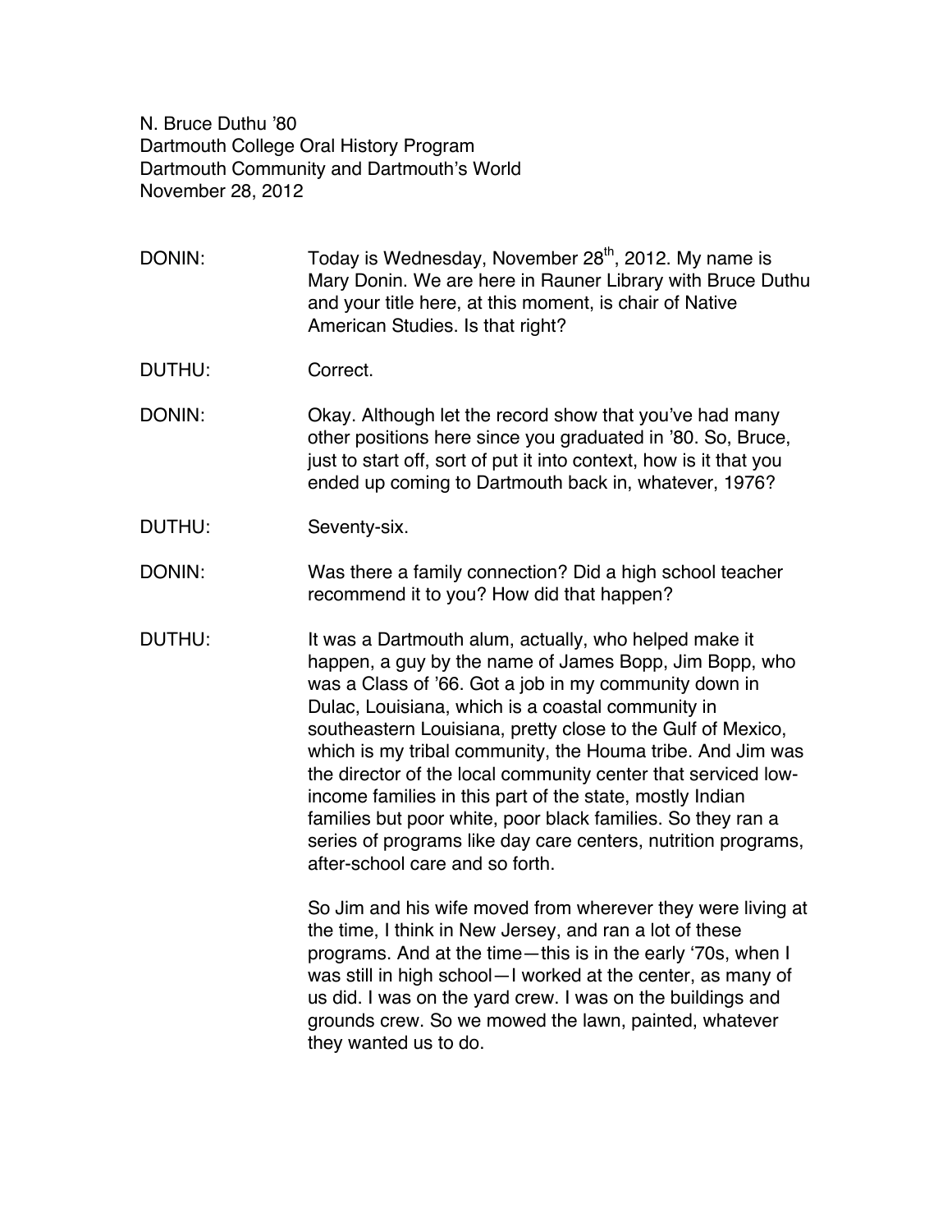N. Bruce Duthu '80
Dartmouth College Oral History Program
Dartmouth Community and Dartmouth's World
November 28, 2012

DONIN: Today is Wednesday, November 28th, 2012. My name is Mary Donin. We are here in Rauner Library with Bruce Duthu and your title here, at this moment, is chair of Native American Studies. Is that right?

DUTHU: Correct.

DONIN: Okay. Although let the record show that you've had many other positions here since you graduated in '80. So, Bruce, just to start off, sort of put it into context, how is it that you ended up coming to Dartmouth back in, whatever, 1976?

DUTHU: Seventy-six.

DONIN: Was there a family connection? Did a high school teacher recommend it to you? How did that happen?

DUTHU: It was a Dartmouth alum, actually, who helped make it happen, a guy by the name of James Bopp, Jim Bopp, who was a Class of '66. Got a job in my community down in Dulac, Louisiana, which is a coastal community in southeastern Louisiana, pretty close to the Gulf of Mexico, which is my tribal community, the Houma tribe. And Jim was the director of the local community center that serviced low-income families in this part of the state, mostly Indian families but poor white, poor black families. So they ran a series of programs like day care centers, nutrition programs, after-school care and so forth.

So Jim and his wife moved from wherever they were living at the time, I think in New Jersey, and ran a lot of these programs. And at the time—this is in the early '70s, when I was still in high school—I worked at the center, as many of us did. I was on the yard crew. I was on the buildings and grounds crew. So we mowed the lawn, painted, whatever they wanted us to do.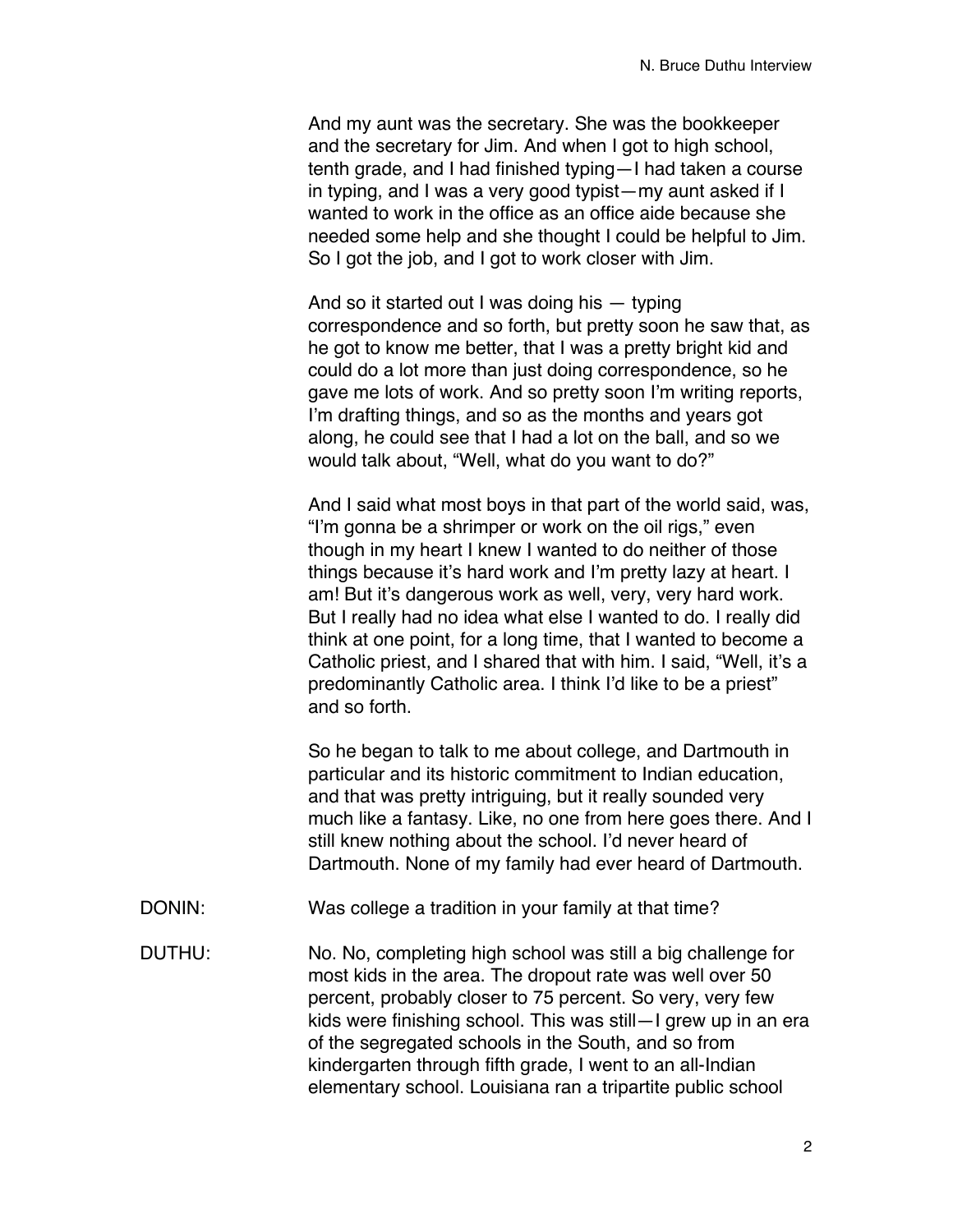And my aunt was the secretary. She was the bookkeeper and the secretary for Jim. And when I got to high school, tenth grade, and I had finished typing—I had taken a course in typing, and I was a very good typist—my aunt asked if I wanted to work in the office as an office aide because she needed some help and she thought I could be helpful to Jim. So I got the job, and I got to work closer with Jim.

And so it started out I was doing his — typing correspondence and so forth, but pretty soon he saw that, as he got to know me better, that I was a pretty bright kid and could do a lot more than just doing correspondence, so he gave me lots of work. And so pretty soon I'm writing reports, I'm drafting things, and so as the months and years got along, he could see that I had a lot on the ball, and so we would talk about, "Well, what do you want to do?"

And I said what most boys in that part of the world said, was, "I'm gonna be a shrimper or work on the oil rigs," even though in my heart I knew I wanted to do neither of those things because it's hard work and I'm pretty lazy at heart. I am! But it's dangerous work as well, very, very hard work. But I really had no idea what else I wanted to do. I really did think at one point, for a long time, that I wanted to become a Catholic priest, and I shared that with him. I said, "Well, it's a predominantly Catholic area. I think I'd like to be a priest" and so forth.

So he began to talk to me about college, and Dartmouth in particular and its historic commitment to Indian education, and that was pretty intriguing, but it really sounded very much like a fantasy. Like, no one from here goes there. And I still knew nothing about the school. I'd never heard of Dartmouth. None of my family had ever heard of Dartmouth.

DONIN: Was college a tradition in your family at that time?

DUTHU: No. No, completing high school was still a big challenge for most kids in the area. The dropout rate was well over 50 percent, probably closer to 75 percent. So very, very few kids were finishing school. This was still—I grew up in an era of the segregated schools in the South, and so from kindergarten through fifth grade, I went to an all-Indian elementary school. Louisiana ran a tripartite public school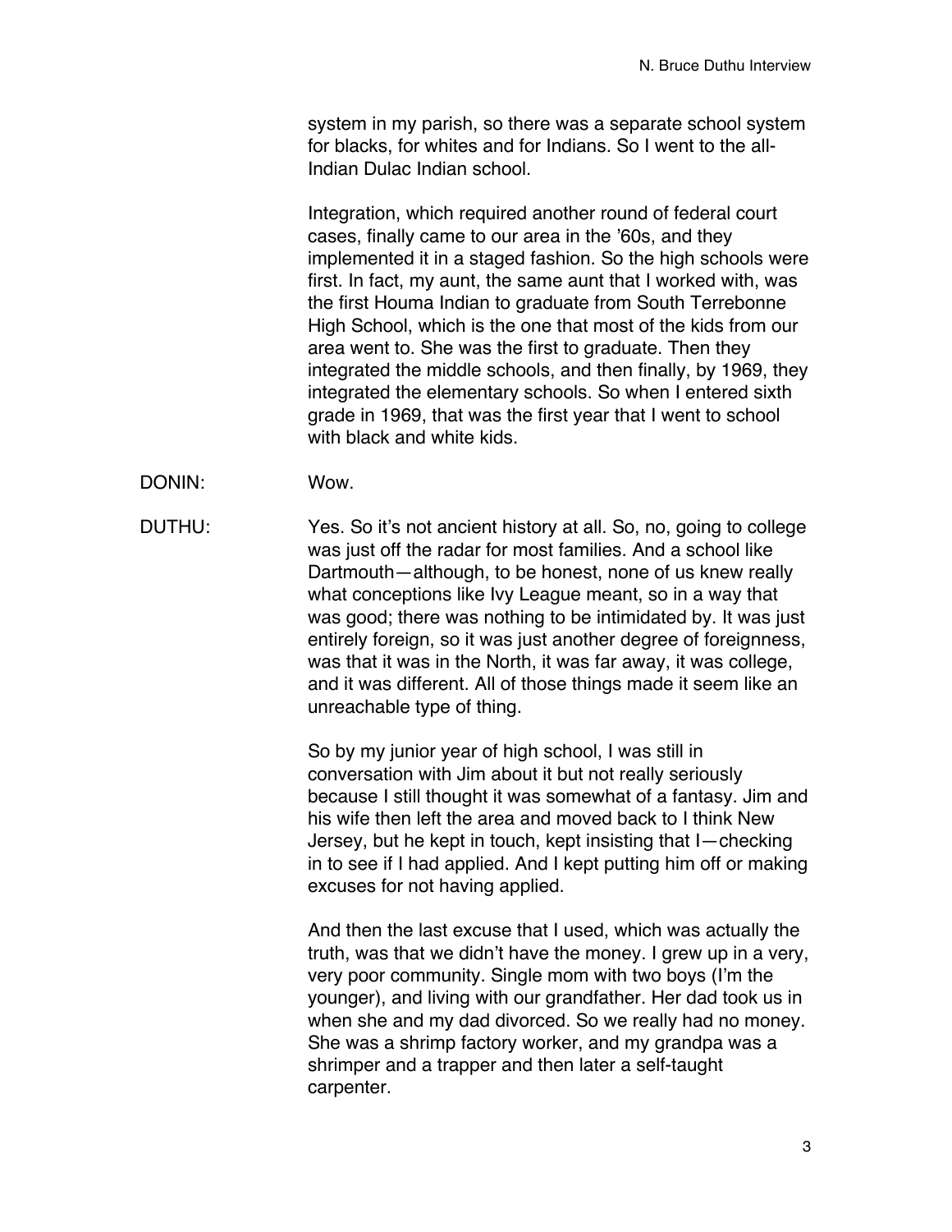system in my parish, so there was a separate school system for blacks, for whites and for Indians. So I went to the all-Indian Dulac Indian school.

Integration, which required another round of federal court cases, finally came to our area in the '60s, and they implemented it in a staged fashion. So the high schools were first. In fact, my aunt, the same aunt that I worked with, was the first Houma Indian to graduate from South Terrebonne High School, which is the one that most of the kids from our area went to. She was the first to graduate. Then they integrated the middle schools, and then finally, by 1969, they integrated the elementary schools. So when I entered sixth grade in 1969, that was the first year that I went to school with black and white kids.

DONIN: Wow.

DUTHU: Yes. So it's not ancient history at all. So, no, going to college was just off the radar for most families. And a school like Dartmouth—although, to be honest, none of us knew really what conceptions like Ivy League meant, so in a way that was good; there was nothing to be intimidated by. It was just entirely foreign, so it was just another degree of foreignness, was that it was in the North, it was far away, it was college, and it was different. All of those things made it seem like an unreachable type of thing.

So by my junior year of high school, I was still in conversation with Jim about it but not really seriously because I still thought it was somewhat of a fantasy. Jim and his wife then left the area and moved back to I think New Jersey, but he kept in touch, kept insisting that I—checking in to see if I had applied. And I kept putting him off or making excuses for not having applied.

And then the last excuse that I used, which was actually the truth, was that we didn't have the money. I grew up in a very, very poor community. Single mom with two boys (I'm the younger), and living with our grandfather. Her dad took us in when she and my dad divorced. So we really had no money. She was a shrimp factory worker, and my grandpa was a shrimper and a trapper and then later a self-taught carpenter.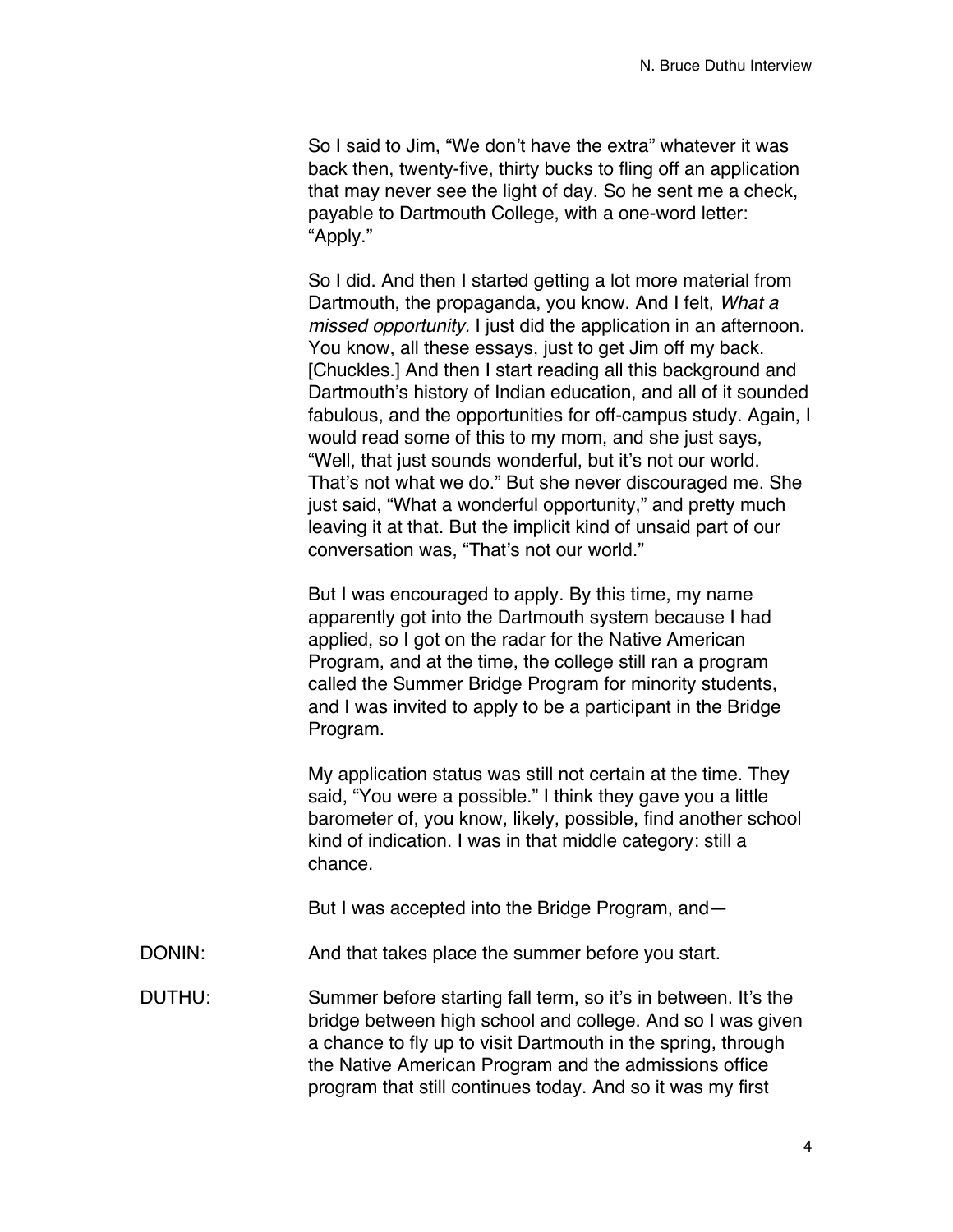So I said to Jim, "We don't have the extra" whatever it was back then, twenty-five, thirty bucks to fling off an application that may never see the light of day. So he sent me a check, payable to Dartmouth College, with a one-word letter: "Apply."

So I did. And then I started getting a lot more material from Dartmouth, the propaganda, you know. And I felt, *What a missed opportunity*. I just did the application in an afternoon. You know, all these essays, just to get Jim off my back. [Chuckles.] And then I start reading all this background and Dartmouth's history of Indian education, and all of it sounded fabulous, and the opportunities for off-campus study. Again, I would read some of this to my mom, and she just says, "Well, that just sounds wonderful, but it's not our world. That's not what we do." But she never discouraged me. She just said, "What a wonderful opportunity," and pretty much leaving it at that. But the implicit kind of unsaid part of our conversation was, "That's not our world."

But I was encouraged to apply. By this time, my name apparently got into the Dartmouth system because I had applied, so I got on the radar for the Native American Program, and at the time, the college still ran a program called the Summer Bridge Program for minority students, and I was invited to apply to be a participant in the Bridge Program.

My application status was still not certain at the time. They said, "You were a possible." I think they gave you a little barometer of, you know, likely, possible, find another school kind of indication. I was in that middle category: still a chance.

But I was accepted into the Bridge Program, and—

DONIN: And that takes place the summer before you start.

DUTHU: Summer before starting fall term, so it's in between. It's the bridge between high school and college. And so I was given a chance to fly up to visit Dartmouth in the spring, through the Native American Program and the admissions office program that still continues today. And so it was my first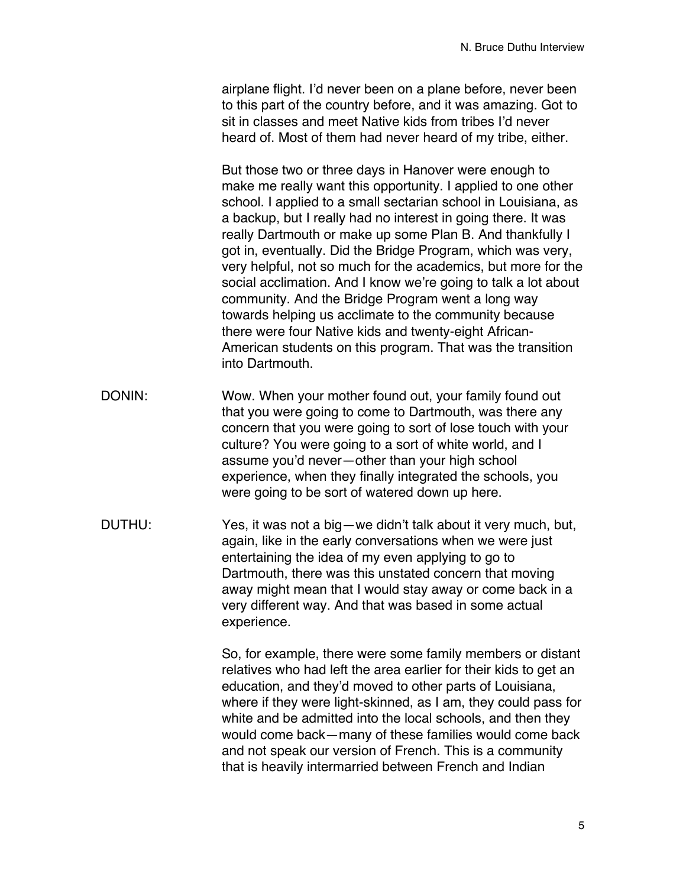airplane flight. I'd never been on a plane before, never been to this part of the country before, and it was amazing. Got to sit in classes and meet Native kids from tribes I'd never heard of. Most of them had never heard of my tribe, either.

But those two or three days in Hanover were enough to make me really want this opportunity. I applied to one other school. I applied to a small sectarian school in Louisiana, as a backup, but I really had no interest in going there. It was really Dartmouth or make up some Plan B. And thankfully I got in, eventually. Did the Bridge Program, which was very, very helpful, not so much for the academics, but more for the social acclimation. And I know we're going to talk a lot about community. And the Bridge Program went a long way towards helping us acclimate to the community because there were four Native kids and twenty-eight African-American students on this program. That was the transition into Dartmouth.

DONIN: Wow. When your mother found out, your family found out that you were going to come to Dartmouth, was there any concern that you were going to sort of lose touch with your culture? You were going to a sort of white world, and I assume you'd never—other than your high school experience, when they finally integrated the schools, you were going to be sort of watered down up here.

DUTHU: Yes, it was not a big—we didn't talk about it very much, but, again, like in the early conversations when we were just entertaining the idea of my even applying to go to Dartmouth, there was this unstated concern that moving away might mean that I would stay away or come back in a very different way. And that was based in some actual experience.

So, for example, there were some family members or distant relatives who had left the area earlier for their kids to get an education, and they'd moved to other parts of Louisiana, where if they were light-skinned, as I am, they could pass for white and be admitted into the local schools, and then they would come back—many of these families would come back and not speak our version of French. This is a community that is heavily intermarried between French and Indian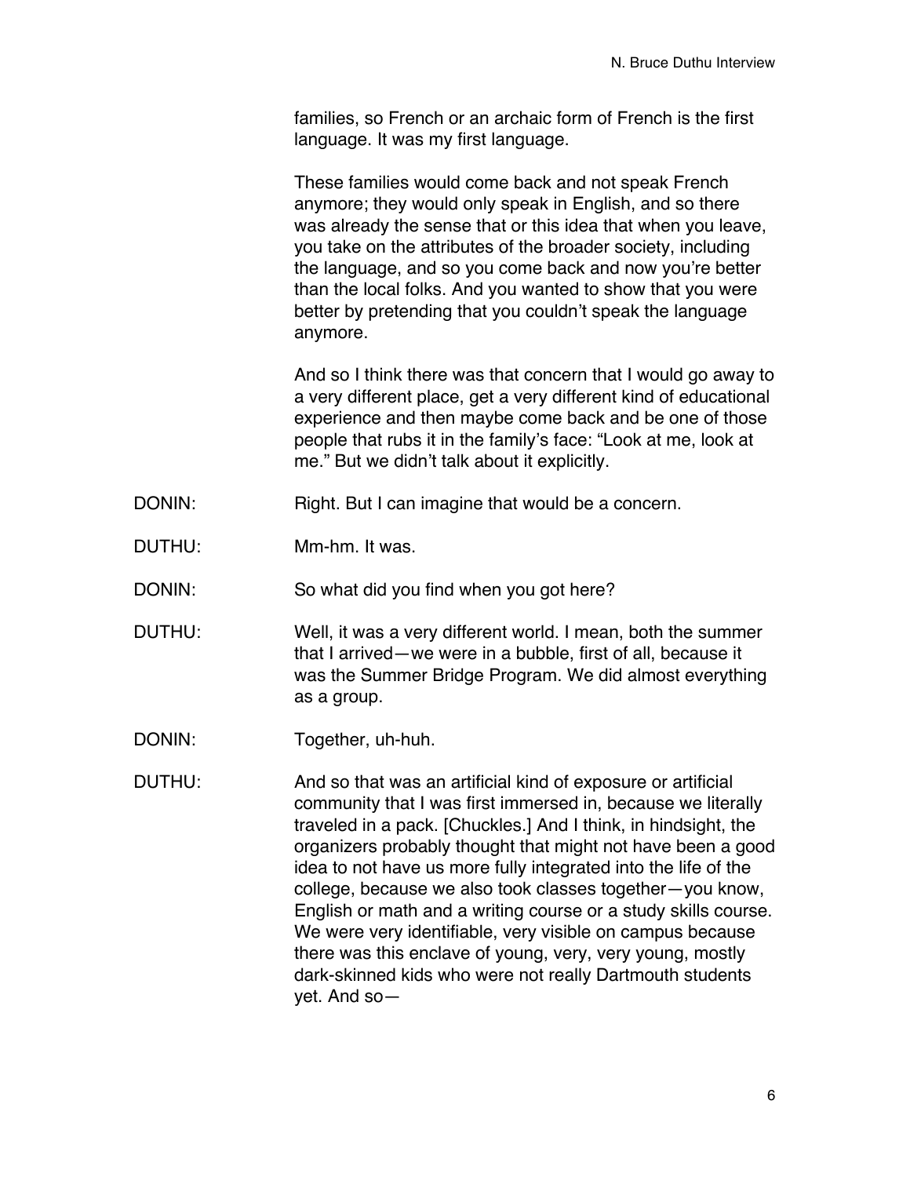families, so French or an archaic form of French is the first language. It was my first language.

These families would come back and not speak French anymore; they would only speak in English, and so there was already the sense that or this idea that when you leave, you take on the attributes of the broader society, including the language, and so you come back and now you're better than the local folks. And you wanted to show that you were better by pretending that you couldn't speak the language anymore.

And so I think there was that concern that I would go away to a very different place, get a very different kind of educational experience and then maybe come back and be one of those people that rubs it in the family's face: "Look at me, look at me." But we didn't talk about it explicitly.

DONIN: Right. But I can imagine that would be a concern.

DUTHU: Mm-hm. It was.

DONIN: So what did you find when you got here?

DUTHU: Well, it was a very different world. I mean, both the summer that I arrived—we were in a bubble, first of all, because it was the Summer Bridge Program. We did almost everything as a group.

DONIN: Together, uh-huh.

DUTHU: And so that was an artificial kind of exposure or artificial community that I was first immersed in, because we literally traveled in a pack. [Chuckles.] And I think, in hindsight, the organizers probably thought that might not have been a good idea to not have us more fully integrated into the life of the college, because we also took classes together—you know, English or math and a writing course or a study skills course. We were very identifiable, very visible on campus because there was this enclave of young, very, very young, mostly dark-skinned kids who were not really Dartmouth students yet. And so—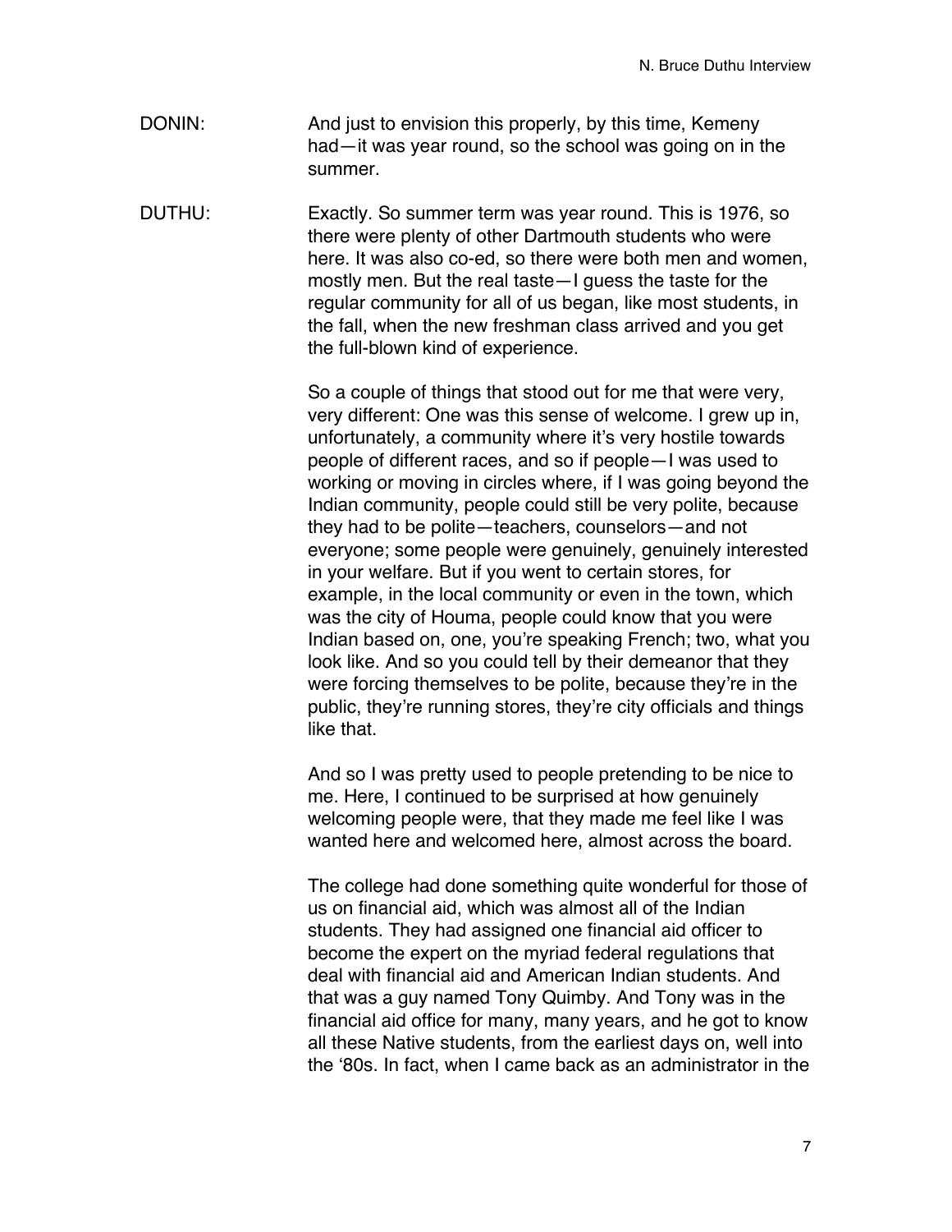DONIN: And just to envision this properly, by this time, Kemeny had—it was year round, so the school was going on in the summer.

DUTHU: Exactly. So summer term was year round. This is 1976, so there were plenty of other Dartmouth students who were here. It was also co-ed, so there were both men and women, mostly men. But the real taste—I guess the taste for the regular community for all of us began, like most students, in the fall, when the new freshman class arrived and you get the full-blown kind of experience.

So a couple of things that stood out for me that were very, very different: One was this sense of welcome. I grew up in, unfortunately, a community where it's very hostile towards people of different races, and so if people—I was used to working or moving in circles where, if I was going beyond the Indian community, people could still be very polite, because they had to be polite—teachers, counselors—and not everyone; some people were genuinely, genuinely interested in your welfare. But if you went to certain stores, for example, in the local community or even in the town, which was the city of Houma, people could know that you were Indian based on, one, you're speaking French; two, what you look like. And so you could tell by their demeanor that they were forcing themselves to be polite, because they're in the public, they're running stores, they're city officials and things like that.

And so I was pretty used to people pretending to be nice to me. Here, I continued to be surprised at how genuinely welcoming people were, that they made me feel like I was wanted here and welcomed here, almost across the board.

The college had done something quite wonderful for those of us on financial aid, which was almost all of the Indian students. They had assigned one financial aid officer to become the expert on the myriad federal regulations that deal with financial aid and American Indian students. And that was a guy named Tony Quimby. And Tony was in the financial aid office for many, many years, and he got to know all these Native students, from the earliest days on, well into the '80s. In fact, when I came back as an administrator in the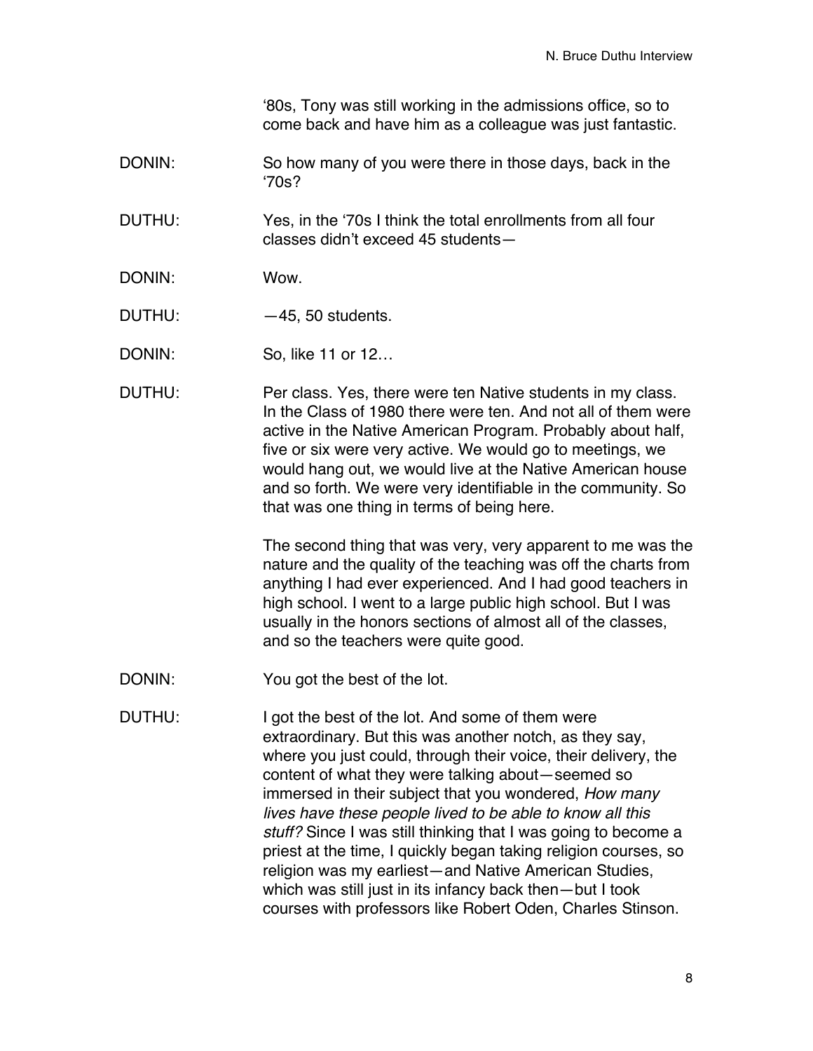'80s, Tony was still working in the admissions office, so to come back and have him as a colleague was just fantastic.

DONIN: So how many of you were there in those days, back in the '70s?

DUTHU: Yes, in the '70s I think the total enrollments from all four classes didn't exceed 45 students—

DONIN: Wow.

DUTHU: —45, 50 students.

DONIN: So, like 11 or 12…

DUTHU: Per class. Yes, there were ten Native students in my class. In the Class of 1980 there were ten. And not all of them were active in the Native American Program. Probably about half, five or six were very active. We would go to meetings, we would hang out, we would live at the Native American house and so forth. We were very identifiable in the community. So that was one thing in terms of being here.

The second thing that was very, very apparent to me was the nature and the quality of the teaching was off the charts from anything I had ever experienced. And I had good teachers in high school. I went to a large public high school. But I was usually in the honors sections of almost all of the classes, and so the teachers were quite good.

DONIN: You got the best of the lot.

DUTHU: I got the best of the lot. And some of them were extraordinary. But this was another notch, as they say, where you just could, through their voice, their delivery, the content of what they were talking about—seemed so immersed in their subject that you wondered, *How many lives have these people lived to be able to know all this stuff?* Since I was still thinking that I was going to become a priest at the time, I quickly began taking religion courses, so religion was my earliest—and Native American Studies, which was still just in its infancy back then—but I took courses with professors like Robert Oden, Charles Stinson.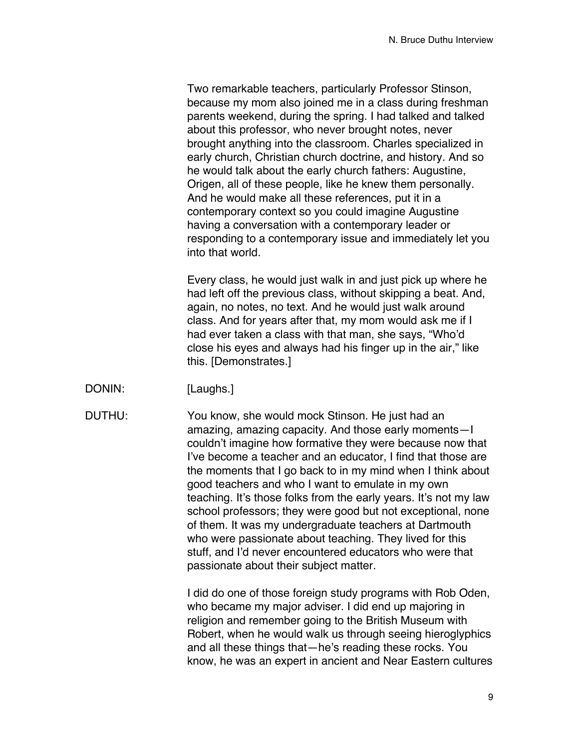Two remarkable teachers, particularly Professor Stinson, because my mom also joined me in a class during freshman parents weekend, during the spring. I had talked and talked about this professor, who never brought notes, never brought anything into the classroom. Charles specialized in early church, Christian church doctrine, and history. And so he would talk about the early church fathers: Augustine, Origen, all of these people, like he knew them personally. And he would make all these references, put it in a contemporary context so you could imagine Augustine having a conversation with a contemporary leader or responding to a contemporary issue and immediately let you into that world.

Every class, he would just walk in and just pick up where he had left off the previous class, without skipping a beat. And, again, no notes, no text. And he would just walk around class. And for years after that, my mom would ask me if I had ever taken a class with that man, she says, "Who'd close his eyes and always had his finger up in the air," like this. [Demonstrates.]

DONIN: [Laughs.]

DUTHU: You know, she would mock Stinson. He just had an amazing, amazing capacity. And those early moments—I couldn't imagine how formative they were because now that I've become a teacher and an educator, I find that those are the moments that I go back to in my mind when I think about good teachers and who I want to emulate in my own teaching. It's those folks from the early years. It's not my law school professors; they were good but not exceptional, none of them. It was my undergraduate teachers at Dartmouth who were passionate about teaching. They lived for this stuff, and I'd never encountered educators who were that passionate about their subject matter.

I did do one of those foreign study programs with Rob Oden, who became my major adviser. I did end up majoring in religion and remember going to the British Museum with Robert, when he would walk us through seeing hieroglyphics and all these things that—he's reading these rocks. You know, he was an expert in ancient and Near Eastern cultures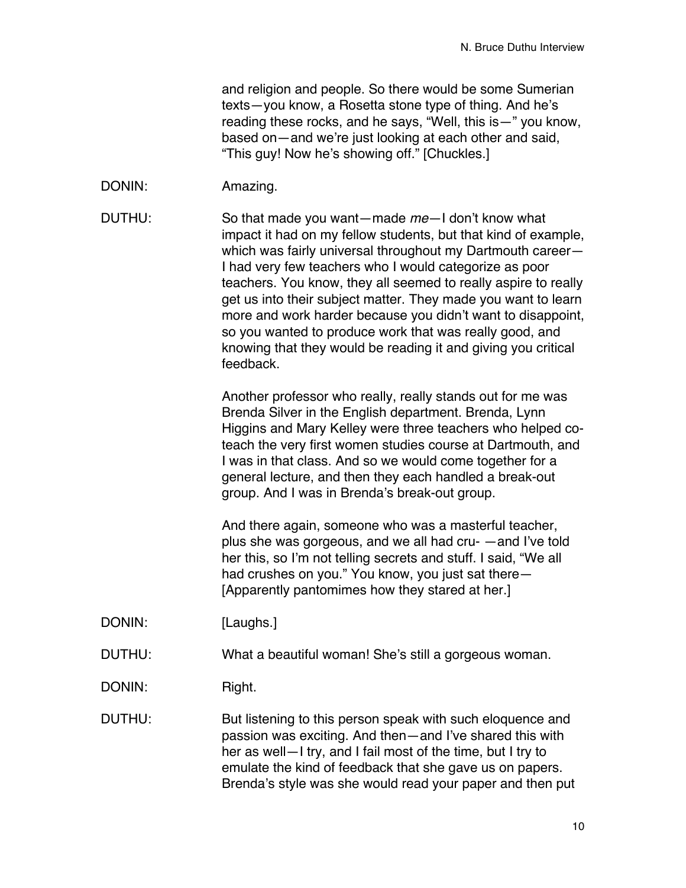and religion and people. So there would be some Sumerian texts—you know, a Rosetta stone type of thing. And he's reading these rocks, and he says, "Well, this is—" you know, based on—and we're just looking at each other and said, "This guy! Now he's showing off." [Chuckles.]

DONIN: Amazing.

DUTHU: So that made you want—made *me*—I don't know what impact it had on my fellow students, but that kind of example, which was fairly universal throughout my Dartmouth career—I had very few teachers who I would categorize as poor teachers. You know, they all seemed to really aspire to really get us into their subject matter. They made you want to learn more and work harder because you didn't want to disappoint, so you wanted to produce work that was really good, and knowing that they would be reading it and giving you critical feedback.

Another professor who really, really stands out for me was Brenda Silver in the English department. Brenda, Lynn Higgins and Mary Kelley were three teachers who helped co-teach the very first women studies course at Dartmouth, and I was in that class. And so we would come together for a general lecture, and then they each handled a break-out group. And I was in Brenda's break-out group.

And there again, someone who was a masterful teacher, plus she was gorgeous, and we all had cru- —and I've told her this, so I'm not telling secrets and stuff. I said, "We all had crushes on you." You know, you just sat there—[Apparently pantomimes how they stared at her.]

DONIN: [Laughs.]

DUTHU: What a beautiful woman! She's still a gorgeous woman.

DONIN: Right.

DUTHU: But listening to this person speak with such eloquence and passion was exciting. And then—and I've shared this with her as well—I try, and I fail most of the time, but I try to emulate the kind of feedback that she gave us on papers. Brenda's style was she would read your paper and then put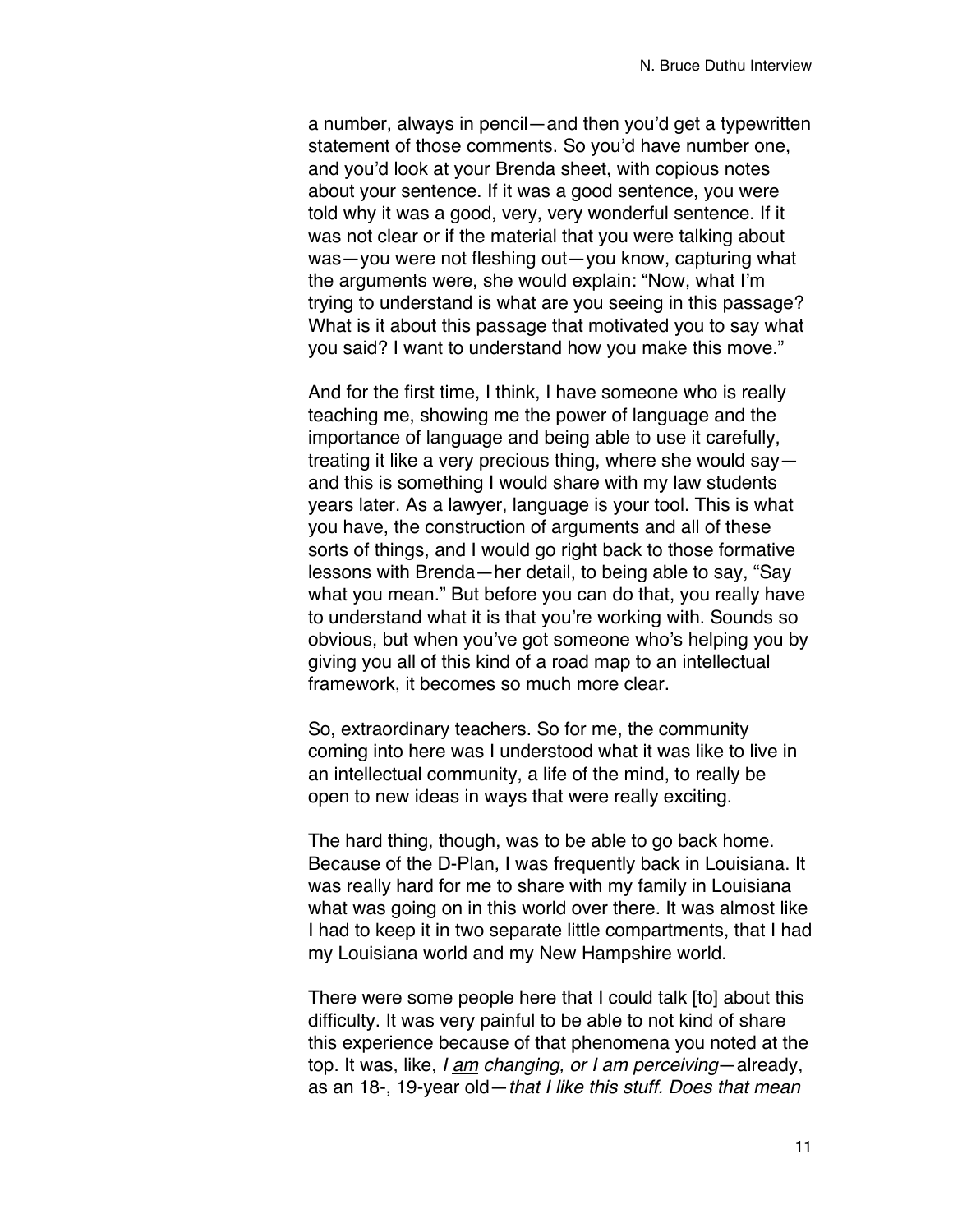a number, always in pencil—and then you'd get a typewritten statement of those comments. So you'd have number one, and you'd look at your Brenda sheet, with copious notes about your sentence. If it was a good sentence, you were told why it was a good, very, very wonderful sentence. If it was not clear or if the material that you were talking about was—you were not fleshing out—you know, capturing what the arguments were, she would explain: "Now, what I'm trying to understand is what are you seeing in this passage? What is it about this passage that motivated you to say what you said? I want to understand how you make this move."

And for the first time, I think, I have someone who is really teaching me, showing me the power of language and the importance of language and being able to use it carefully, treating it like a very precious thing, where she would say—and this is something I would share with my law students years later. As a lawyer, language is your tool. This is what you have, the construction of arguments and all of these sorts of things, and I would go right back to those formative lessons with Brenda—her detail, to being able to say, "Say what you mean." But before you can do that, you really have to understand what it is that you're working with. Sounds so obvious, but when you've got someone who's helping you by giving you all of this kind of a road map to an intellectual framework, it becomes so much more clear.

So, extraordinary teachers. So for me, the community coming into here was I understood what it was like to live in an intellectual community, a life of the mind, to really be open to new ideas in ways that were really exciting.

The hard thing, though, was to be able to go back home. Because of the D-Plan, I was frequently back in Louisiana. It was really hard for me to share with my family in Louisiana what was going on in this world over there. It was almost like I had to keep it in two separate little compartments, that I had my Louisiana world and my New Hampshire world.

There were some people here that I could talk [to] about this difficulty. It was very painful to be able to not kind of share this experience because of that phenomena you noted at the top. It was, like, *I <u>am</u> changing, or I am perceiving*—already, as an 18-, 19-year old—*that I like this stuff. Does that mean*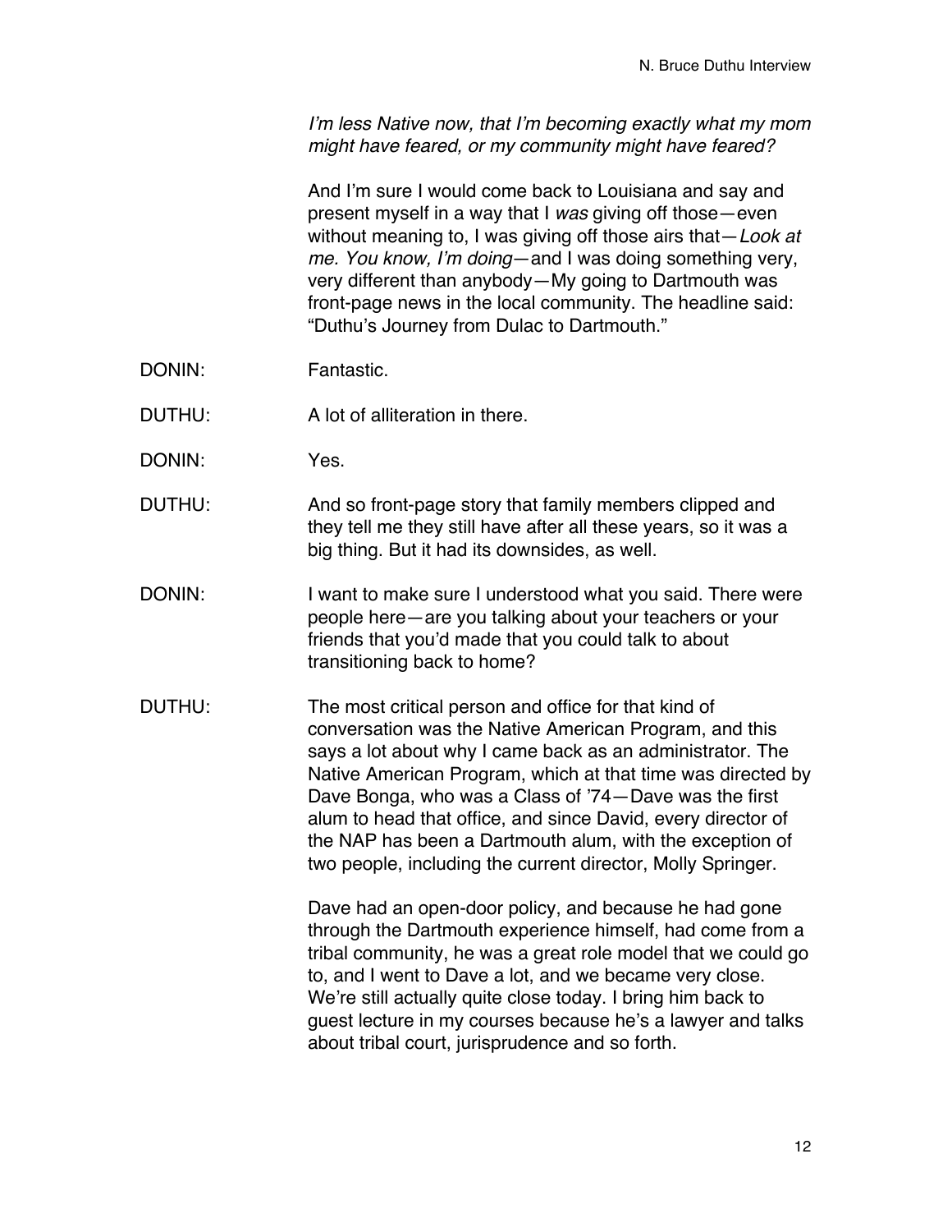*I'm less Native now, that I'm becoming exactly what my mom might have feared, or my community might have feared?*

And I'm sure I would come back to Louisiana and say and present myself in a way that I *was* giving off those—even without meaning to, I was giving off those airs that—*Look at me. You know, I'm doing*—and I was doing something very, very different than anybody—My going to Dartmouth was front-page news in the local community. The headline said: "Duthu's Journey from Dulac to Dartmouth."

DONIN: Fantastic.

DUTHU: A lot of alliteration in there.

DONIN: Yes.

DUTHU: And so front-page story that family members clipped and they tell me they still have after all these years, so it was a big thing. But it had its downsides, as well.

DONIN: I want to make sure I understood what you said. There were people here—are you talking about your teachers or your friends that you'd made that you could talk to about transitioning back to home?

DUTHU: The most critical person and office for that kind of conversation was the Native American Program, and this says a lot about why I came back as an administrator. The Native American Program, which at that time was directed by Dave Bonga, who was a Class of '74—Dave was the first alum to head that office, and since David, every director of the NAP has been a Dartmouth alum, with the exception of two people, including the current director, Molly Springer.

Dave had an open-door policy, and because he had gone through the Dartmouth experience himself, had come from a tribal community, he was a great role model that we could go to, and I went to Dave a lot, and we became very close. We're still actually quite close today. I bring him back to guest lecture in my courses because he's a lawyer and talks about tribal court, jurisprudence and so forth.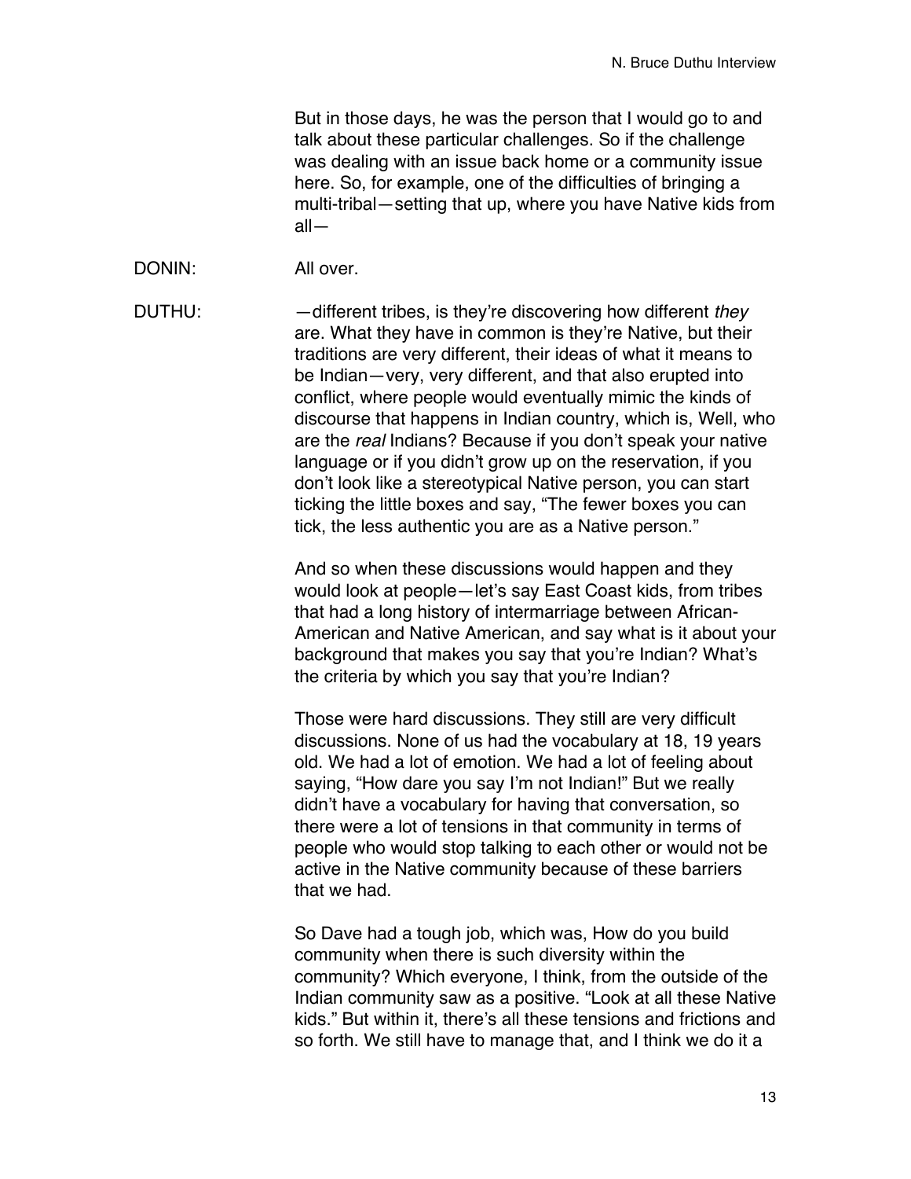But in those days, he was the person that I would go to and talk about these particular challenges. So if the challenge was dealing with an issue back home or a community issue here. So, for example, one of the difficulties of bringing a multi-tribal—setting that up, where you have Native kids from all—

DONIN: All over.

DUTHU: —different tribes, is they're discovering how different *they* are. What they have in common is they're Native, but their traditions are very different, their ideas of what it means to be Indian—very, very different, and that also erupted into conflict, where people would eventually mimic the kinds of discourse that happens in Indian country, which is, Well, who are the *real* Indians? Because if you don't speak your native language or if you didn't grow up on the reservation, if you don't look like a stereotypical Native person, you can start ticking the little boxes and say, "The fewer boxes you can tick, the less authentic you are as a Native person."

And so when these discussions would happen and they would look at people—let's say East Coast kids, from tribes that had a long history of intermarriage between African-American and Native American, and say what is it about your background that makes you say that you're Indian? What's the criteria by which you say that you're Indian?

Those were hard discussions. They still are very difficult discussions. None of us had the vocabulary at 18, 19 years old. We had a lot of emotion. We had a lot of feeling about saying, "How dare you say I'm not Indian!" But we really didn't have a vocabulary for having that conversation, so there were a lot of tensions in that community in terms of people who would stop talking to each other or would not be active in the Native community because of these barriers that we had.

So Dave had a tough job, which was, How do you build community when there is such diversity within the community? Which everyone, I think, from the outside of the Indian community saw as a positive. "Look at all these Native kids." But within it, there's all these tensions and frictions and so forth. We still have to manage that, and I think we do it a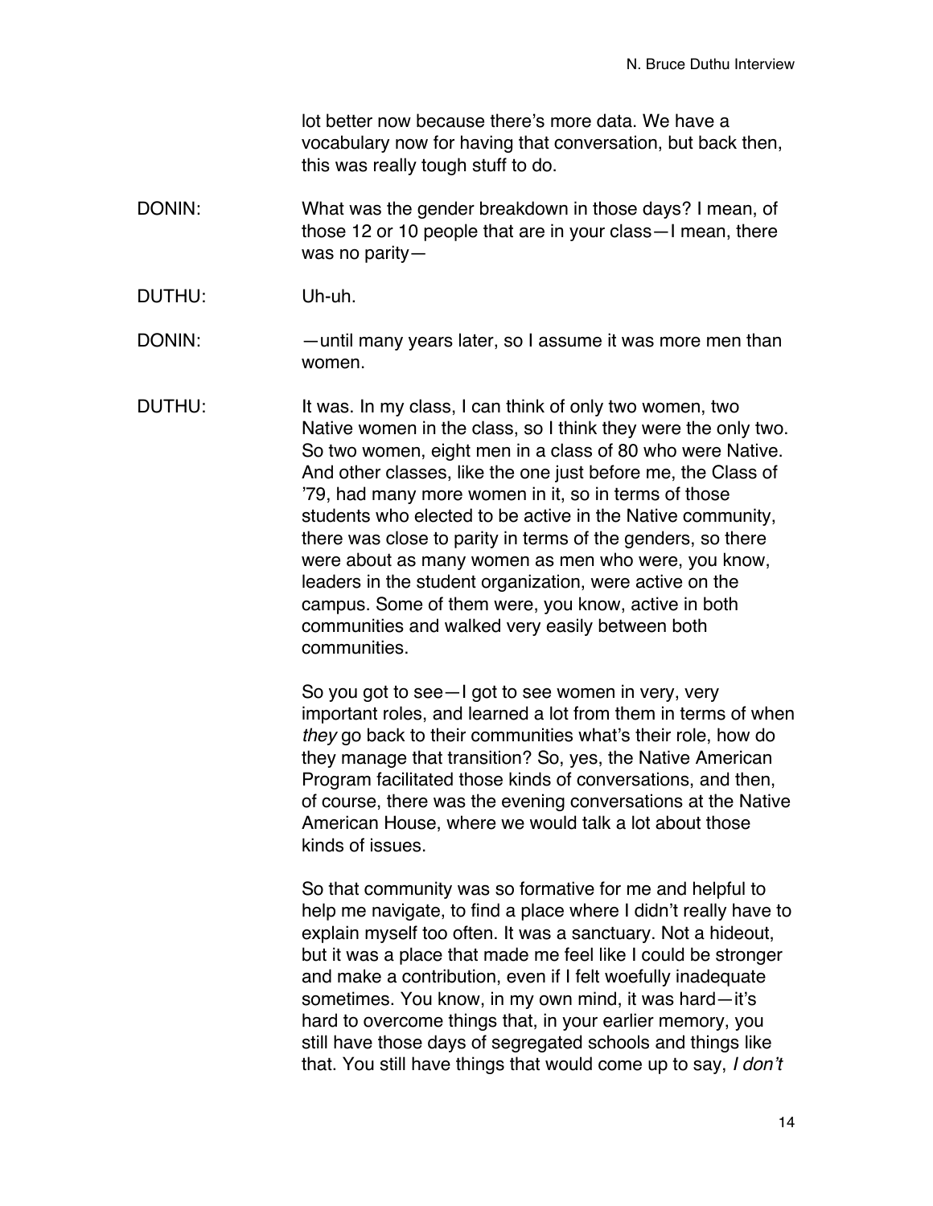lot better now because there's more data. We have a vocabulary now for having that conversation, but back then, this was really tough stuff to do.

DONIN: What was the gender breakdown in those days? I mean, of those 12 or 10 people that are in your class—I mean, there was no parity—

DUTHU: Uh-uh.

DONIN: —until many years later, so I assume it was more men than women.

DUTHU: It was. In my class, I can think of only two women, two Native women in the class, so I think they were the only two. So two women, eight men in a class of 80 who were Native. And other classes, like the one just before me, the Class of '79, had many more women in it, so in terms of those students who elected to be active in the Native community, there was close to parity in terms of the genders, so there were about as many women as men who were, you know, leaders in the student organization, were active on the campus. Some of them were, you know, active in both communities and walked very easily between both communities.

So you got to see—I got to see women in very, very important roles, and learned a lot from them in terms of when *they* go back to their communities what's their role, how do they manage that transition? So, yes, the Native American Program facilitated those kinds of conversations, and then, of course, there was the evening conversations at the Native American House, where we would talk a lot about those kinds of issues.

So that community was so formative for me and helpful to help me navigate, to find a place where I didn't really have to explain myself too often. It was a sanctuary. Not a hideout, but it was a place that made me feel like I could be stronger and make a contribution, even if I felt woefully inadequate sometimes. You know, in my own mind, it was hard—it's hard to overcome things that, in your earlier memory, you still have those days of segregated schools and things like that. You still have things that would come up to say, *I don't*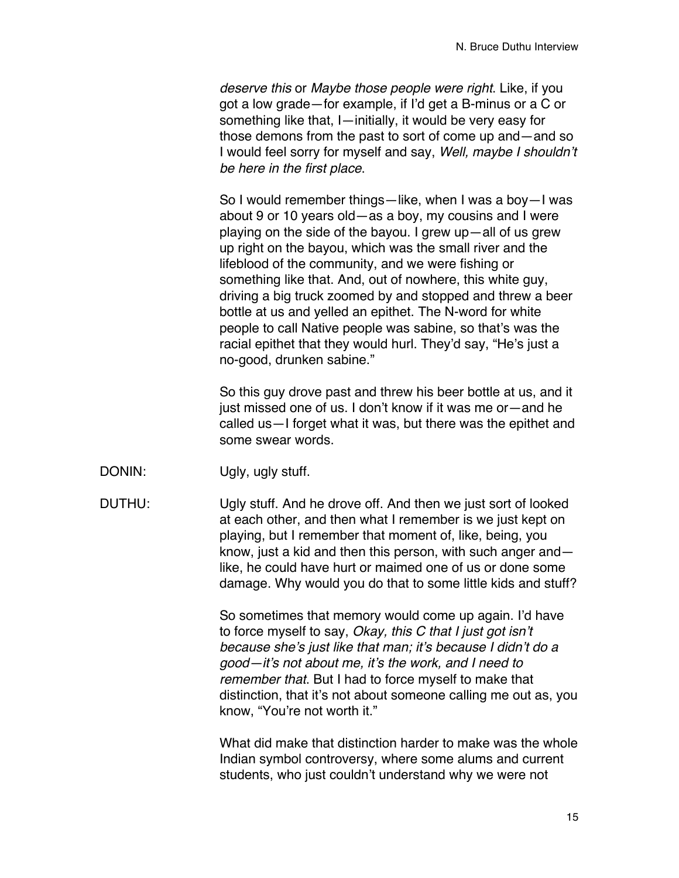*deserve this* or *Maybe those people were right*. Like, if you got a low grade—for example, if I'd get a B-minus or a C or something like that, I—initially, it would be very easy for those demons from the past to sort of come up and—and so I would feel sorry for myself and say, *Well, maybe I shouldn't be here in the first place*.

So I would remember things—like, when I was a boy—I was about 9 or 10 years old—as a boy, my cousins and I were playing on the side of the bayou. I grew up—all of us grew up right on the bayou, which was the small river and the lifeblood of the community, and we were fishing or something like that. And, out of nowhere, this white guy, driving a big truck zoomed by and stopped and threw a beer bottle at us and yelled an epithet. The N-word for white people to call Native people was sabine, so that's was the racial epithet that they would hurl. They'd say, "He's just a no-good, drunken sabine."

So this guy drove past and threw his beer bottle at us, and it just missed one of us. I don't know if it was me or—and he called us—I forget what it was, but there was the epithet and some swear words.

DONIN: Ugly, ugly stuff.

DUTHU: Ugly stuff. And he drove off. And then we just sort of looked at each other, and then what I remember is we just kept on playing, but I remember that moment of, like, being, you know, just a kid and then this person, with such anger and—like, he could have hurt or maimed one of us or done some damage. Why would you do that to some little kids and stuff?

So sometimes that memory would come up again. I'd have to force myself to say, *Okay, this C that I just got isn't because she's just like that man; it's because I didn't do a good—it's not about me, it's the work, and I need to remember that*. But I had to force myself to make that distinction, that it's not about someone calling me out as, you know, "You're not worth it."

What did make that distinction harder to make was the whole Indian symbol controversy, where some alums and current students, who just couldn't understand why we were not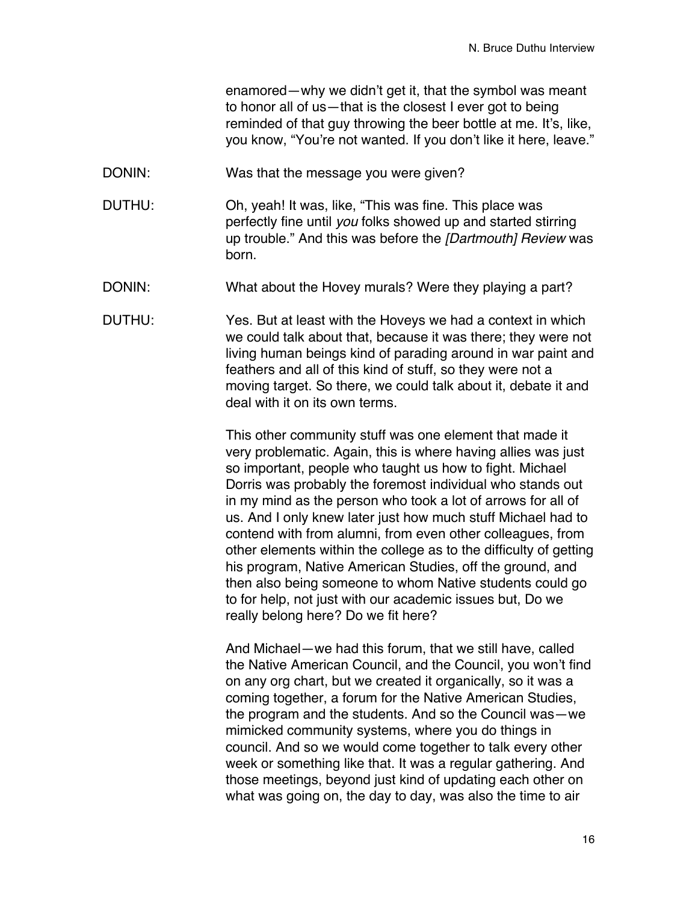enamored—why we didn't get it, that the symbol was meant to honor all of us—that is the closest I ever got to being reminded of that guy throwing the beer bottle at me. It's, like, you know, "You're not wanted. If you don't like it here, leave."

DONIN: Was that the message you were given?

DUTHU: Oh, yeah! It was, like, "This was fine. This place was perfectly fine until *you* folks showed up and started stirring up trouble." And this was before the *[Dartmouth] Review* was born.

DONIN: What about the Hovey murals? Were they playing a part?

DUTHU: Yes. But at least with the Hoveys we had a context in which we could talk about that, because it was there; they were not living human beings kind of parading around in war paint and feathers and all of this kind of stuff, so they were not a moving target. So there, we could talk about it, debate it and deal with it on its own terms.

This other community stuff was one element that made it very problematic. Again, this is where having allies was just so important, people who taught us how to fight. Michael Dorris was probably the foremost individual who stands out in my mind as the person who took a lot of arrows for all of us. And I only knew later just how much stuff Michael had to contend with from alumni, from even other colleagues, from other elements within the college as to the difficulty of getting his program, Native American Studies, off the ground, and then also being someone to whom Native students could go to for help, not just with our academic issues but, Do we really belong here? Do we fit here?

And Michael—we had this forum, that we still have, called the Native American Council, and the Council, you won't find on any org chart, but we created it organically, so it was a coming together, a forum for the Native American Studies, the program and the students. And so the Council was—we mimicked community systems, where you do things in council. And so we would come together to talk every other week or something like that. It was a regular gathering. And those meetings, beyond just kind of updating each other on what was going on, the day to day, was also the time to air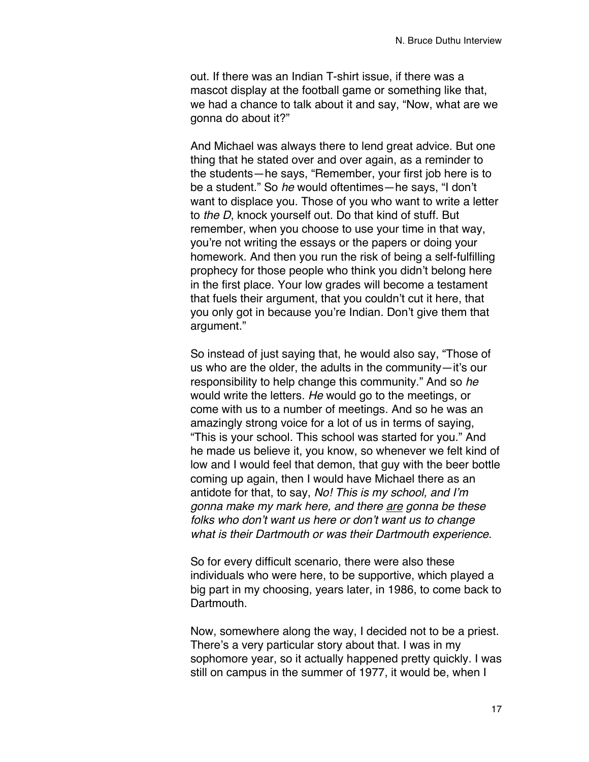out. If there was an Indian T-shirt issue, if there was a mascot display at the football game or something like that, we had a chance to talk about it and say, "Now, what are we gonna do about it?"

And Michael was always there to lend great advice. But one thing that he stated over and over again, as a reminder to the students—he says, "Remember, your first job here is to be a student." So *he* would oftentimes—he says, "I don't want to displace you. Those of you who want to write a letter to *the D*, knock yourself out. Do that kind of stuff. But remember, when you choose to use your time in that way, you're not writing the essays or the papers or doing your homework. And then you run the risk of being a self-fulfilling prophecy for those people who think you didn't belong here in the first place. Your low grades will become a testament that fuels their argument, that you couldn't cut it here, that you only got in because you're Indian. Don't give them that argument."

So instead of just saying that, he would also say, "Those of us who are the older, the adults in the community—it's our responsibility to help change this community." And so *he* would write the letters. *He* would go to the meetings, or come with us to a number of meetings. And so he was an amazingly strong voice for a lot of us in terms of saying, "This is your school. This school was started for you." And he made us believe it, you know, so whenever we felt kind of low and I would feel that demon, that guy with the beer bottle coming up again, then I would have Michael there as an antidote for that, to say, *No! This is my school, and I'm gonna make my mark here, and there <u>are</u> gonna be these folks who don't want us here or don't want us to change what is their Dartmouth or was their Dartmouth experience*.

So for every difficult scenario, there were also these individuals who were here, to be supportive, which played a big part in my choosing, years later, in 1986, to come back to Dartmouth.

Now, somewhere along the way, I decided not to be a priest. There's a very particular story about that. I was in my sophomore year, so it actually happened pretty quickly. I was still on campus in the summer of 1977, it would be, when I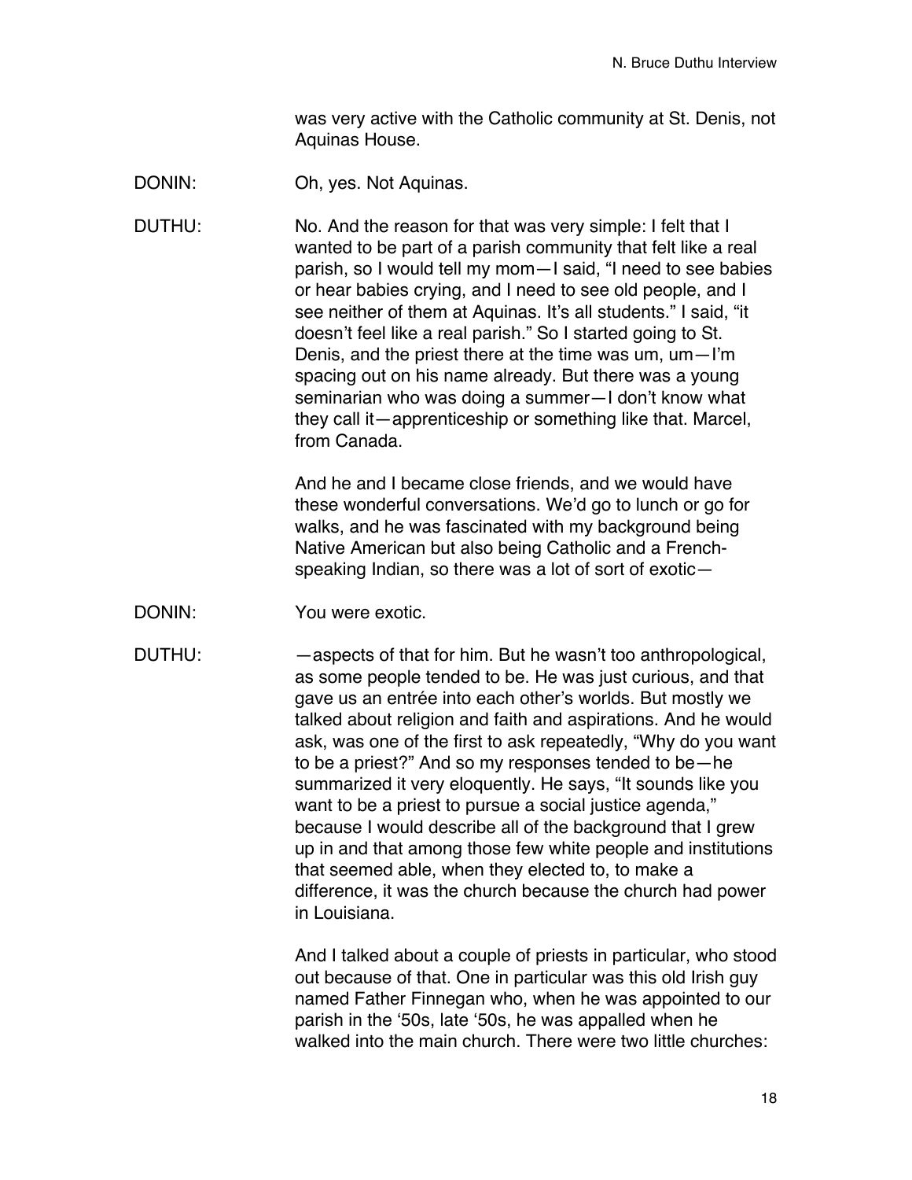was very active with the Catholic community at St. Denis, not Aquinas House.

DONIN: Oh, yes. Not Aquinas.

DUTHU: No. And the reason for that was very simple: I felt that I wanted to be part of a parish community that felt like a real parish, so I would tell my mom—I said, "I need to see babies or hear babies crying, and I need to see old people, and I see neither of them at Aquinas. It's all students." I said, "it doesn't feel like a real parish." So I started going to St. Denis, and the priest there at the time was um, um—I'm spacing out on his name already. But there was a young seminarian who was doing a summer—I don't know what they call it—apprenticeship or something like that. Marcel, from Canada.

And he and I became close friends, and we would have these wonderful conversations. We'd go to lunch or go for walks, and he was fascinated with my background being Native American but also being Catholic and a French-speaking Indian, so there was a lot of sort of exotic—

DONIN: You were exotic.

DUTHU: —aspects of that for him. But he wasn't too anthropological, as some people tended to be. He was just curious, and that gave us an entrée into each other's worlds. But mostly we talked about religion and faith and aspirations. And he would ask, was one of the first to ask repeatedly, "Why do you want to be a priest?" And so my responses tended to be—he summarized it very eloquently. He says, "It sounds like you want to be a priest to pursue a social justice agenda," because I would describe all of the background that I grew up in and that among those few white people and institutions that seemed able, when they elected to, to make a difference, it was the church because the church had power in Louisiana.

And I talked about a couple of priests in particular, who stood out because of that. One in particular was this old Irish guy named Father Finnegan who, when he was appointed to our parish in the '50s, late '50s, he was appalled when he walked into the main church. There were two little churches: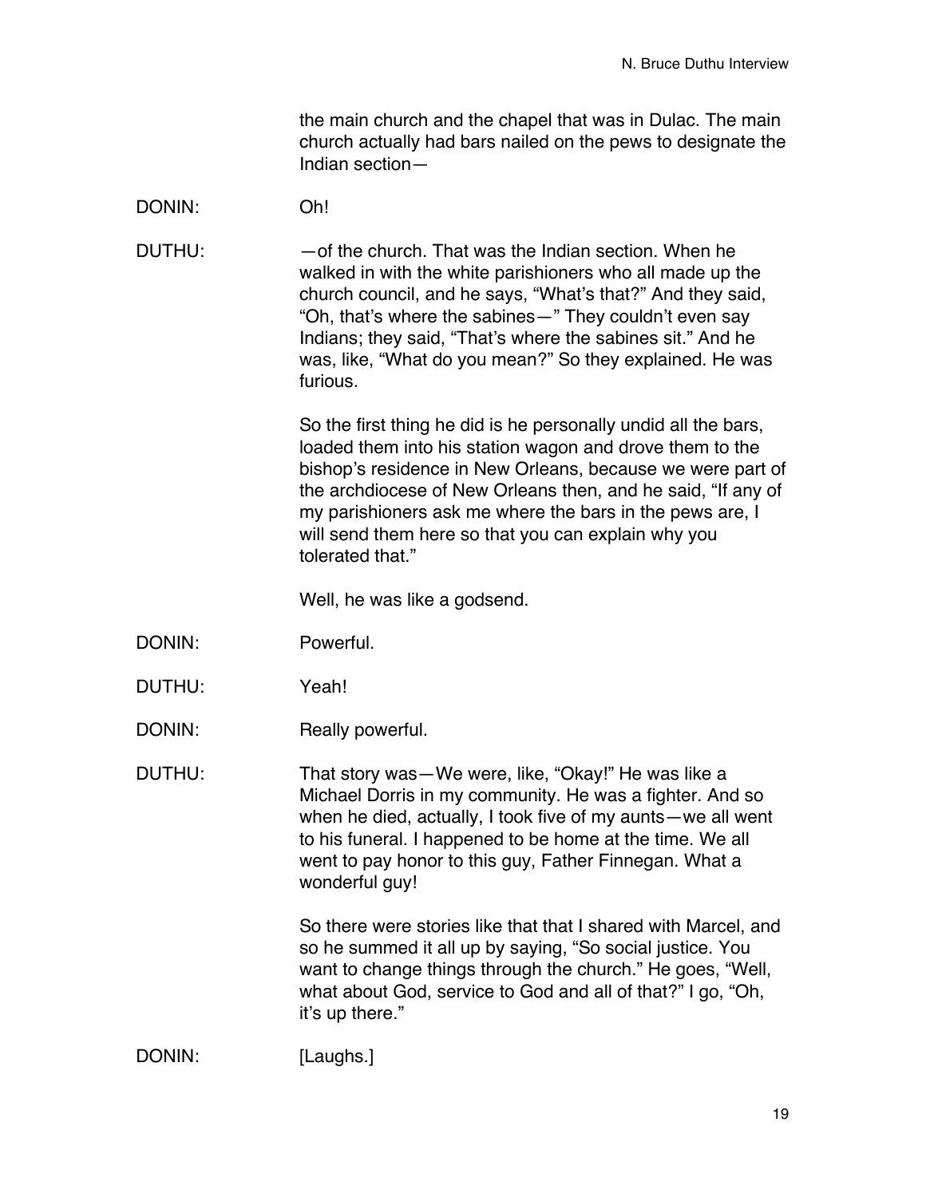the main church and the chapel that was in Dulac. The main church actually had bars nailed on the pews to designate the Indian section—

DONIN: Oh!

DUTHU: —of the church. That was the Indian section. When he walked in with the white parishioners who all made up the church council, and he says, "What's that?" And they said, "Oh, that's where the sabines—" They couldn't even say Indians; they said, "That's where the sabines sit." And he was, like, "What do you mean?" So they explained. He was furious.

So the first thing he did is he personally undid all the bars, loaded them into his station wagon and drove them to the bishop's residence in New Orleans, because we were part of the archdiocese of New Orleans then, and he said, "If any of my parishioners ask me where the bars in the pews are, I will send them here so that you can explain why you tolerated that."

Well, he was like a godsend.

DONIN: Powerful.

DUTHU: Yeah!

DONIN: Really powerful.

DUTHU: That story was—We were, like, "Okay!" He was like a Michael Dorris in my community. He was a fighter. And so when he died, actually, I took five of my aunts—we all went to his funeral. I happened to be home at the time. We all went to pay honor to this guy, Father Finnegan. What a wonderful guy!

So there were stories like that that I shared with Marcel, and so he summed it all up by saying, "So social justice. You want to change things through the church." He goes, "Well, what about God, service to God and all of that?" I go, "Oh, it's up there."

DONIN: [Laughs.]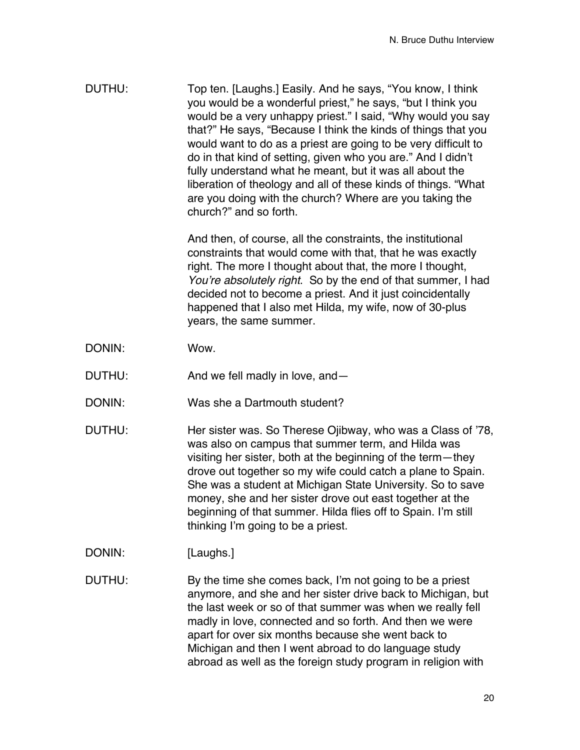DUTHU: Top ten. [Laughs.] Easily. And he says, "You know, I think you would be a wonderful priest," he says, "but I think you would be a very unhappy priest." I said, "Why would you say that?" He says, "Because I think the kinds of things that you would want to do as a priest are going to be very difficult to do in that kind of setting, given who you are." And I didn't fully understand what he meant, but it was all about the liberation of theology and all of these kinds of things. "What are you doing with the church? Where are you taking the church?" and so forth.

And then, of course, all the constraints, the institutional constraints that would come with that, that he was exactly right. The more I thought about that, the more I thought, *You're absolutely right*. So by the end of that summer, I had decided not to become a priest. And it just coincidentally happened that I also met Hilda, my wife, now of 30-plus years, the same summer.

DONIN: Wow.

DUTHU: And we fell madly in love, and—

DONIN: Was she a Dartmouth student?

DUTHU: Her sister was. So Therese Ojibway, who was a Class of '78, was also on campus that summer term, and Hilda was visiting her sister, both at the beginning of the term—they drove out together so my wife could catch a plane to Spain. She was a student at Michigan State University. So to save money, she and her sister drove out east together at the beginning of that summer. Hilda flies off to Spain. I'm still thinking I'm going to be a priest.

DONIN: [Laughs.]

DUTHU: By the time she comes back, I'm not going to be a priest anymore, and she and her sister drive back to Michigan, but the last week or so of that summer was when we really fell madly in love, connected and so forth. And then we were apart for over six months because she went back to Michigan and then I went abroad to do language study abroad as well as the foreign study program in religion with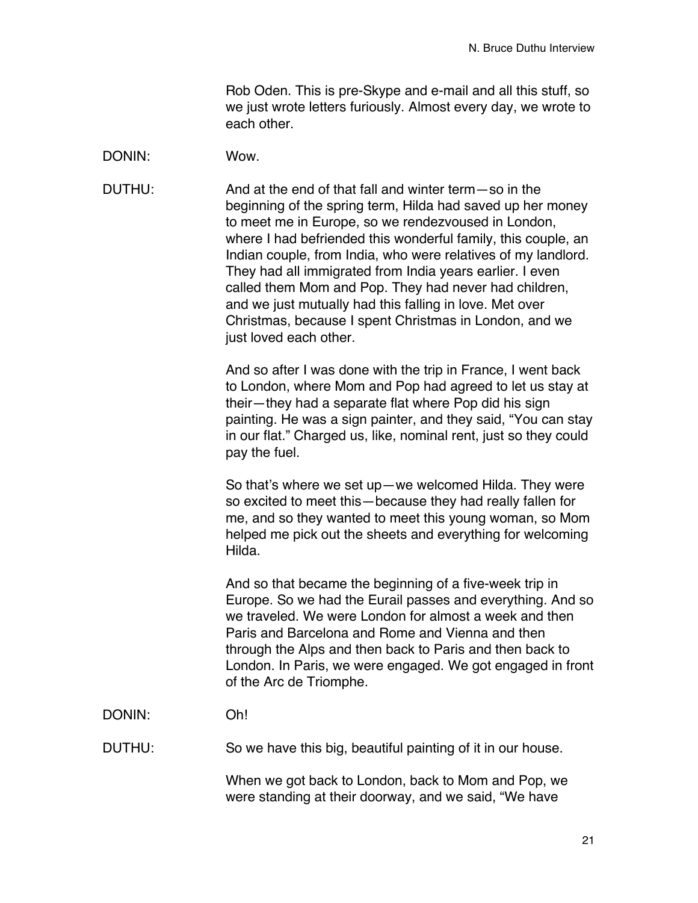Rob Oden. This is pre-Skype and e-mail and all this stuff, so we just wrote letters furiously. Almost every day, we wrote to each other.

DONIN: Wow.

DUTHU: And at the end of that fall and winter term—so in the beginning of the spring term, Hilda had saved up her money to meet me in Europe, so we rendezvoused in London, where I had befriended this wonderful family, this couple, an Indian couple, from India, who were relatives of my landlord. They had all immigrated from India years earlier. I even called them Mom and Pop. They had never had children, and we just mutually had this falling in love. Met over Christmas, because I spent Christmas in London, and we just loved each other.

And so after I was done with the trip in France, I went back to London, where Mom and Pop had agreed to let us stay at their—they had a separate flat where Pop did his sign painting. He was a sign painter, and they said, "You can stay in our flat." Charged us, like, nominal rent, just so they could pay the fuel.

So that's where we set up—we welcomed Hilda. They were so excited to meet this—because they had really fallen for me, and so they wanted to meet this young woman, so Mom helped me pick out the sheets and everything for welcoming Hilda.

And so that became the beginning of a five-week trip in Europe. So we had the Eurail passes and everything. And so we traveled. We were London for almost a week and then Paris and Barcelona and Rome and Vienna and then through the Alps and then back to Paris and then back to London. In Paris, we were engaged. We got engaged in front of the Arc de Triomphe.

DONIN: Oh!

DUTHU: So we have this big, beautiful painting of it in our house.

When we got back to London, back to Mom and Pop, we were standing at their doorway, and we said, "We have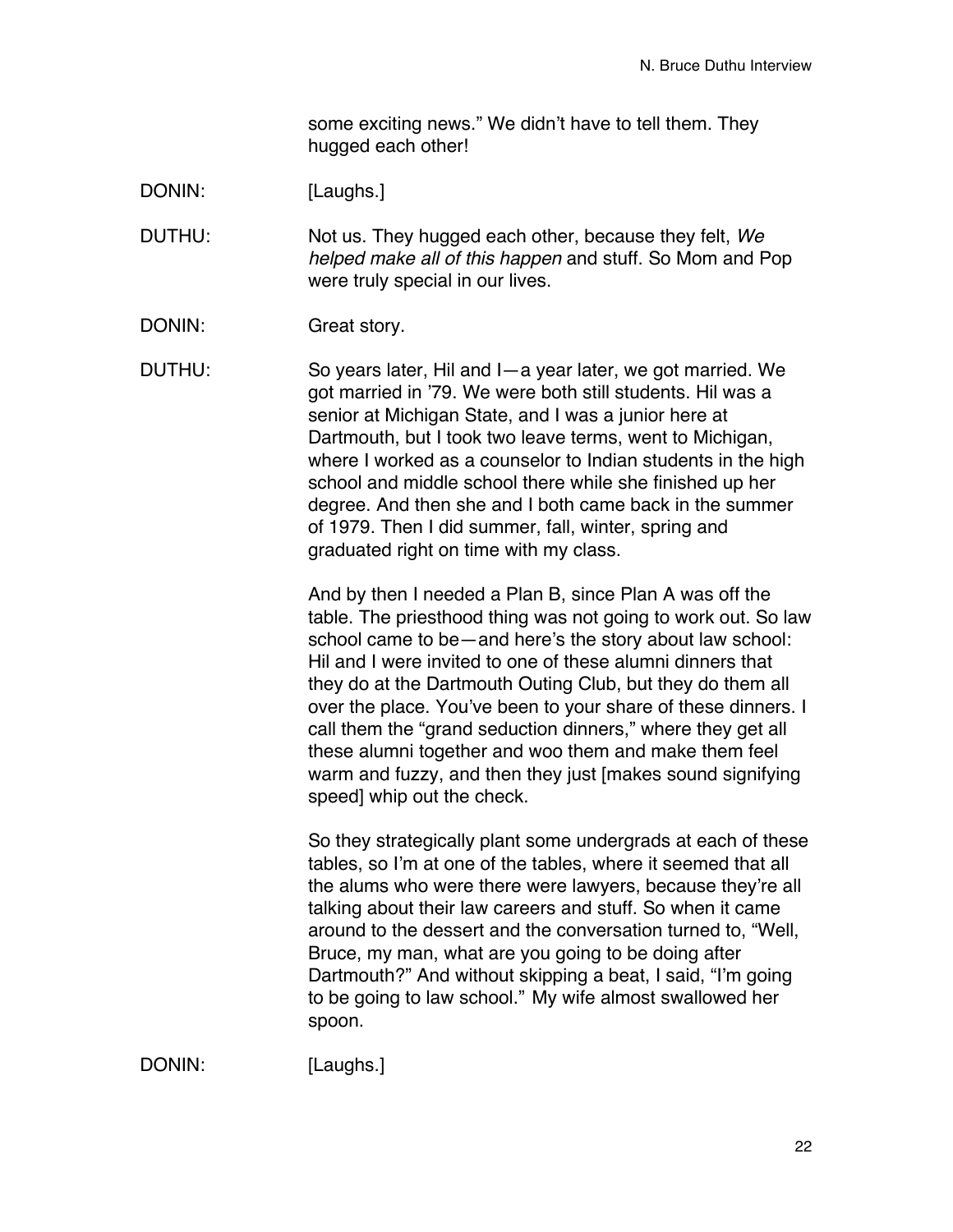some exciting news." We didn't have to tell them. They hugged each other!

DONIN: [Laughs.]

DUTHU: Not us. They hugged each other, because they felt, *We helped make all of this happen* and stuff. So Mom and Pop were truly special in our lives.

DONIN: Great story.

DUTHU: So years later, Hil and I—a year later, we got married. We got married in '79. We were both still students. Hil was a senior at Michigan State, and I was a junior here at Dartmouth, but I took two leave terms, went to Michigan, where I worked as a counselor to Indian students in the high school and middle school there while she finished up her degree. And then she and I both came back in the summer of 1979. Then I did summer, fall, winter, spring and graduated right on time with my class.

And by then I needed a Plan B, since Plan A was off the table. The priesthood thing was not going to work out. So law school came to be—and here's the story about law school: Hil and I were invited to one of these alumni dinners that they do at the Dartmouth Outing Club, but they do them all over the place. You've been to your share of these dinners. I call them the "grand seduction dinners," where they get all these alumni together and woo them and make them feel warm and fuzzy, and then they just [makes sound signifying speed] whip out the check.

So they strategically plant some undergrads at each of these tables, so I'm at one of the tables, where it seemed that all the alums who were there were lawyers, because they're all talking about their law careers and stuff. So when it came around to the dessert and the conversation turned to, "Well, Bruce, my man, what are you going to be doing after Dartmouth?" And without skipping a beat, I said, "I'm going to be going to law school." My wife almost swallowed her spoon.

DONIN: [Laughs.]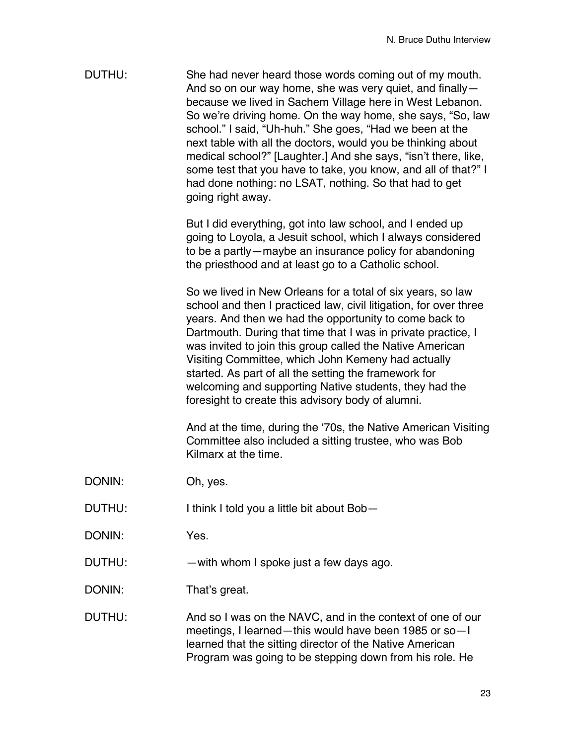DUTHU: She had never heard those words coming out of my mouth. And so on our way home, she was very quiet, and finally—because we lived in Sachem Village here in West Lebanon. So we're driving home. On the way home, she says, "So, law school." I said, "Uh-huh." She goes, "Had we been at the next table with all the doctors, would you be thinking about medical school?" [Laughter.] And she says, "isn't there, like, some test that you have to take, you know, and all of that?" I had done nothing: no LSAT, nothing. So that had to get going right away.

But I did everything, got into law school, and I ended up going to Loyola, a Jesuit school, which I always considered to be a partly—maybe an insurance policy for abandoning the priesthood and at least go to a Catholic school.

So we lived in New Orleans for a total of six years, so law school and then I practiced law, civil litigation, for over three years. And then we had the opportunity to come back to Dartmouth. During that time that I was in private practice, I was invited to join this group called the Native American Visiting Committee, which John Kemeny had actually started. As part of all the setting the framework for welcoming and supporting Native students, they had the foresight to create this advisory body of alumni.

And at the time, during the '70s, the Native American Visiting Committee also included a sitting trustee, who was Bob Kilmarx at the time.

DONIN: Oh, yes.

DUTHU: I think I told you a little bit about Bob—

DONIN: Yes.

DUTHU: —with whom I spoke just a few days ago.

DONIN: That's great.

DUTHU: And so I was on the NAVC, and in the context of one of our meetings, I learned—this would have been 1985 or so—I learned that the sitting director of the Native American Program was going to be stepping down from his role. He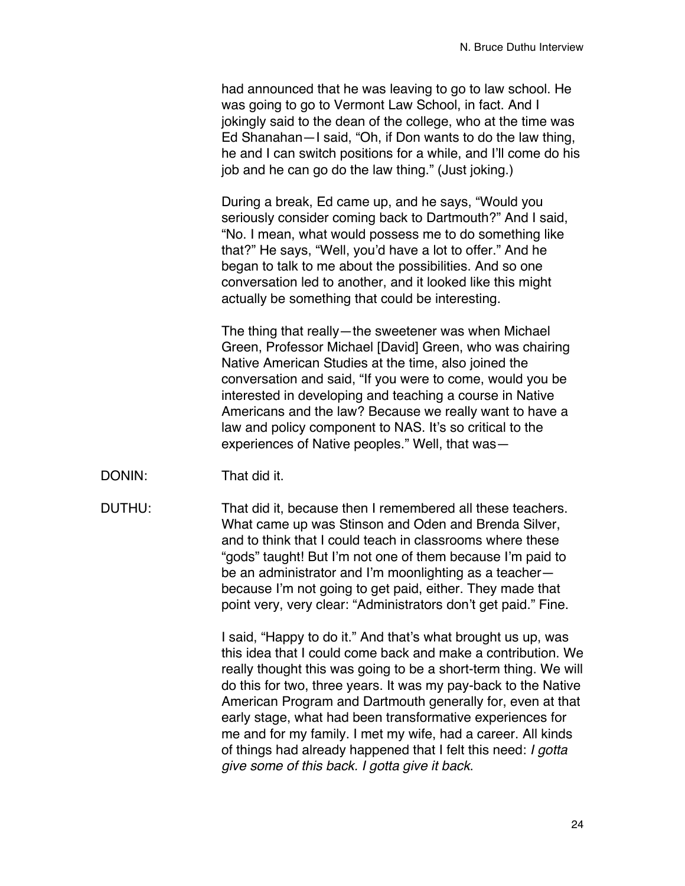had announced that he was leaving to go to law school. He was going to go to Vermont Law School, in fact. And I jokingly said to the dean of the college, who at the time was Ed Shanahan—I said, "Oh, if Don wants to do the law thing, he and I can switch positions for a while, and I'll come do his job and he can go do the law thing." (Just joking.)

During a break, Ed came up, and he says, "Would you seriously consider coming back to Dartmouth?" And I said, "No. I mean, what would possess me to do something like that?" He says, "Well, you'd have a lot to offer." And he began to talk to me about the possibilities. And so one conversation led to another, and it looked like this might actually be something that could be interesting.

The thing that really—the sweetener was when Michael Green, Professor Michael [David] Green, who was chairing Native American Studies at the time, also joined the conversation and said, "If you were to come, would you be interested in developing and teaching a course in Native Americans and the law? Because we really want to have a law and policy component to NAS. It's so critical to the experiences of Native peoples." Well, that was—

DONIN: That did it.

DUTHU: That did it, because then I remembered all these teachers. What came up was Stinson and Oden and Brenda Silver, and to think that I could teach in classrooms where these "gods" taught! But I'm not one of them because I'm paid to be an administrator and I'm moonlighting as a teacher—because I'm not going to get paid, either. They made that point very, very clear: "Administrators don't get paid." Fine.

I said, "Happy to do it." And that's what brought us up, was this idea that I could come back and make a contribution. We really thought this was going to be a short-term thing. We will do this for two, three years. It was my pay-back to the Native American Program and Dartmouth generally for, even at that early stage, what had been transformative experiences for me and for my family. I met my wife, had a career. All kinds of things had already happened that I felt this need: *I gotta give some of this back. I gotta give it back*.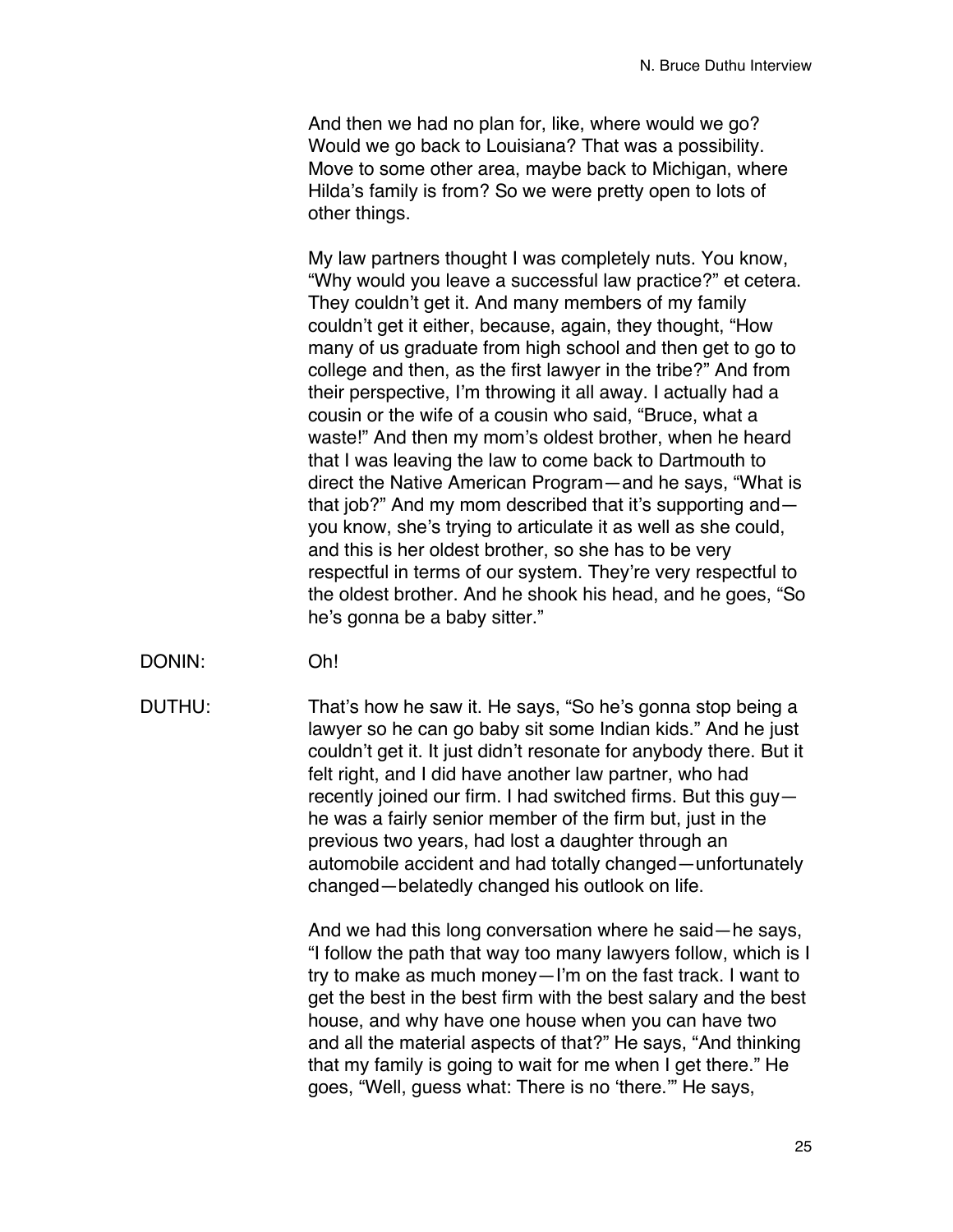And then we had no plan for, like, where would we go? Would we go back to Louisiana? That was a possibility. Move to some other area, maybe back to Michigan, where Hilda's family is from? So we were pretty open to lots of other things.

My law partners thought I was completely nuts. You know, "Why would you leave a successful law practice?" et cetera. They couldn't get it. And many members of my family couldn't get it either, because, again, they thought, "How many of us graduate from high school and then get to go to college and then, as the first lawyer in the tribe?" And from their perspective, I'm throwing it all away. I actually had a cousin or the wife of a cousin who said, "Bruce, what a waste!" And then my mom's oldest brother, when he heard that I was leaving the law to come back to Dartmouth to direct the Native American Program—and he says, "What is that job?" And my mom described that it's supporting and—you know, she's trying to articulate it as well as she could, and this is her oldest brother, so she has to be very respectful in terms of our system. They're very respectful to the oldest brother. And he shook his head, and he goes, "So he's gonna be a baby sitter."

DONIN: Oh!

DUTHU: That's how he saw it. He says, "So he's gonna stop being a lawyer so he can go baby sit some Indian kids." And he just couldn't get it. It just didn't resonate for anybody there. But it felt right, and I did have another law partner, who had recently joined our firm. I had switched firms. But this guy—he was a fairly senior member of the firm but, just in the previous two years, had lost a daughter through an automobile accident and had totally changed—unfortunately changed—belatedly changed his outlook on life.

And we had this long conversation where he said—he says, "I follow the path that way too many lawyers follow, which is I try to make as much money—I'm on the fast track. I want to get the best in the best firm with the best salary and the best house, and why have one house when you can have two and all the material aspects of that?" He says, "And thinking that my family is going to wait for me when I get there." He goes, "Well, guess what: There is no 'there.'" He says,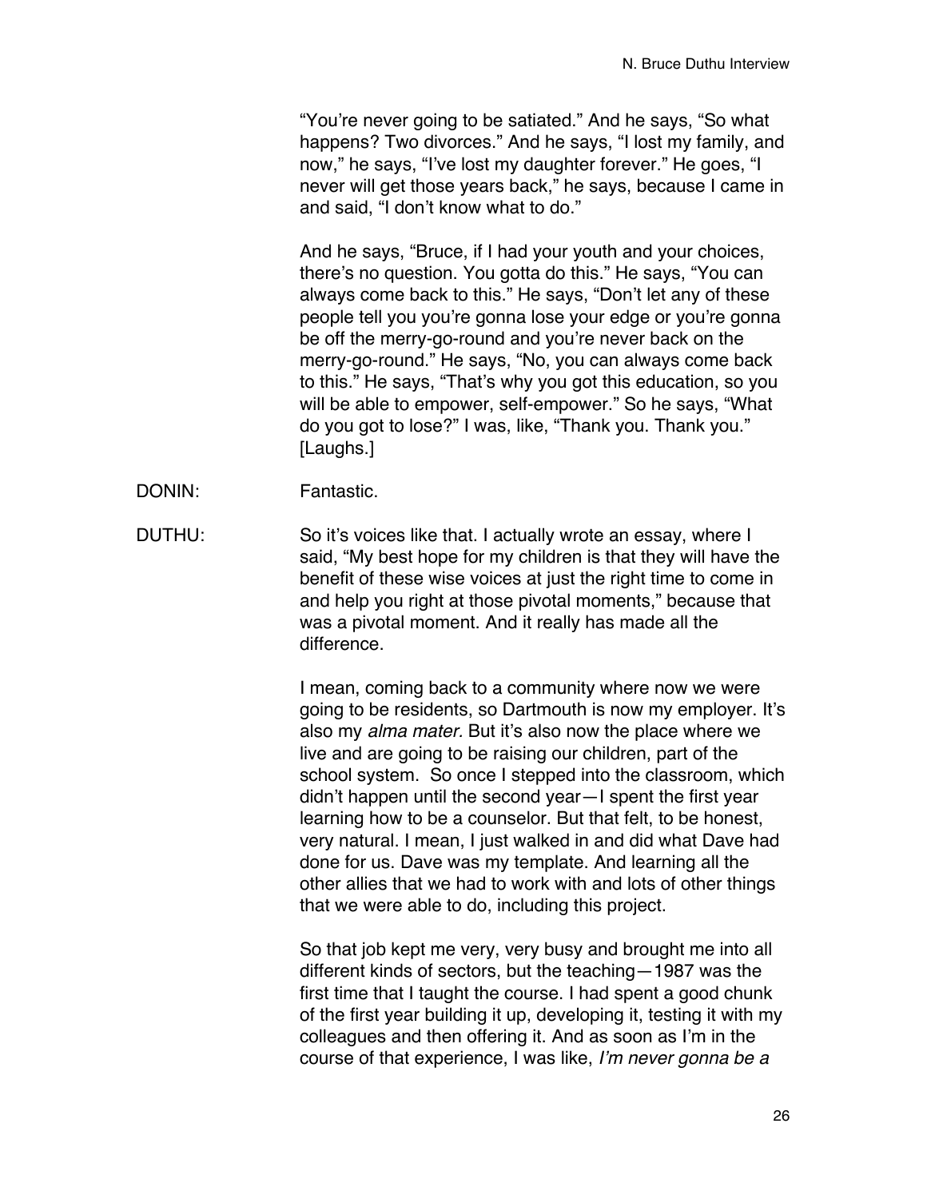"You're never going to be satiated." And he says, "So what happens? Two divorces." And he says, "I lost my family, and now," he says, "I've lost my daughter forever." He goes, "I never will get those years back," he says, because I came in and said, "I don't know what to do."

And he says, "Bruce, if I had your youth and your choices, there's no question. You gotta do this." He says, "You can always come back to this." He says, "Don't let any of these people tell you you're gonna lose your edge or you're gonna be off the merry-go-round and you're never back on the merry-go-round." He says, "No, you can always come back to this." He says, "That's why you got this education, so you will be able to empower, self-empower." So he says, "What do you got to lose?" I was, like, "Thank you. Thank you." [Laughs.]

DONIN: Fantastic.

DUTHU: So it's voices like that. I actually wrote an essay, where I said, "My best hope for my children is that they will have the benefit of these wise voices at just the right time to come in and help you right at those pivotal moments," because that was a pivotal moment. And it really has made all the difference.

I mean, coming back to a community where now we were going to be residents, so Dartmouth is now my employer. It's also my *alma mater.* But it's also now the place where we live and are going to be raising our children, part of the school system. So once I stepped into the classroom, which didn't happen until the second year—I spent the first year learning how to be a counselor. But that felt, to be honest, very natural. I mean, I just walked in and did what Dave had done for us. Dave was my template. And learning all the other allies that we had to work with and lots of other things that we were able to do, including this project.

So that job kept me very, very busy and brought me into all different kinds of sectors, but the teaching—1987 was the first time that I taught the course. I had spent a good chunk of the first year building it up, developing it, testing it with my colleagues and then offering it. And as soon as I'm in the course of that experience, I was like, *I'm never gonna be a*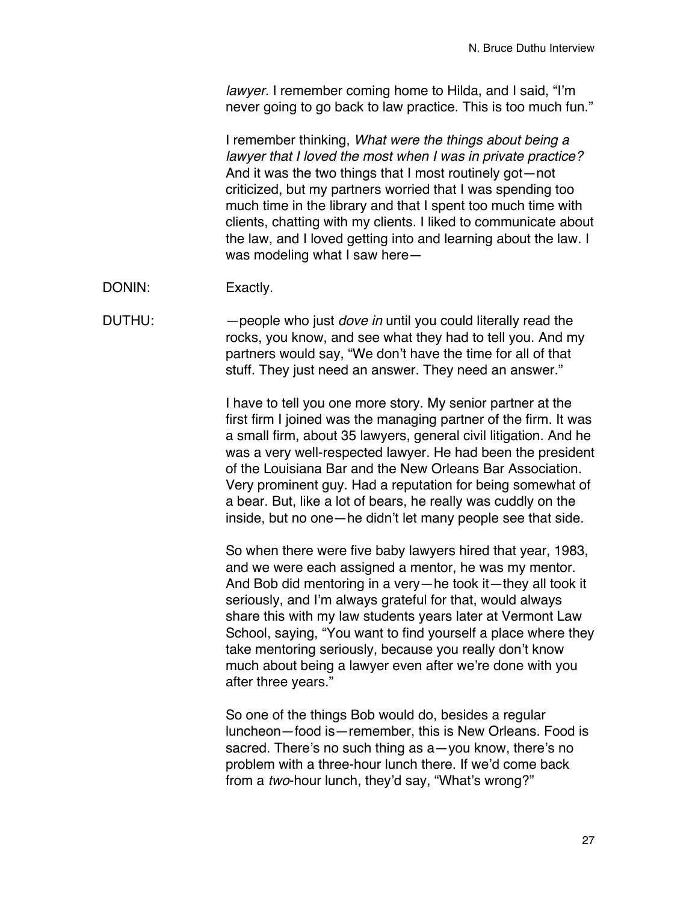*lawyer.* I remember coming home to Hilda, and I said, "I'm never going to go back to law practice. This is too much fun."

I remember thinking, *What were the things about being a lawyer that I loved the most when I was in private practice?* And it was the two things that I most routinely got—not criticized, but my partners worried that I was spending too much time in the library and that I spent too much time with clients, chatting with my clients. I liked to communicate about the law, and I loved getting into and learning about the law. I was modeling what I saw here—

DONIN: Exactly.

DUTHU: —people who just *dove in* until you could literally read the rocks, you know, and see what they had to tell you. And my partners would say, "We don't have the time for all of that stuff. They just need an answer. They need an answer."

I have to tell you one more story. My senior partner at the first firm I joined was the managing partner of the firm. It was a small firm, about 35 lawyers, general civil litigation. And he was a very well-respected lawyer. He had been the president of the Louisiana Bar and the New Orleans Bar Association. Very prominent guy. Had a reputation for being somewhat of a bear. But, like a lot of bears, he really was cuddly on the inside, but no one—he didn't let many people see that side.

So when there were five baby lawyers hired that year, 1983, and we were each assigned a mentor, he was my mentor. And Bob did mentoring in a very—he took it—they all took it seriously, and I'm always grateful for that, would always share this with my law students years later at Vermont Law School, saying, "You want to find yourself a place where they take mentoring seriously, because you really don't know much about being a lawyer even after we're done with you after three years."

So one of the things Bob would do, besides a regular luncheon—food is—remember, this is New Orleans. Food is sacred. There's no such thing as a—you know, there's no problem with a three-hour lunch there. If we'd come back from a *two*-hour lunch, they'd say, "What's wrong?"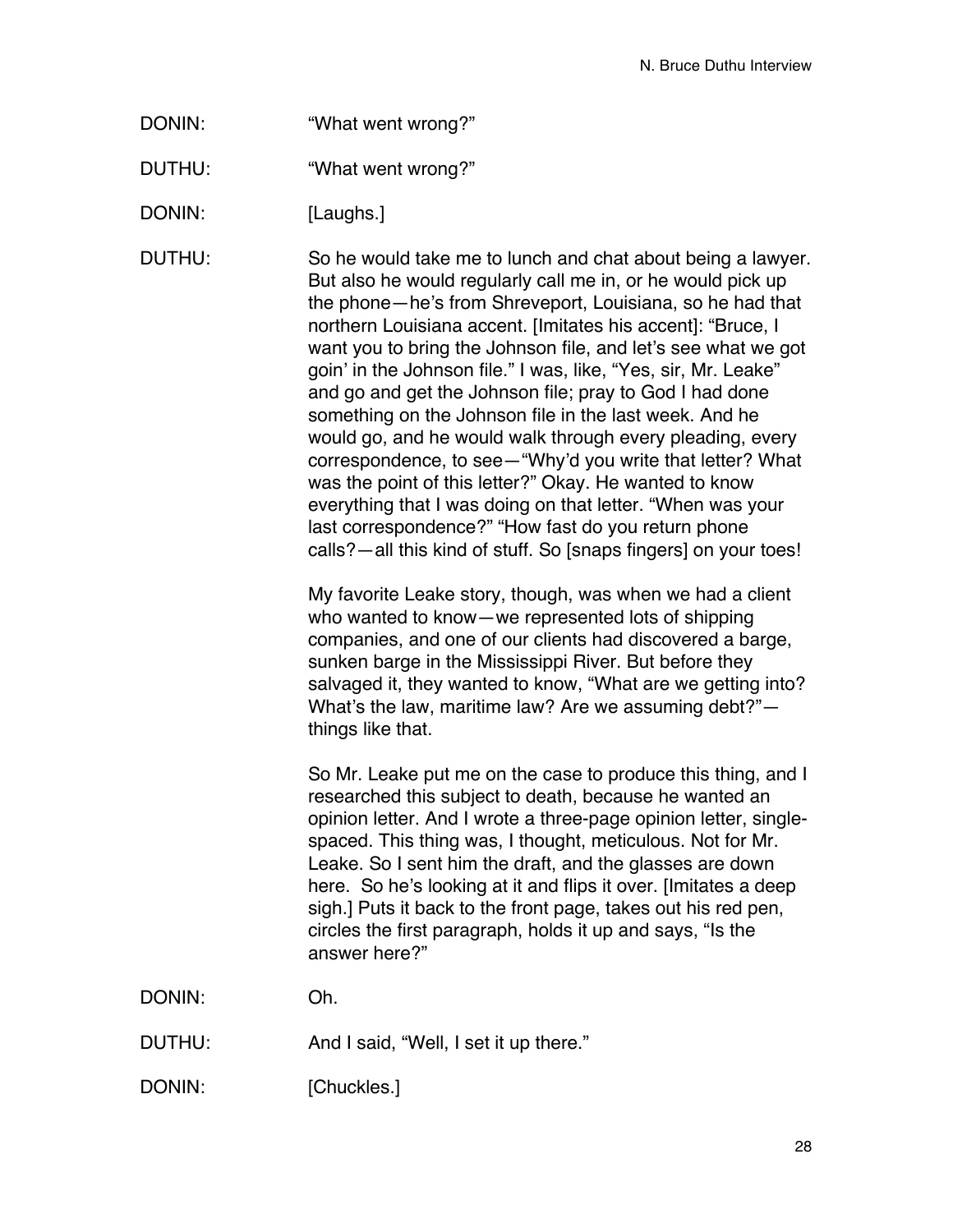DONIN: "What went wrong?"

DUTHU: "What went wrong?"

DONIN: [Laughs.]

DUTHU: So he would take me to lunch and chat about being a lawyer. But also he would regularly call me in, or he would pick up the phone—he's from Shreveport, Louisiana, so he had that northern Louisiana accent. [Imitates his accent]: "Bruce, I want you to bring the Johnson file, and let's see what we got goin' in the Johnson file." I was, like, "Yes, sir, Mr. Leake" and go and get the Johnson file; pray to God I had done something on the Johnson file in the last week. And he would go, and he would walk through every pleading, every correspondence, to see—"Why'd you write that letter? What was the point of this letter?" Okay. He wanted to know everything that I was doing on that letter. "When was your last correspondence?" "How fast do you return phone calls?—all this kind of stuff. So [snaps fingers] on your toes!

My favorite Leake story, though, was when we had a client who wanted to know—we represented lots of shipping companies, and one of our clients had discovered a barge, sunken barge in the Mississippi River. But before they salvaged it, they wanted to know, "What are we getting into? What's the law, maritime law? Are we assuming debt?"—things like that.

So Mr. Leake put me on the case to produce this thing, and I researched this subject to death, because he wanted an opinion letter. And I wrote a three-page opinion letter, single-spaced. This thing was, I thought, meticulous. Not for Mr. Leake. So I sent him the draft, and the glasses are down here. So he's looking at it and flips it over. [Imitates a deep sigh.] Puts it back to the front page, takes out his red pen, circles the first paragraph, holds it up and says, "Is the answer here?"

DONIN: Oh.

DUTHU: And I said, "Well, I set it up there."

DONIN: [Chuckles.]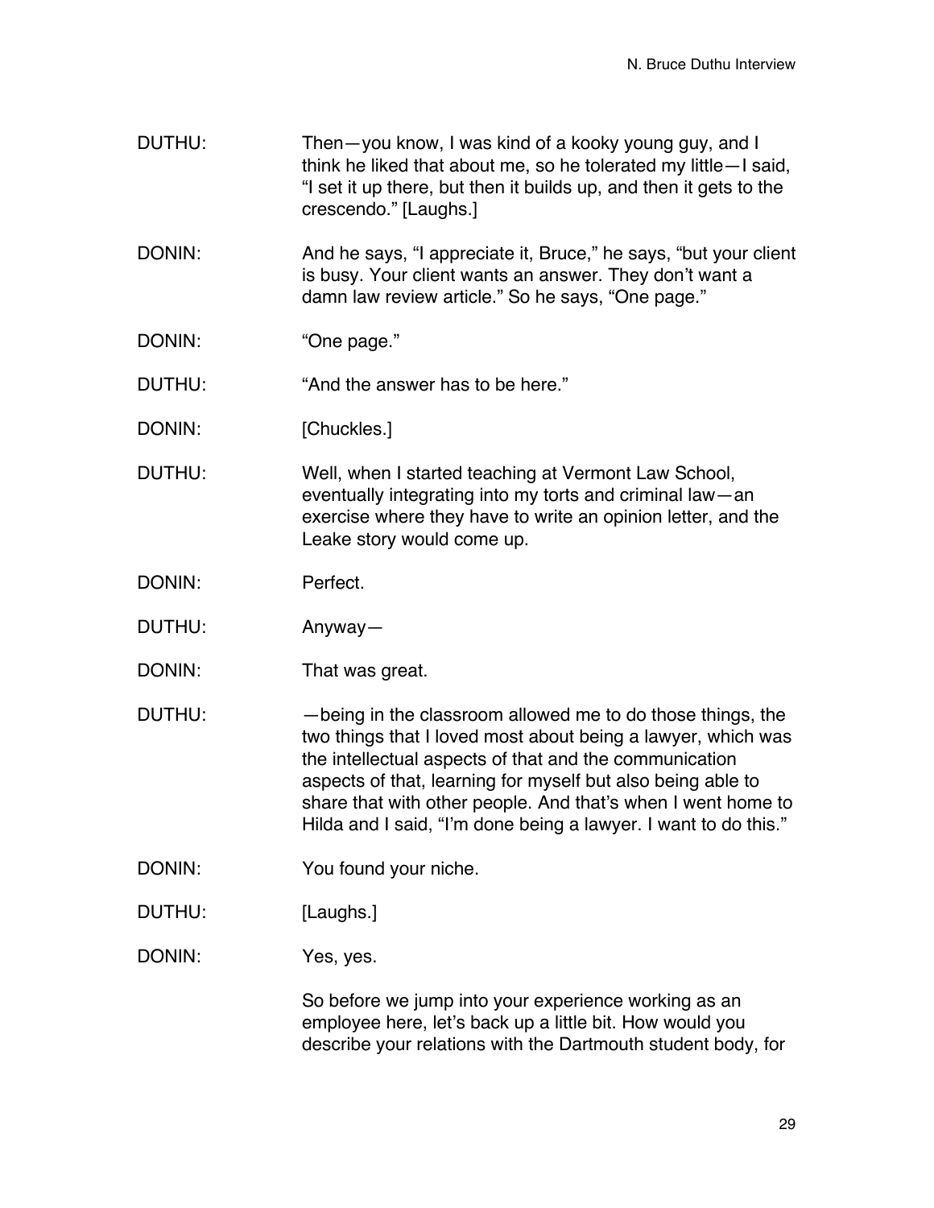DUTHU: Then—you know, I was kind of a kooky young guy, and I think he liked that about me, so he tolerated my little—I said, "I set it up there, but then it builds up, and then it gets to the crescendo." [Laughs.]

DONIN: And he says, "I appreciate it, Bruce," he says, "but your client is busy. Your client wants an answer. They don't want a damn law review article." So he says, "One page."

DONIN: "One page."

DUTHU: "And the answer has to be here."

DONIN: [Chuckles.]

DUTHU: Well, when I started teaching at Vermont Law School, eventually integrating into my torts and criminal law—an exercise where they have to write an opinion letter, and the Leake story would come up.

DONIN: Perfect.

DUTHU: Anyway—

DONIN: That was great.

DUTHU: —being in the classroom allowed me to do those things, the two things that I loved most about being a lawyer, which was the intellectual aspects of that and the communication aspects of that, learning for myself but also being able to share that with other people. And that's when I went home to Hilda and I said, "I'm done being a lawyer. I want to do this."

DONIN: You found your niche.

DUTHU: [Laughs.]

DONIN: Yes, yes.

So before we jump into your experience working as an employee here, let's back up a little bit. How would you describe your relations with the Dartmouth student body, for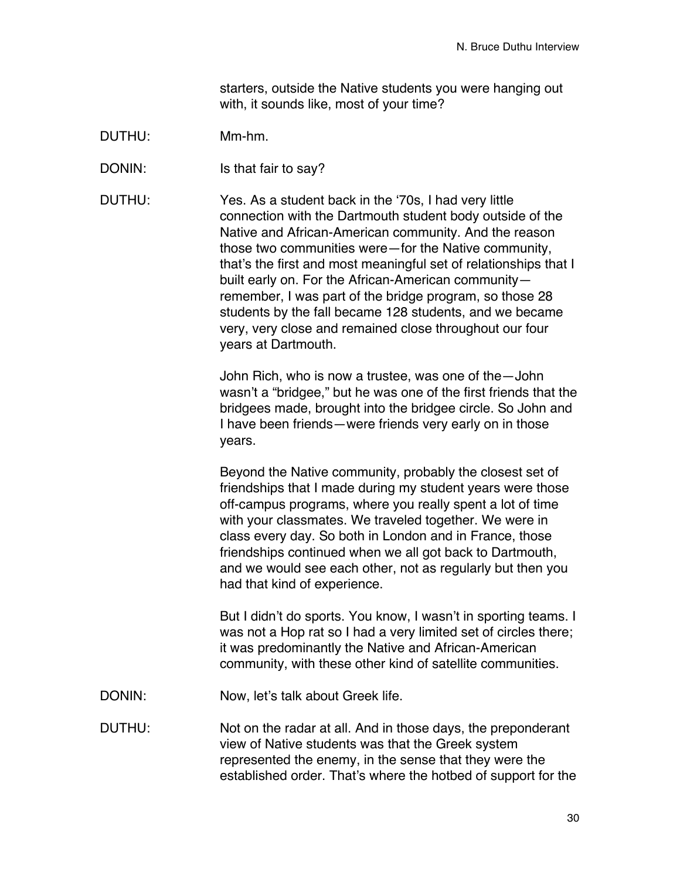starters, outside the Native students you were hanging out with, it sounds like, most of your time?

DUTHU: Mm-hm.

DONIN: Is that fair to say?

DUTHU: Yes. As a student back in the '70s, I had very little connection with the Dartmouth student body outside of the Native and African-American community. And the reason those two communities were—for the Native community, that's the first and most meaningful set of relationships that I built early on. For the African-American community—remember, I was part of the bridge program, so those 28 students by the fall became 128 students, and we became very, very close and remained close throughout our four years at Dartmouth.

John Rich, who is now a trustee, was one of the—John wasn't a "bridgee," but he was one of the first friends that the bridgees made, brought into the bridgee circle. So John and I have been friends—were friends very early on in those years.

Beyond the Native community, probably the closest set of friendships that I made during my student years were those off-campus programs, where you really spent a lot of time with your classmates. We traveled together. We were in class every day. So both in London and in France, those friendships continued when we all got back to Dartmouth, and we would see each other, not as regularly but then you had that kind of experience.

But I didn't do sports. You know, I wasn't in sporting teams. I was not a Hop rat so I had a very limited set of circles there; it was predominantly the Native and African-American community, with these other kind of satellite communities.

DONIN: Now, let's talk about Greek life.

DUTHU: Not on the radar at all. And in those days, the preponderant view of Native students was that the Greek system represented the enemy, in the sense that they were the established order. That's where the hotbed of support for the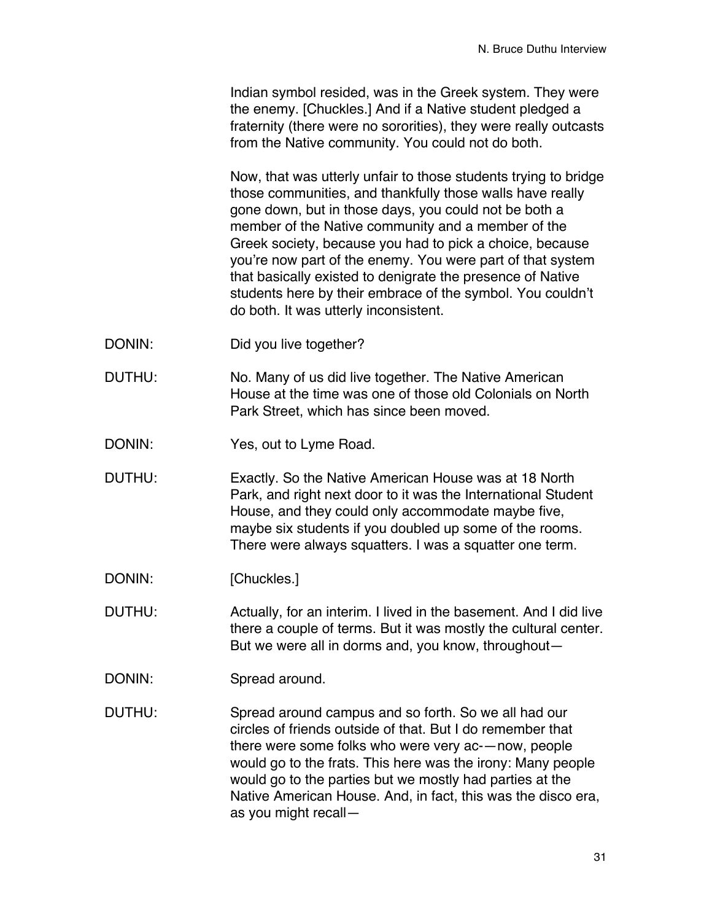Indian symbol resided, was in the Greek system. They were the enemy. [Chuckles.] And if a Native student pledged a fraternity (there were no sororities), they were really outcasts from the Native community. You could not do both.

Now, that was utterly unfair to those students trying to bridge those communities, and thankfully those walls have really gone down, but in those days, you could not be both a member of the Native community and a member of the Greek society, because you had to pick a choice, because you're now part of the enemy. You were part of that system that basically existed to denigrate the presence of Native students here by their embrace of the symbol. You couldn't do both. It was utterly inconsistent.

DONIN: Did you live together?

DUTHU: No. Many of us did live together. The Native American House at the time was one of those old Colonials on North Park Street, which has since been moved.

DONIN: Yes, out to Lyme Road.

DUTHU: Exactly. So the Native American House was at 18 North Park, and right next door to it was the International Student House, and they could only accommodate maybe five, maybe six students if you doubled up some of the rooms. There were always squatters. I was a squatter one term.

DONIN: [Chuckles.]

DUTHU: Actually, for an interim. I lived in the basement. And I did live there a couple of terms. But it was mostly the cultural center. But we were all in dorms and, you know, throughout—

DONIN: Spread around.

DUTHU: Spread around campus and so forth. So we all had our circles of friends outside of that. But I do remember that there were some folks who were very ac-—now, people would go to the frats. This here was the irony: Many people would go to the parties but we mostly had parties at the Native American House. And, in fact, this was the disco era, as you might recall—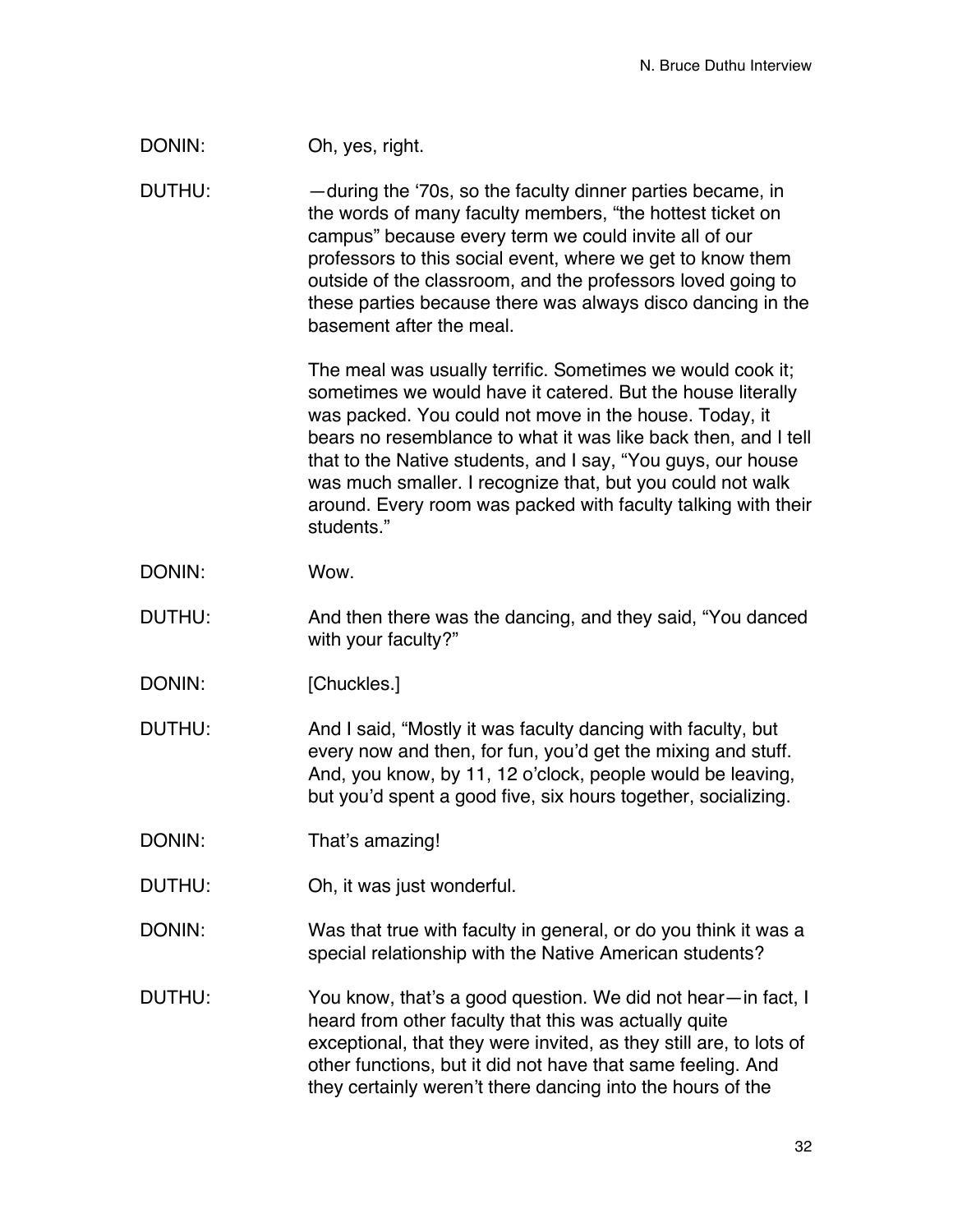DONIN: Oh, yes, right.

DUTHU: —during the '70s, so the faculty dinner parties became, in the words of many faculty members, "the hottest ticket on campus" because every term we could invite all of our professors to this social event, where we get to know them outside of the classroom, and the professors loved going to these parties because there was always disco dancing in the basement after the meal.

The meal was usually terrific. Sometimes we would cook it; sometimes we would have it catered. But the house literally was packed. You could not move in the house. Today, it bears no resemblance to what it was like back then, and I tell that to the Native students, and I say, "You guys, our house was much smaller. I recognize that, but you could not walk around. Every room was packed with faculty talking with their students."

DONIN: Wow.

DUTHU: And then there was the dancing, and they said, "You danced with your faculty?"

DONIN: [Chuckles.]

DUTHU: And I said, "Mostly it was faculty dancing with faculty, but every now and then, for fun, you'd get the mixing and stuff. And, you know, by 11, 12 o'clock, people would be leaving, but you'd spent a good five, six hours together, socializing.

DONIN: That's amazing!

DUTHU: Oh, it was just wonderful.

DONIN: Was that true with faculty in general, or do you think it was a special relationship with the Native American students?

DUTHU: You know, that's a good question. We did not hear—in fact, I heard from other faculty that this was actually quite exceptional, that they were invited, as they still are, to lots of other functions, but it did not have that same feeling. And they certainly weren't there dancing into the hours of the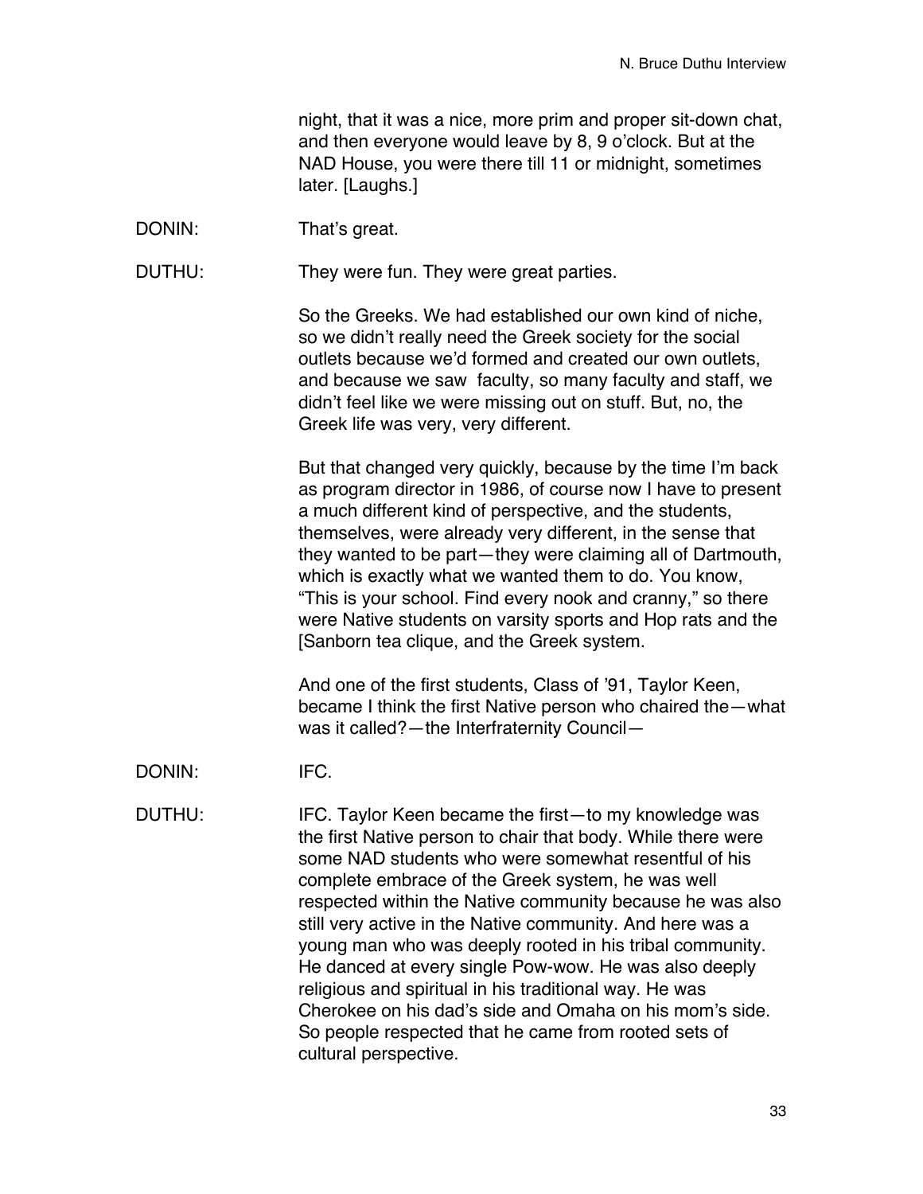night, that it was a nice, more prim and proper sit-down chat, and then everyone would leave by 8, 9 o'clock. But at the NAD House, you were there till 11 or midnight, sometimes later. [Laughs.]

DONIN: That's great.

DUTHU: They were fun. They were great parties.

So the Greeks. We had established our own kind of niche, so we didn't really need the Greek society for the social outlets because we'd formed and created our own outlets, and because we saw faculty, so many faculty and staff, we didn't feel like we were missing out on stuff. But, no, the Greek life was very, very different.

But that changed very quickly, because by the time I'm back as program director in 1986, of course now I have to present a much different kind of perspective, and the students, themselves, were already very different, in the sense that they wanted to be part—they were claiming all of Dartmouth, which is exactly what we wanted them to do. You know, "This is your school. Find every nook and cranny," so there were Native students on varsity sports and Hop rats and the [Sanborn tea clique, and the Greek system.

And one of the first students, Class of '91, Taylor Keen, became I think the first Native person who chaired the—what was it called?—the Interfraternity Council—

DONIN: IFC.

DUTHU: IFC. Taylor Keen became the first—to my knowledge was the first Native person to chair that body. While there were some NAD students who were somewhat resentful of his complete embrace of the Greek system, he was well respected within the Native community because he was also still very active in the Native community. And here was a young man who was deeply rooted in his tribal community. He danced at every single Pow-wow. He was also deeply religious and spiritual in his traditional way. He was Cherokee on his dad's side and Omaha on his mom's side. So people respected that he came from rooted sets of cultural perspective.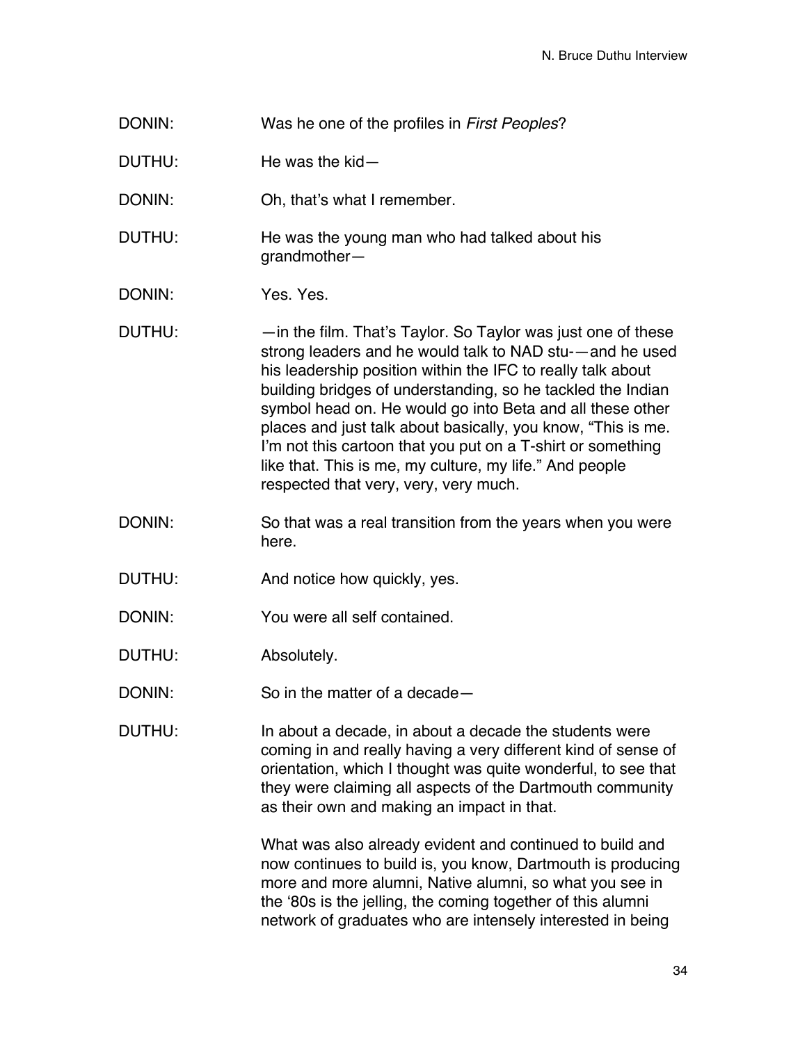DONIN: Was he one of the profiles in *First Peoples*?

DUTHU: He was the kid—

DONIN: Oh, that's what I remember.

DUTHU: He was the young man who had talked about his grandmother—

DONIN: Yes. Yes.

DUTHU: —in the film. That's Taylor. So Taylor was just one of these strong leaders and he would talk to NAD stu-—and he used his leadership position within the IFC to really talk about building bridges of understanding, so he tackled the Indian symbol head on. He would go into Beta and all these other places and just talk about basically, you know, "This is me. I'm not this cartoon that you put on a T-shirt or something like that. This is me, my culture, my life." And people respected that very, very, very much.

DONIN: So that was a real transition from the years when you were here.

DUTHU: And notice how quickly, yes.

DONIN: You were all self contained.

DUTHU: Absolutely.

DONIN: So in the matter of a decade—

DUTHU: In about a decade, in about a decade the students were coming in and really having a very different kind of sense of orientation, which I thought was quite wonderful, to see that they were claiming all aspects of the Dartmouth community as their own and making an impact in that.

What was also already evident and continued to build and now continues to build is, you know, Dartmouth is producing more and more alumni, Native alumni, so what you see in the '80s is the jelling, the coming together of this alumni network of graduates who are intensely interested in being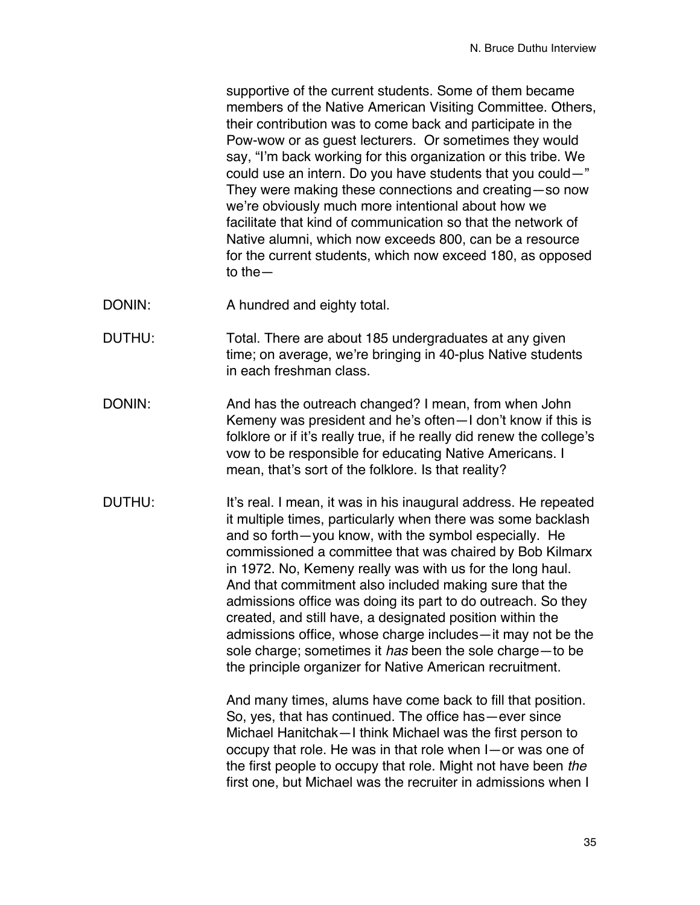supportive of the current students. Some of them became members of the Native American Visiting Committee. Others, their contribution was to come back and participate in the Pow-wow or as guest lecturers. Or sometimes they would say, "I'm back working for this organization or this tribe. We could use an intern. Do you have students that you could—" They were making these connections and creating—so now we're obviously much more intentional about how we facilitate that kind of communication so that the network of Native alumni, which now exceeds 800, can be a resource for the current students, which now exceed 180, as opposed to the—

DONIN: A hundred and eighty total.

DUTHU: Total. There are about 185 undergraduates at any given time; on average, we're bringing in 40-plus Native students in each freshman class.

DONIN: And has the outreach changed? I mean, from when John Kemeny was president and he's often—I don't know if this is folklore or if it's really true, if he really did renew the college's vow to be responsible for educating Native Americans. I mean, that's sort of the folklore. Is that reality?

DUTHU: It's real. I mean, it was in his inaugural address. He repeated it multiple times, particularly when there was some backlash and so forth—you know, with the symbol especially. He commissioned a committee that was chaired by Bob Kilmarx in 1972. No, Kemeny really was with us for the long haul. And that commitment also included making sure that the admissions office was doing its part to do outreach. So they created, and still have, a designated position within the admissions office, whose charge includes—it may not be the sole charge; sometimes it *has* been the sole charge—to be the principle organizer for Native American recruitment.

And many times, alums have come back to fill that position. So, yes, that has continued. The office has—ever since Michael Hanitchak—I think Michael was the first person to occupy that role. He was in that role when I—or was one of the first people to occupy that role. Might not have been *the* first one, but Michael was the recruiter in admissions when I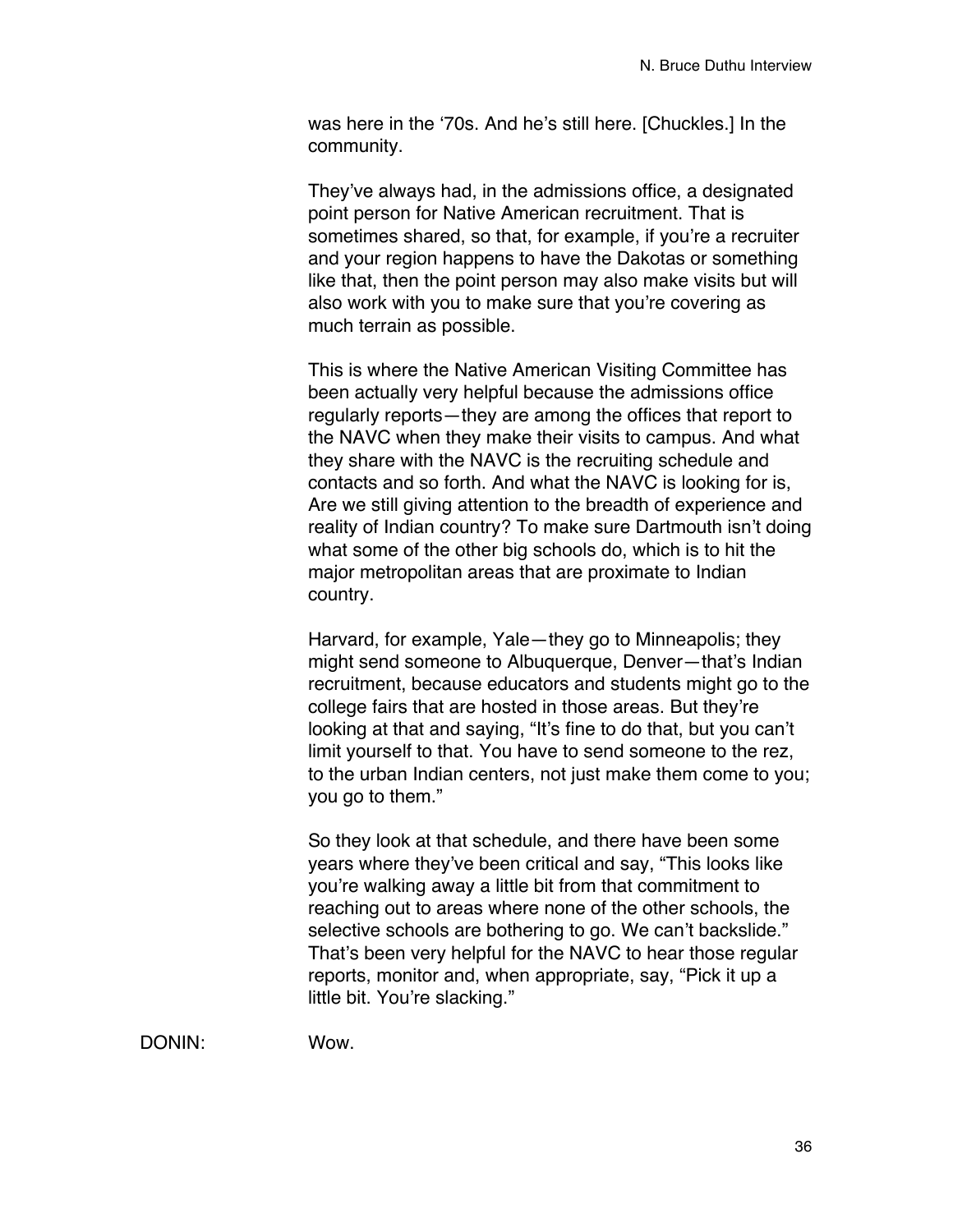was here in the '70s. And he's still here. [Chuckles.] In the community.

They've always had, in the admissions office, a designated point person for Native American recruitment. That is sometimes shared, so that, for example, if you're a recruiter and your region happens to have the Dakotas or something like that, then the point person may also make visits but will also work with you to make sure that you're covering as much terrain as possible.

This is where the Native American Visiting Committee has been actually very helpful because the admissions office regularly reports—they are among the offices that report to the NAVC when they make their visits to campus. And what they share with the NAVC is the recruiting schedule and contacts and so forth. And what the NAVC is looking for is, Are we still giving attention to the breadth of experience and reality of Indian country? To make sure Dartmouth isn't doing what some of the other big schools do, which is to hit the major metropolitan areas that are proximate to Indian country.

Harvard, for example, Yale—they go to Minneapolis; they might send someone to Albuquerque, Denver—that's Indian recruitment, because educators and students might go to the college fairs that are hosted in those areas. But they're looking at that and saying, "It's fine to do that, but you can't limit yourself to that. You have to send someone to the rez, to the urban Indian centers, not just make them come to you; you go to them."

So they look at that schedule, and there have been some years where they've been critical and say, "This looks like you're walking away a little bit from that commitment to reaching out to areas where none of the other schools, the selective schools are bothering to go. We can't backslide." That's been very helpful for the NAVC to hear those regular reports, monitor and, when appropriate, say, "Pick it up a little bit. You're slacking."

DONIN: Wow.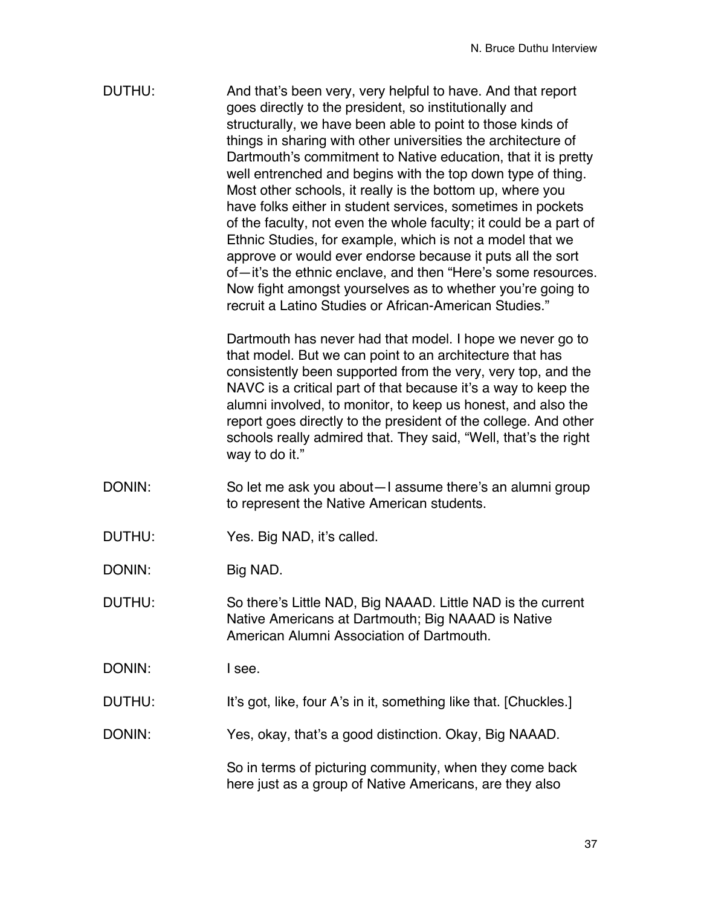DUTHU: And that's been very, very helpful to have. And that report goes directly to the president, so institutionally and structurally, we have been able to point to those kinds of things in sharing with other universities the architecture of Dartmouth's commitment to Native education, that it is pretty well entrenched and begins with the top down type of thing. Most other schools, it really is the bottom up, where you have folks either in student services, sometimes in pockets of the faculty, not even the whole faculty; it could be a part of Ethnic Studies, for example, which is not a model that we approve or would ever endorse because it puts all the sort of—it's the ethnic enclave, and then "Here's some resources. Now fight amongst yourselves as to whether you're going to recruit a Latino Studies or African-American Studies."

Dartmouth has never had that model. I hope we never go to that model. But we can point to an architecture that has consistently been supported from the very, very top, and the NAVC is a critical part of that because it's a way to keep the alumni involved, to monitor, to keep us honest, and also the report goes directly to the president of the college. And other schools really admired that. They said, "Well, that's the right way to do it."

DONIN: So let me ask you about—I assume there's an alumni group to represent the Native American students.

DUTHU: Yes. Big NAD, it's called.

DONIN: Big NAD.

DUTHU: So there's Little NAD, Big NAAAD. Little NAD is the current Native Americans at Dartmouth; Big NAAAD is Native American Alumni Association of Dartmouth.

DONIN: I see.

DUTHU: It's got, like, four A's in it, something like that. [Chuckles.]

DONIN: Yes, okay, that's a good distinction. Okay, Big NAAAD.

So in terms of picturing community, when they come back here just as a group of Native Americans, are they also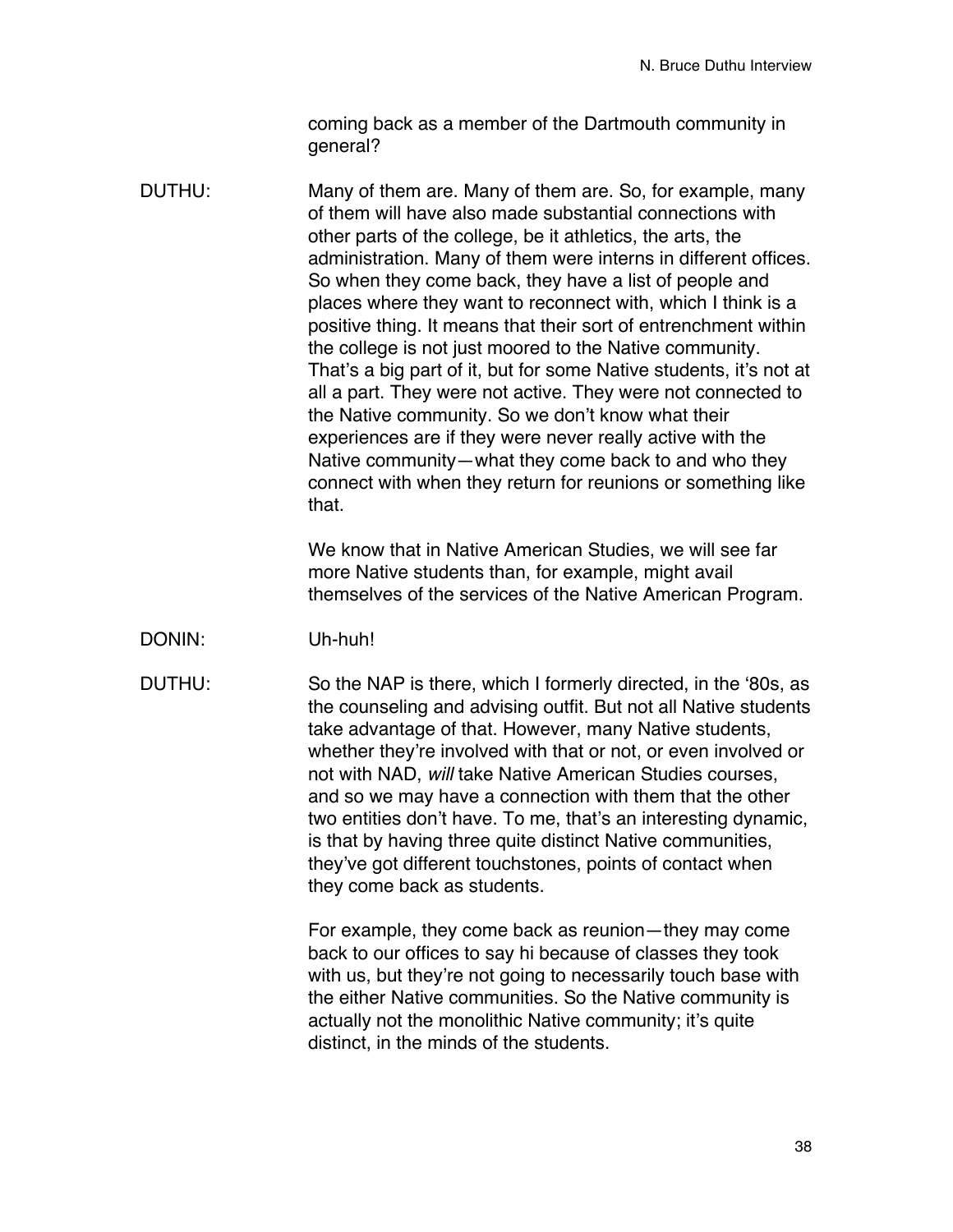coming back as a member of the Dartmouth community in general?

DUTHU: Many of them are. Many of them are. So, for example, many of them will have also made substantial connections with other parts of the college, be it athletics, the arts, the administration. Many of them were interns in different offices. So when they come back, they have a list of people and places where they want to reconnect with, which I think is a positive thing. It means that their sort of entrenchment within the college is not just moored to the Native community. That's a big part of it, but for some Native students, it's not at all a part. They were not active. They were not connected to the Native community. So we don't know what their experiences are if they were never really active with the Native community—what they come back to and who they connect with when they return for reunions or something like that.

We know that in Native American Studies, we will see far more Native students than, for example, might avail themselves of the services of the Native American Program.

DONIN: Uh-huh!

DUTHU: So the NAP is there, which I formerly directed, in the '80s, as the counseling and advising outfit. But not all Native students take advantage of that. However, many Native students, whether they're involved with that or not, or even involved or not with NAD, *will* take Native American Studies courses, and so we may have a connection with them that the other two entities don't have. To me, that's an interesting dynamic, is that by having three quite distinct Native communities, they've got different touchstones, points of contact when they come back as students.

For example, they come back as reunion—they may come back to our offices to say hi because of classes they took with us, but they're not going to necessarily touch base with the either Native communities. So the Native community is actually not the monolithic Native community; it's quite distinct, in the minds of the students.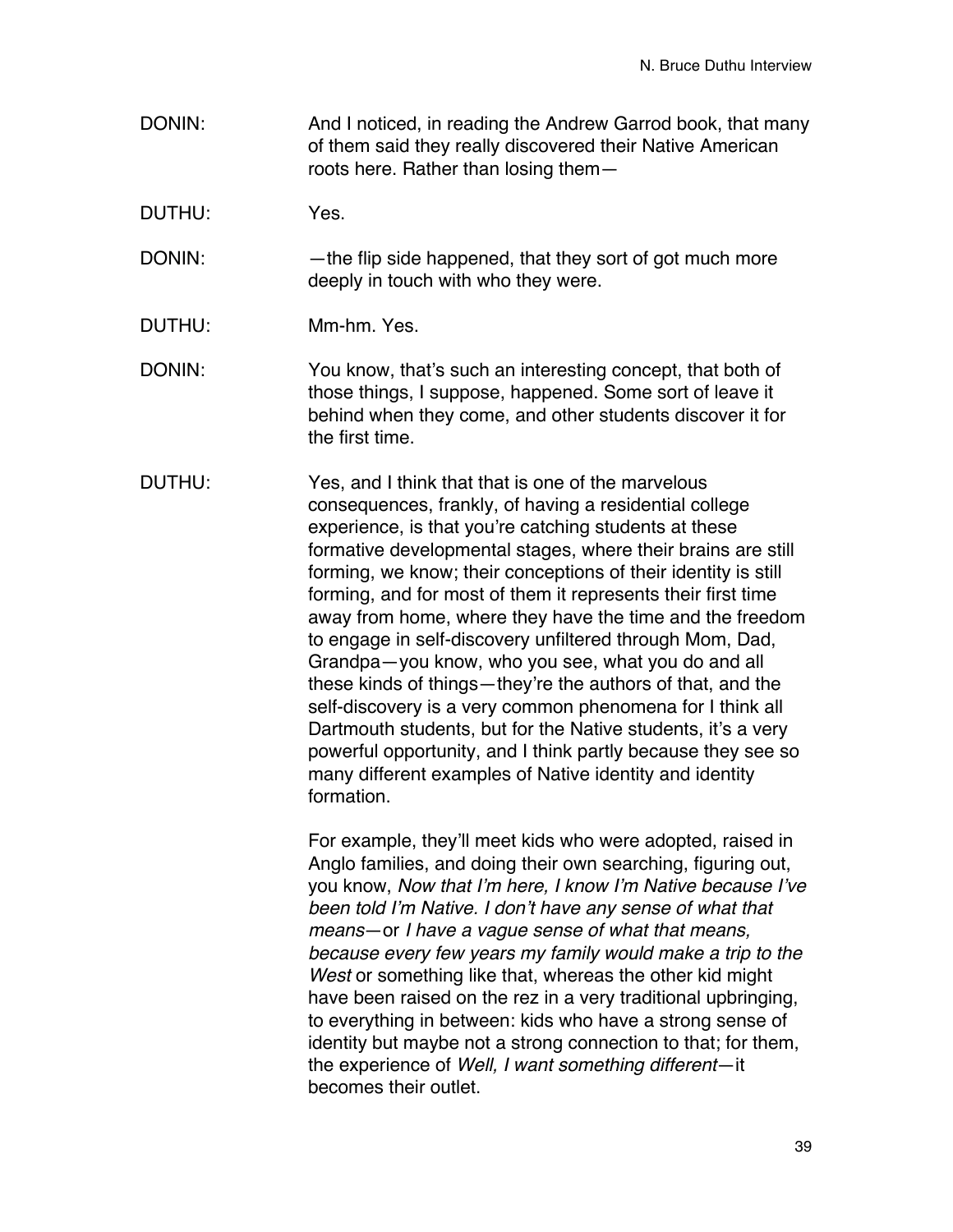DONIN: And I noticed, in reading the Andrew Garrod book, that many of them said they really discovered their Native American roots here. Rather than losing them—

DUTHU: Yes.

DONIN: —the flip side happened, that they sort of got much more deeply in touch with who they were.

DUTHU: Mm-hm. Yes.

DONIN: You know, that's such an interesting concept, that both of those things, I suppose, happened. Some sort of leave it behind when they come, and other students discover it for the first time.

DUTHU: Yes, and I think that that is one of the marvelous consequences, frankly, of having a residential college experience, is that you're catching students at these formative developmental stages, where their brains are still forming, we know; their conceptions of their identity is still forming, and for most of them it represents their first time away from home, where they have the time and the freedom to engage in self-discovery unfiltered through Mom, Dad, Grandpa—you know, who you see, what you do and all these kinds of things—they're the authors of that, and the self-discovery is a very common phenomena for I think all Dartmouth students, but for the Native students, it's a very powerful opportunity, and I think partly because they see so many different examples of Native identity and identity formation.

For example, they'll meet kids who were adopted, raised in Anglo families, and doing their own searching, figuring out, you know, *Now that I'm here, I know I'm Native because I've been told I'm Native. I don't have any sense of what that means*—or *I have a vague sense of what that means, because every few years my family would make a trip to the West* or something like that, whereas the other kid might have been raised on the rez in a very traditional upbringing, to everything in between: kids who have a strong sense of identity but maybe not a strong connection to that; for them, the experience of *Well, I want something different*—it becomes their outlet.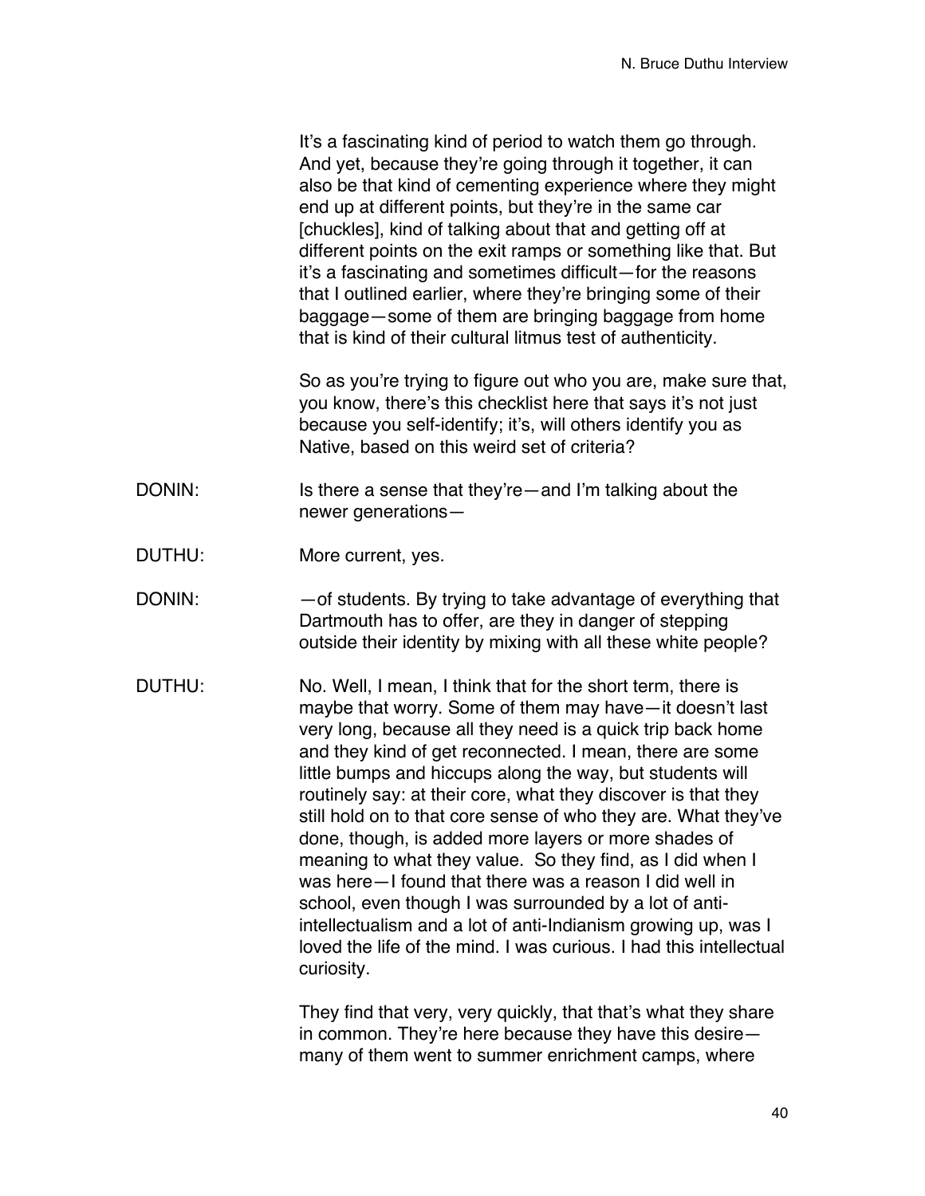It's a fascinating kind of period to watch them go through. And yet, because they're going through it together, it can also be that kind of cementing experience where they might end up at different points, but they're in the same car [chuckles], kind of talking about that and getting off at different points on the exit ramps or something like that. But it's a fascinating and sometimes difficult—for the reasons that I outlined earlier, where they're bringing some of their baggage—some of them are bringing baggage from home that is kind of their cultural litmus test of authenticity.

So as you're trying to figure out who you are, make sure that, you know, there's this checklist here that says it's not just because you self-identify; it's, will others identify you as Native, based on this weird set of criteria?

DONIN: Is there a sense that they're—and I'm talking about the newer generations—

DUTHU: More current, yes.

DONIN: —of students. By trying to take advantage of everything that Dartmouth has to offer, are they in danger of stepping outside their identity by mixing with all these white people?

DUTHU: No. Well, I mean, I think that for the short term, there is maybe that worry. Some of them may have—it doesn't last very long, because all they need is a quick trip back home and they kind of get reconnected. I mean, there are some little bumps and hiccups along the way, but students will routinely say: at their core, what they discover is that they still hold on to that core sense of who they are. What they've done, though, is added more layers or more shades of meaning to what they value. So they find, as I did when I was here—I found that there was a reason I did well in school, even though I was surrounded by a lot of anti-intellectualism and a lot of anti-Indianism growing up, was I loved the life of the mind. I was curious. I had this intellectual curiosity.

They find that very, very quickly, that that's what they share in common. They're here because they have this desire—many of them went to summer enrichment camps, where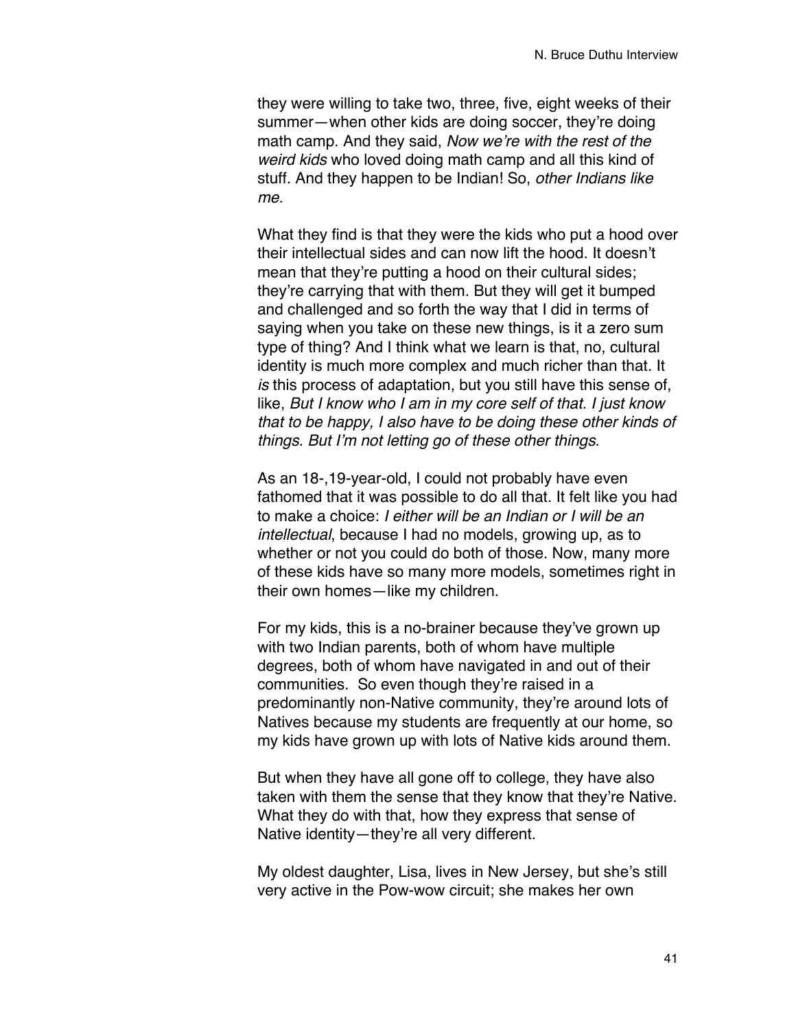they were willing to take two, three, five, eight weeks of their summer—when other kids are doing soccer, they're doing math camp. And they said, *Now we're with the rest of the weird kids* who loved doing math camp and all this kind of stuff. And they happen to be Indian! So, *other Indians like me*.

What they find is that they were the kids who put a hood over their intellectual sides and can now lift the hood. It doesn't mean that they're putting a hood on their cultural sides; they're carrying that with them. But they will get it bumped and challenged and so forth the way that I did in terms of saying when you take on these new things, is it a zero sum type of thing? And I think what we learn is that, no, cultural identity is much more complex and much richer than that. It *is* this process of adaptation, but you still have this sense of, like, *But I know who I am in my core self of that. I just know that to be happy, I also have to be doing these other kinds of things. But I'm not letting go of these other things*.

As an 18-,19-year-old, I could not probably have even fathomed that it was possible to do all that. It felt like you had to make a choice: *I either will be an Indian or I will be an intellectual*, because I had no models, growing up, as to whether or not you could do both of those. Now, many more of these kids have so many more models, sometimes right in their own homes—like my children.

For my kids, this is a no-brainer because they've grown up with two Indian parents, both of whom have multiple degrees, both of whom have navigated in and out of their communities. So even though they're raised in a predominantly non-Native community, they're around lots of Natives because my students are frequently at our home, so my kids have grown up with lots of Native kids around them.

But when they have all gone off to college, they have also taken with them the sense that they know that they're Native. What they do with that, how they express that sense of Native identity—they're all very different.

My oldest daughter, Lisa, lives in New Jersey, but she's still very active in the Pow-wow circuit; she makes her own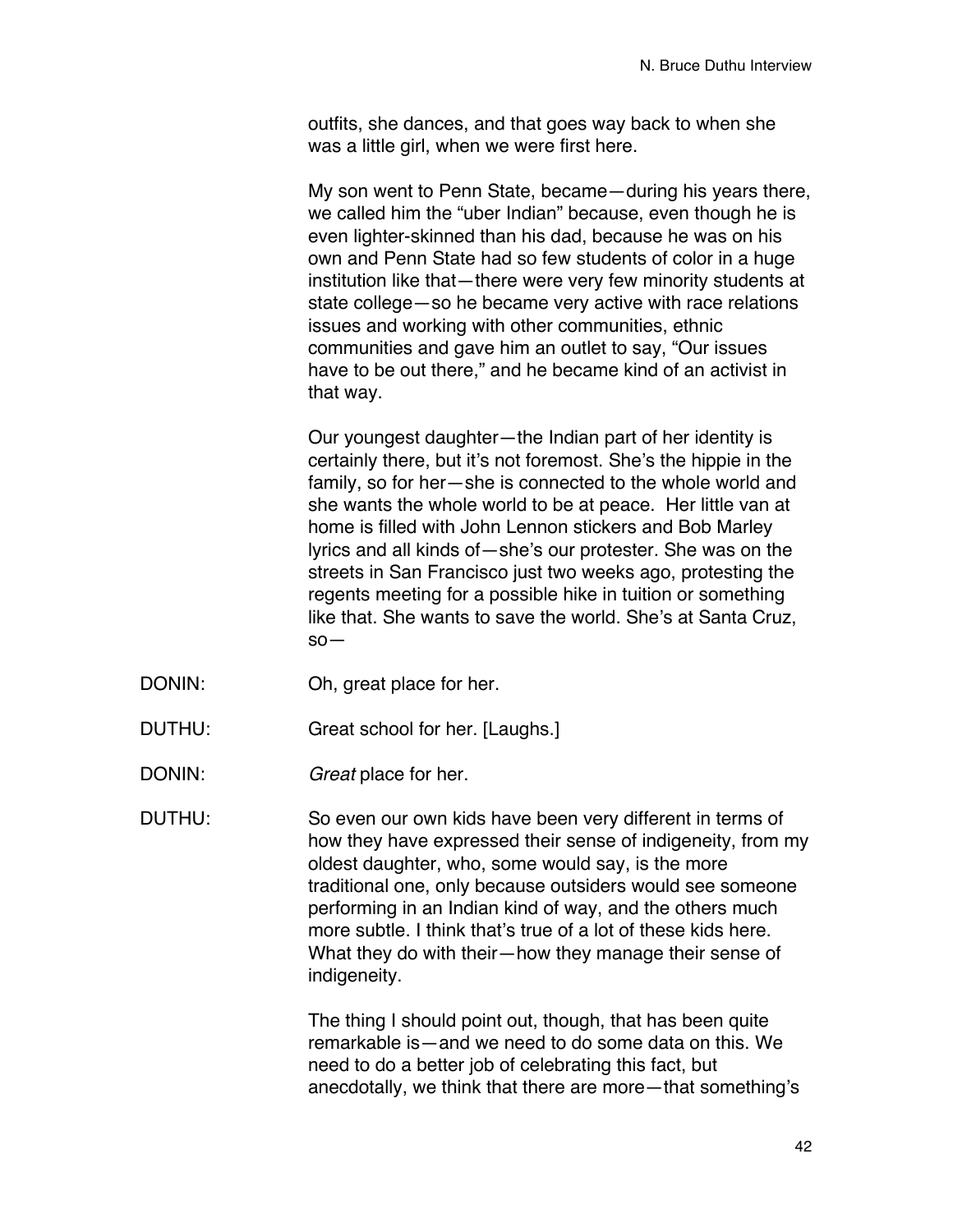outfits, she dances, and that goes way back to when she was a little girl, when we were first here.

My son went to Penn State, became—during his years there, we called him the "uber Indian" because, even though he is even lighter-skinned than his dad, because he was on his own and Penn State had so few students of color in a huge institution like that—there were very few minority students at state college—so he became very active with race relations issues and working with other communities, ethnic communities and gave him an outlet to say, "Our issues have to be out there," and he became kind of an activist in that way.

Our youngest daughter—the Indian part of her identity is certainly there, but it's not foremost. She's the hippie in the family, so for her—she is connected to the whole world and she wants the whole world to be at peace. Her little van at home is filled with John Lennon stickers and Bob Marley lyrics and all kinds of—she's our protester. She was on the streets in San Francisco just two weeks ago, protesting the regents meeting for a possible hike in tuition or something like that. She wants to save the world. She's at Santa Cruz, so—

DONIN: Oh, great place for her.

DUTHU: Great school for her. [Laughs.]

DONIN: *Great* place for her.

DUTHU: So even our own kids have been very different in terms of how they have expressed their sense of indigeneity, from my oldest daughter, who, some would say, is the more traditional one, only because outsiders would see someone performing in an Indian kind of way, and the others much more subtle. I think that's true of a lot of these kids here. What they do with their—how they manage their sense of indigeneity.

The thing I should point out, though, that has been quite remarkable is—and we need to do some data on this. We need to do a better job of celebrating this fact, but anecdotally, we think that there are more—that something's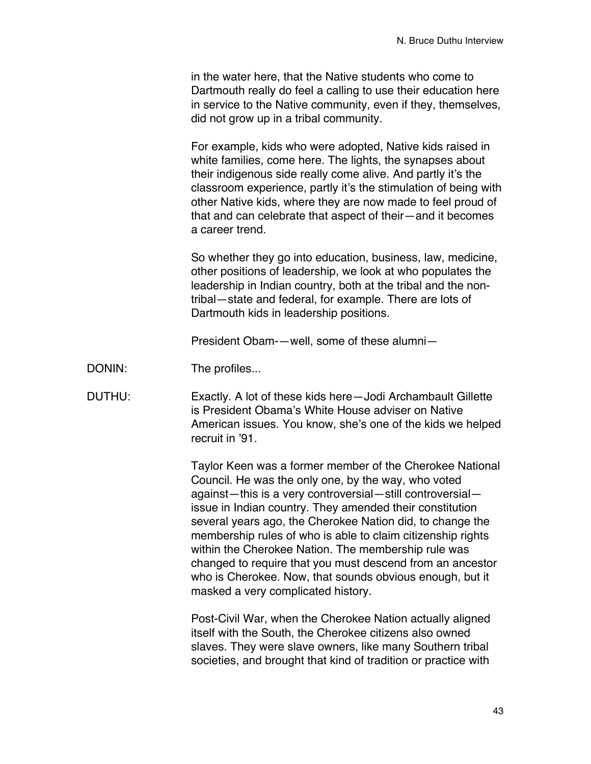in the water here, that the Native students who come to Dartmouth really do feel a calling to use their education here in service to the Native community, even if they, themselves, did not grow up in a tribal community.

For example, kids who were adopted, Native kids raised in white families, come here. The lights, the synapses about their indigenous side really come alive. And partly it's the classroom experience, partly it's the stimulation of being with other Native kids, where they are now made to feel proud of that and can celebrate that aspect of their—and it becomes a career trend.

So whether they go into education, business, law, medicine, other positions of leadership, we look at who populates the leadership in Indian country, both at the tribal and the non-tribal—state and federal, for example. There are lots of Dartmouth kids in leadership positions.

President Obam-—well, some of these alumni—

DONIN: The profiles...

DUTHU: Exactly. A lot of these kids here—Jodi Archambault Gillette is President Obama's White House adviser on Native American issues. You know, she's one of the kids we helped recruit in '91.

Taylor Keen was a former member of the Cherokee National Council. He was the only one, by the way, who voted against—this is a very controversial—still controversial—issue in Indian country. They amended their constitution several years ago, the Cherokee Nation did, to change the membership rules of who is able to claim citizenship rights within the Cherokee Nation. The membership rule was changed to require that you must descend from an ancestor who is Cherokee. Now, that sounds obvious enough, but it masked a very complicated history.

Post-Civil War, when the Cherokee Nation actually aligned itself with the South, the Cherokee citizens also owned slaves. They were slave owners, like many Southern tribal societies, and brought that kind of tradition or practice with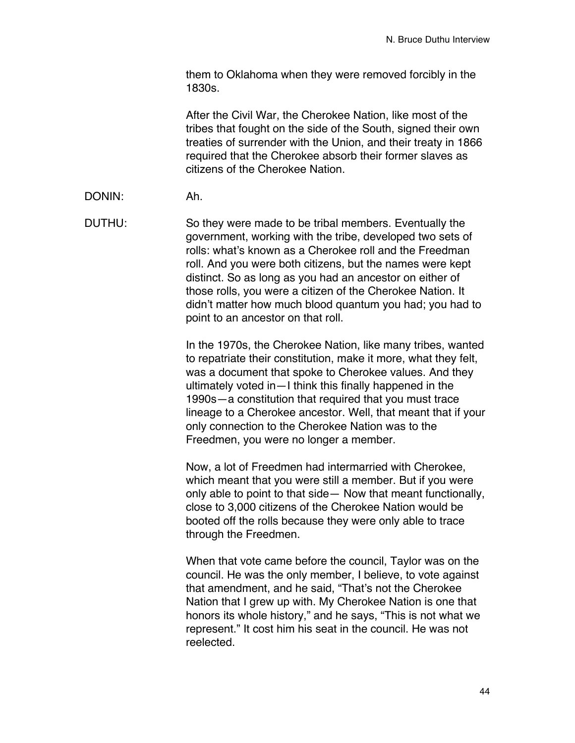them to Oklahoma when they were removed forcibly in the 1830s.

After the Civil War, the Cherokee Nation, like most of the tribes that fought on the side of the South, signed their own treaties of surrender with the Union, and their treaty in 1866 required that the Cherokee absorb their former slaves as citizens of the Cherokee Nation.

DONIN: Ah.

DUTHU: So they were made to be tribal members. Eventually the government, working with the tribe, developed two sets of rolls: what's known as a Cherokee roll and the Freedman roll. And you were both citizens, but the names were kept distinct. So as long as you had an ancestor on either of those rolls, you were a citizen of the Cherokee Nation. It didn't matter how much blood quantum you had; you had to point to an ancestor on that roll.

In the 1970s, the Cherokee Nation, like many tribes, wanted to repatriate their constitution, make it more, what they felt, was a document that spoke to Cherokee values. And they ultimately voted in—I think this finally happened in the 1990s—a constitution that required that you must trace lineage to a Cherokee ancestor. Well, that meant that if your only connection to the Cherokee Nation was to the Freedmen, you were no longer a member.

Now, a lot of Freedmen had intermarried with Cherokee, which meant that you were still a member. But if you were only able to point to that side— Now that meant functionally, close to 3,000 citizens of the Cherokee Nation would be booted off the rolls because they were only able to trace through the Freedmen.

When that vote came before the council, Taylor was on the council. He was the only member, I believe, to vote against that amendment, and he said, "That's not the Cherokee Nation that I grew up with. My Cherokee Nation is one that honors its whole history," and he says, "This is not what we represent." It cost him his seat in the council. He was not reelected.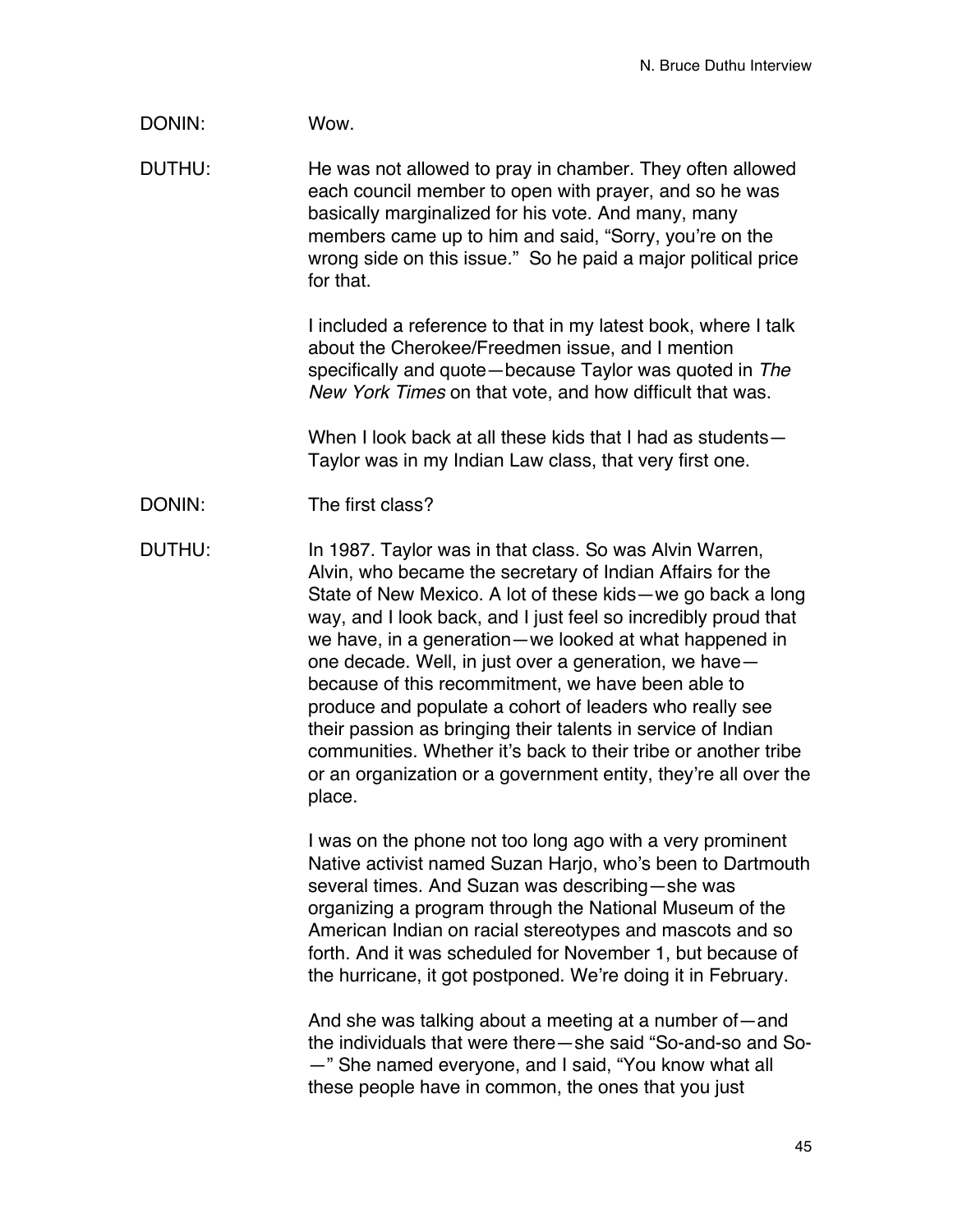DONIN: Wow.

DUTHU: He was not allowed to pray in chamber. They often allowed each council member to open with prayer, and so he was basically marginalized for his vote. And many, many members came up to him and said, “Sorry, you’re on the wrong side on this issue.” So he paid a major political price for that.

I included a reference to that in my latest book, where I talk about the Cherokee/Freedmen issue, and I mention specifically and quote—because Taylor was quoted in *The New York Times* on that vote, and how difficult that was.

When I look back at all these kids that I had as students—Taylor was in my Indian Law class, that very first one.

DONIN: The first class?

DUTHU: In 1987. Taylor was in that class. So was Alvin Warren, Alvin, who became the secretary of Indian Affairs for the State of New Mexico. A lot of these kids—we go back a long way, and I look back, and I just feel so incredibly proud that we have, in a generation—we looked at what happened in one decade. Well, in just over a generation, we have—because of this recommitment, we have been able to produce and populate a cohort of leaders who really see their passion as bringing their talents in service of Indian communities. Whether it’s back to their tribe or another tribe or an organization or a government entity, they’re all over the place.

I was on the phone not too long ago with a very prominent Native activist named Suzan Harjo, who’s been to Dartmouth several times. And Suzan was describing—she was organizing a program through the National Museum of the American Indian on racial stereotypes and mascots and so forth. And it was scheduled for November 1, but because of the hurricane, it got postponed. We’re doing it in February.

And she was talking about a meeting at a number of—and the individuals that were there—she said “So-and-so and So-—” She named everyone, and I said, “You know what all these people have in common, the ones that you just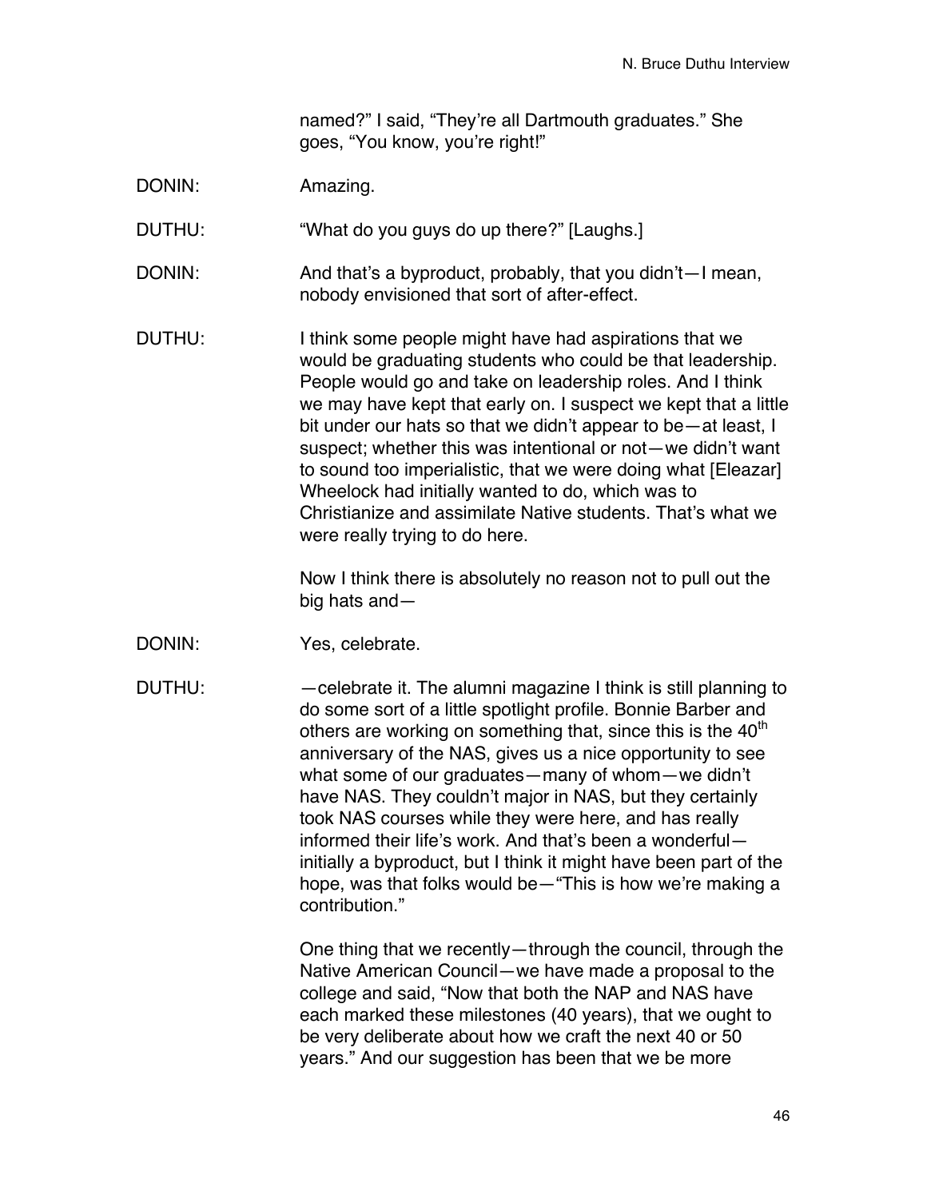named?" I said, "They're all Dartmouth graduates." She goes, "You know, you're right!"

DONIN: Amazing.

DUTHU: "What do you guys do up there?" [Laughs.]

DONIN: And that's a byproduct, probably, that you didn't—I mean, nobody envisioned that sort of after-effect.

DUTHU: I think some people might have had aspirations that we would be graduating students who could be that leadership. People would go and take on leadership roles. And I think we may have kept that early on. I suspect we kept that a little bit under our hats so that we didn't appear to be—at least, I suspect; whether this was intentional or not—we didn't want to sound too imperialistic, that we were doing what [Eleazar] Wheelock had initially wanted to do, which was to Christianize and assimilate Native students. That's what we were really trying to do here.

Now I think there is absolutely no reason not to pull out the big hats and—

DONIN: Yes, celebrate.

DUTHU: —celebrate it. The alumni magazine I think is still planning to do some sort of a little spotlight profile. Bonnie Barber and others are working on something that, since this is the 40th anniversary of the NAS, gives us a nice opportunity to see what some of our graduates—many of whom—we didn't have NAS. They couldn't major in NAS, but they certainly took NAS courses while they were here, and has really informed their life's work. And that's been a wonderful—initially a byproduct, but I think it might have been part of the hope, was that folks would be—"This is how we're making a contribution."

One thing that we recently—through the council, through the Native American Council—we have made a proposal to the college and said, "Now that both the NAP and NAS have each marked these milestones (40 years), that we ought to be very deliberate about how we craft the next 40 or 50 years." And our suggestion has been that we be more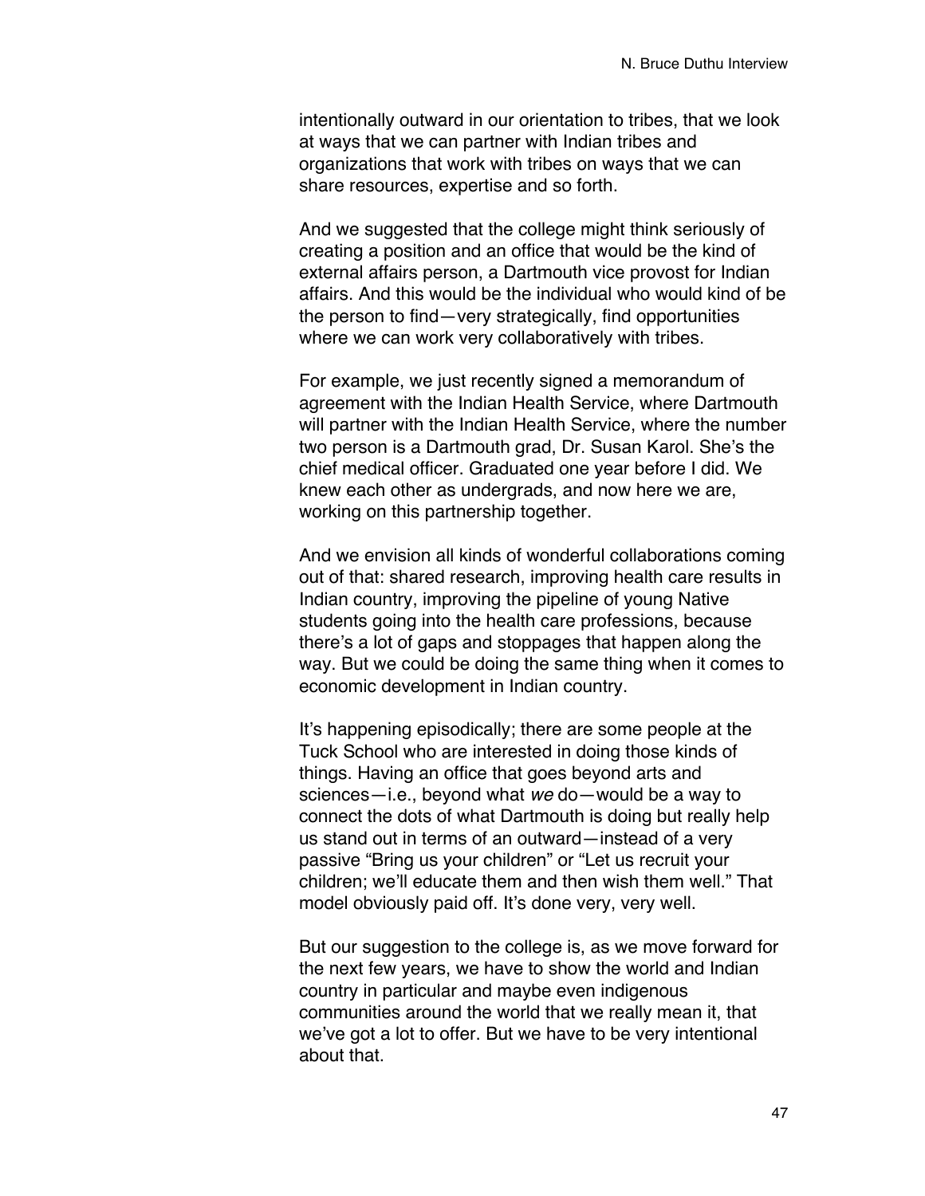intentionally outward in our orientation to tribes, that we look at ways that we can partner with Indian tribes and organizations that work with tribes on ways that we can share resources, expertise and so forth.

And we suggested that the college might think seriously of creating a position and an office that would be the kind of external affairs person, a Dartmouth vice provost for Indian affairs. And this would be the individual who would kind of be the person to find—very strategically, find opportunities where we can work very collaboratively with tribes.

For example, we just recently signed a memorandum of agreement with the Indian Health Service, where Dartmouth will partner with the Indian Health Service, where the number two person is a Dartmouth grad, Dr. Susan Karol. She's the chief medical officer. Graduated one year before I did. We knew each other as undergrads, and now here we are, working on this partnership together.

And we envision all kinds of wonderful collaborations coming out of that: shared research, improving health care results in Indian country, improving the pipeline of young Native students going into the health care professions, because there's a lot of gaps and stoppages that happen along the way. But we could be doing the same thing when it comes to economic development in Indian country.

It's happening episodically; there are some people at the Tuck School who are interested in doing those kinds of things. Having an office that goes beyond arts and sciences—i.e., beyond what *we* do—would be a way to connect the dots of what Dartmouth is doing but really help us stand out in terms of an outward—instead of a very passive "Bring us your children" or "Let us recruit your children; we'll educate them and then wish them well." That model obviously paid off. It's done very, very well.

But our suggestion to the college is, as we move forward for the next few years, we have to show the world and Indian country in particular and maybe even indigenous communities around the world that we really mean it, that we've got a lot to offer. But we have to be very intentional about that.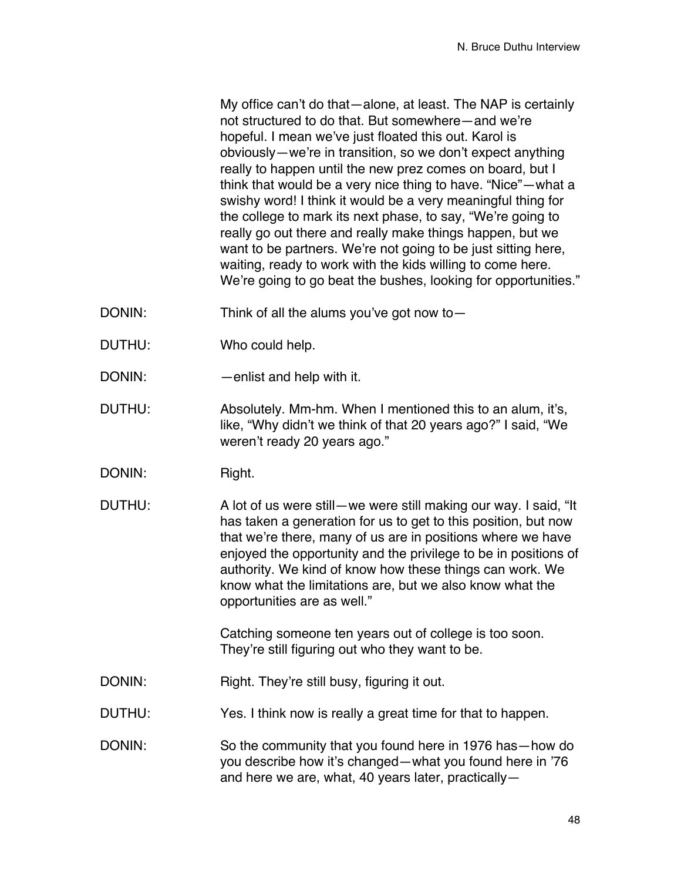My office can't do that—alone, at least. The NAP is certainly not structured to do that. But somewhere—and we're hopeful. I mean we've just floated this out. Karol is obviously—we're in transition, so we don't expect anything really to happen until the new prez comes on board, but I think that would be a very nice thing to have. "Nice"—what a swishy word! I think it would be a very meaningful thing for the college to mark its next phase, to say, "We're going to really go out there and really make things happen, but we want to be partners. We're not going to be just sitting here, waiting, ready to work with the kids willing to come here. We're going to go beat the bushes, looking for opportunities."

DONIN: Think of all the alums you've got now to—

DUTHU: Who could help.

DONIN: —enlist and help with it.

DUTHU: Absolutely. Mm-hm. When I mentioned this to an alum, it's, like, "Why didn't we think of that 20 years ago?" I said, "We weren't ready 20 years ago."

DONIN: Right.

DUTHU: A lot of us were still—we were still making our way. I said, "It has taken a generation for us to get to this position, but now that we're there, many of us are in positions where we have enjoyed the opportunity and the privilege to be in positions of authority. We kind of know how these things can work. We know what the limitations are, but we also know what the opportunities are as well."

Catching someone ten years out of college is too soon. They're still figuring out who they want to be.

DONIN: Right. They're still busy, figuring it out.

DUTHU: Yes. I think now is really a great time for that to happen.

DONIN: So the community that you found here in 1976 has—how do you describe how it's changed—what you found here in '76 and here we are, what, 40 years later, practically—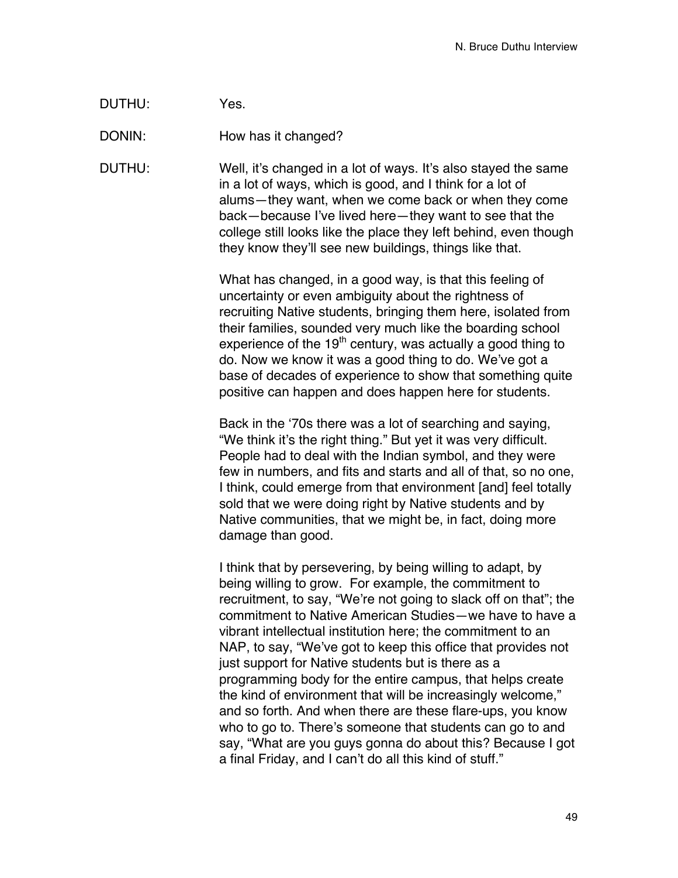DUTHU: Yes.

DONIN: How has it changed?

DUTHU: Well, it's changed in a lot of ways. It's also stayed the same in a lot of ways, which is good, and I think for a lot of alums—they want, when we come back or when they come back—because I've lived here—they want to see that the college still looks like the place they left behind, even though they know they'll see new buildings, things like that.

What has changed, in a good way, is that this feeling of uncertainty or even ambiguity about the rightness of recruiting Native students, bringing them here, isolated from their families, sounded very much like the boarding school experience of the 19th century, was actually a good thing to do. Now we know it was a good thing to do. We've got a base of decades of experience to show that something quite positive can happen and does happen here for students.

Back in the '70s there was a lot of searching and saying, "We think it's the right thing." But yet it was very difficult. People had to deal with the Indian symbol, and they were few in numbers, and fits and starts and all of that, so no one, I think, could emerge from that environment [and] feel totally sold that we were doing right by Native students and by Native communities, that we might be, in fact, doing more damage than good.

I think that by persevering, by being willing to adapt, by being willing to grow. For example, the commitment to recruitment, to say, "We're not going to slack off on that"; the commitment to Native American Studies—we have to have a vibrant intellectual institution here; the commitment to an NAP, to say, "We've got to keep this office that provides not just support for Native students but is there as a programming body for the entire campus, that helps create the kind of environment that will be increasingly welcome," and so forth. And when there are these flare-ups, you know who to go to. There's someone that students can go to and say, "What are you guys gonna do about this? Because I got a final Friday, and I can't do all this kind of stuff."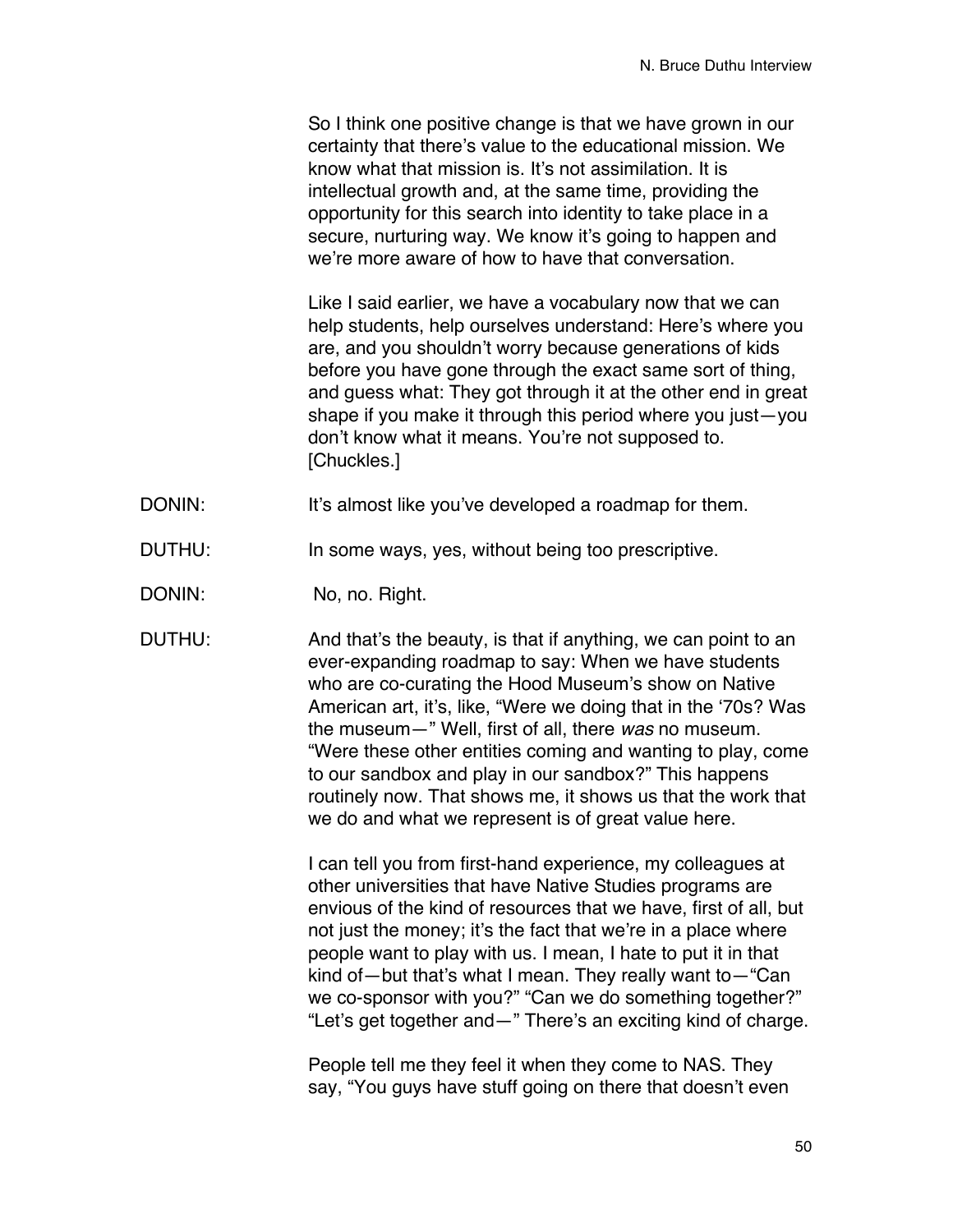So I think one positive change is that we have grown in our certainty that there's value to the educational mission. We know what that mission is. It's not assimilation. It is intellectual growth and, at the same time, providing the opportunity for this search into identity to take place in a secure, nurturing way. We know it's going to happen and we're more aware of how to have that conversation.

Like I said earlier, we have a vocabulary now that we can help students, help ourselves understand: Here's where you are, and you shouldn't worry because generations of kids before you have gone through the exact same sort of thing, and guess what: They got through it at the other end in great shape if you make it through this period where you just—you don't know what it means. You're not supposed to. [Chuckles.]

DONIN: It's almost like you've developed a roadmap for them.

DUTHU: In some ways, yes, without being too prescriptive.

DONIN: No, no. Right.

DUTHU: And that's the beauty, is that if anything, we can point to an ever-expanding roadmap to say: When we have students who are co-curating the Hood Museum's show on Native American art, it's, like, "Were we doing that in the '70s? Was the museum—" Well, first of all, there *was* no museum. "Were these other entities coming and wanting to play, come to our sandbox and play in our sandbox?" This happens routinely now. That shows me, it shows us that the work that we do and what we represent is of great value here.

I can tell you from first-hand experience, my colleagues at other universities that have Native Studies programs are envious of the kind of resources that we have, first of all, but not just the money; it's the fact that we're in a place where people want to play with us. I mean, I hate to put it in that kind of—but that's what I mean. They really want to—"Can we co-sponsor with you?" "Can we do something together?" "Let's get together and—" There's an exciting kind of charge.

People tell me they feel it when they come to NAS. They say, "You guys have stuff going on there that doesn't even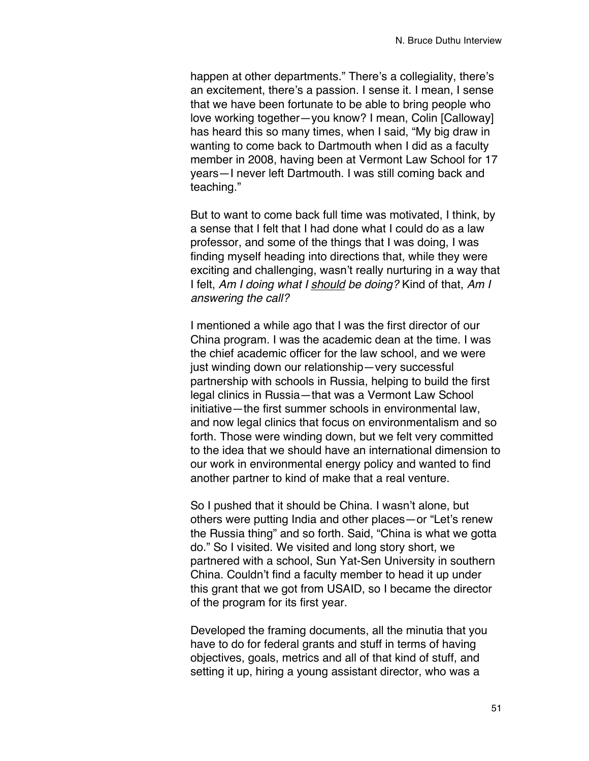happen at other departments." There's a collegiality, there's an excitement, there's a passion. I sense it. I mean, I sense that we have been fortunate to be able to bring people who love working together—you know? I mean, Colin [Calloway] has heard this so many times, when I said, "My big draw in wanting to come back to Dartmouth when I did as a faculty member in 2008, having been at Vermont Law School for 17 years—I never left Dartmouth. I was still coming back and teaching."

But to want to come back full time was motivated, I think, by a sense that I felt that I had done what I could do as a law professor, and some of the things that I was doing, I was finding myself heading into directions that, while they were exciting and challenging, wasn't really nurturing in a way that I felt, *Am I doing what I <u>should</u> be doing?* Kind of that, *Am I answering the call?*

I mentioned a while ago that I was the first director of our China program. I was the academic dean at the time. I was the chief academic officer for the law school, and we were just winding down our relationship—very successful partnership with schools in Russia, helping to build the first legal clinics in Russia—that was a Vermont Law School initiative—the first summer schools in environmental law, and now legal clinics that focus on environmentalism and so forth. Those were winding down, but we felt very committed to the idea that we should have an international dimension to our work in environmental energy policy and wanted to find another partner to kind of make that a real venture.

So I pushed that it should be China. I wasn't alone, but others were putting India and other places—or "Let's renew the Russia thing" and so forth. Said, "China is what we gotta do." So I visited. We visited and long story short, we partnered with a school, Sun Yat-Sen University in southern China. Couldn't find a faculty member to head it up under this grant that we got from USAID, so I became the director of the program for its first year.

Developed the framing documents, all the minutia that you have to do for federal grants and stuff in terms of having objectives, goals, metrics and all of that kind of stuff, and setting it up, hiring a young assistant director, who was a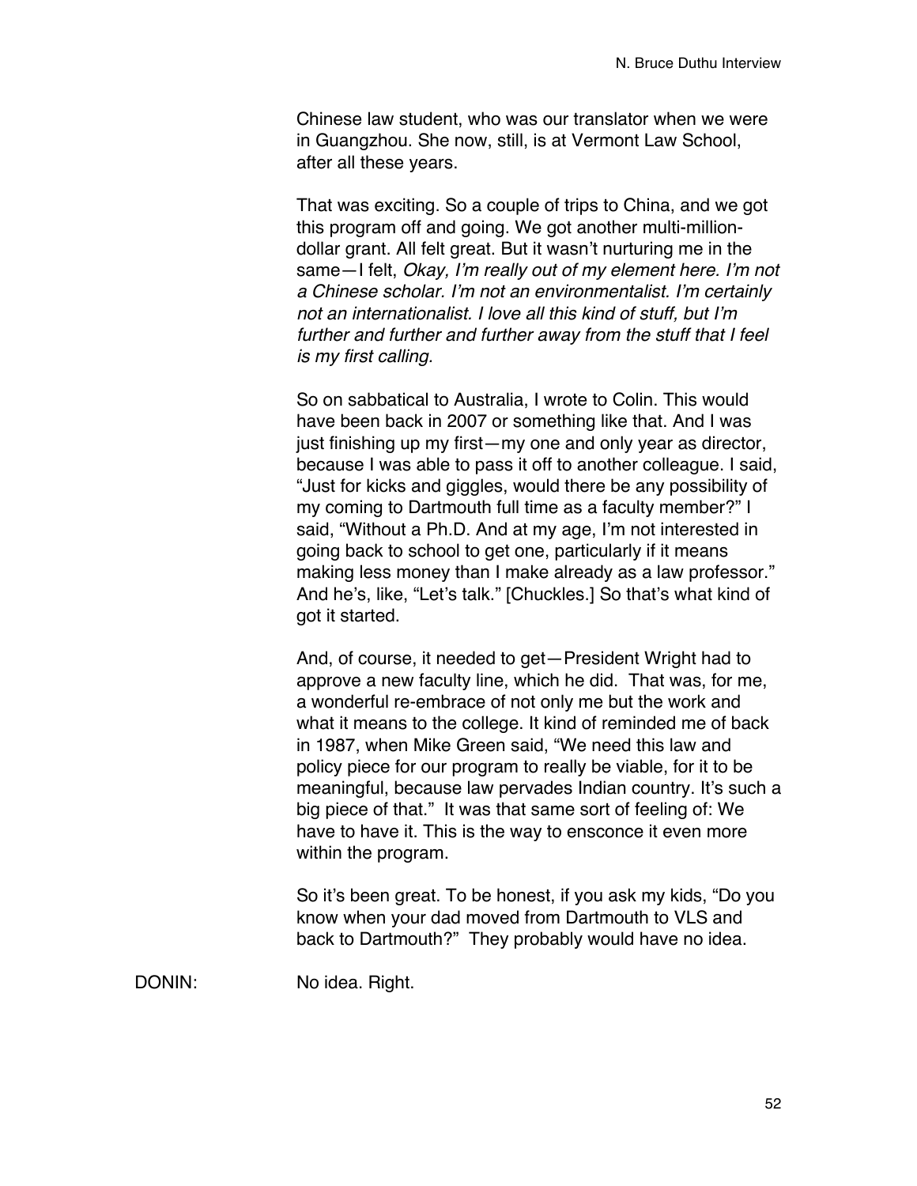Chinese law student, who was our translator when we were in Guangzhou. She now, still, is at Vermont Law School, after all these years.

That was exciting. So a couple of trips to China, and we got this program off and going. We got another multi-million-dollar grant. All felt great. But it wasn't nurturing me in the same—I felt, *Okay, I'm really out of my element here. I'm not a Chinese scholar. I'm not an environmentalist. I'm certainly not an internationalist. I love all this kind of stuff, but I'm further and further and further away from the stuff that I feel is my first calling.*

So on sabbatical to Australia, I wrote to Colin. This would have been back in 2007 or something like that. And I was just finishing up my first—my one and only year as director, because I was able to pass it off to another colleague. I said, "Just for kicks and giggles, would there be any possibility of my coming to Dartmouth full time as a faculty member?" I said, "Without a Ph.D. And at my age, I'm not interested in going back to school to get one, particularly if it means making less money than I make already as a law professor." And he's, like, "Let's talk." [Chuckles.] So that's what kind of got it started.

And, of course, it needed to get—President Wright had to approve a new faculty line, which he did. That was, for me, a wonderful re-embrace of not only me but the work and what it means to the college. It kind of reminded me of back in 1987, when Mike Green said, "We need this law and policy piece for our program to really be viable, for it to be meaningful, because law pervades Indian country. It's such a big piece of that." It was that same sort of feeling of: We have to have it. This is the way to ensconce it even more within the program.

So it's been great. To be honest, if you ask my kids, "Do you know when your dad moved from Dartmouth to VLS and back to Dartmouth?" They probably would have no idea.

DONIN: No idea. Right.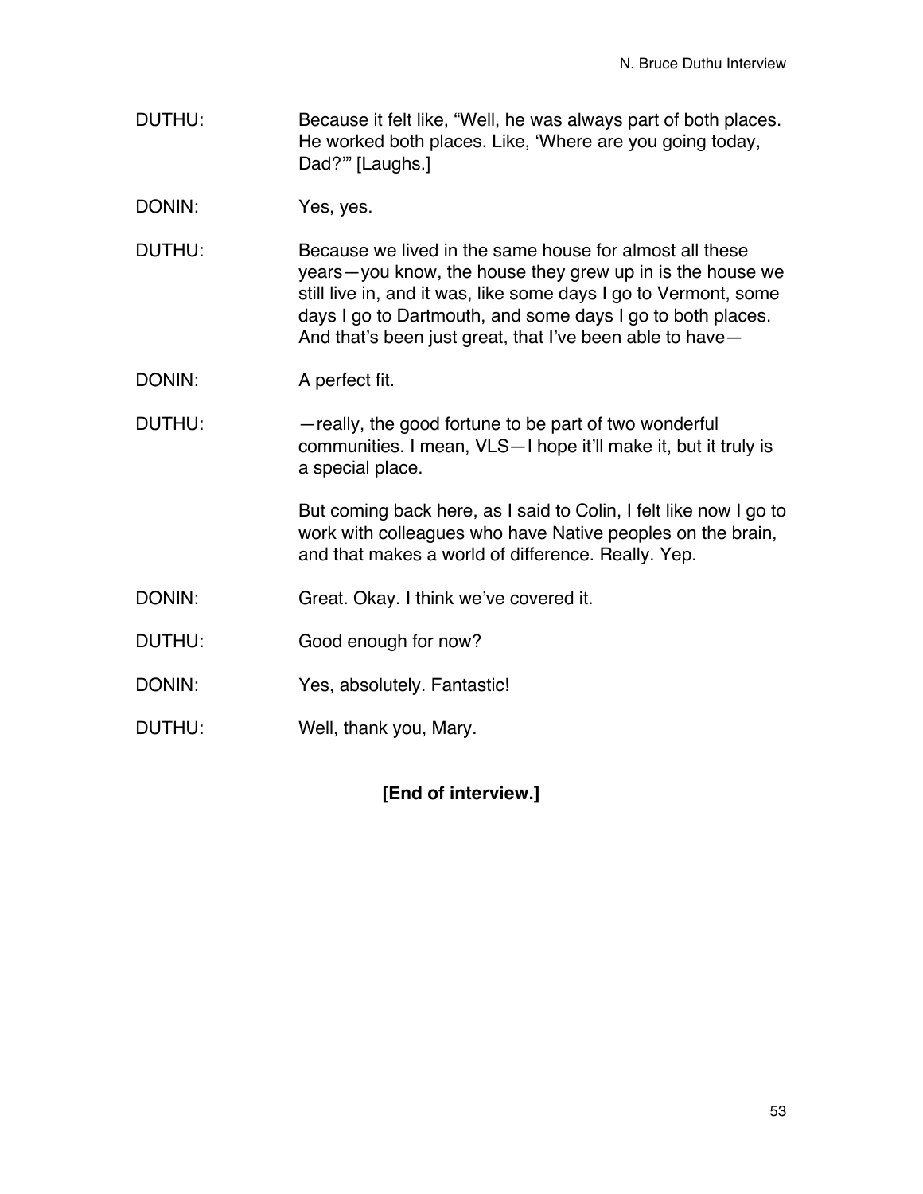DUTHU: Because it felt like, "Well, he was always part of both places. He worked both places. Like, 'Where are you going today, Dad?'" [Laughs.]

DONIN: Yes, yes.

DUTHU: Because we lived in the same house for almost all these years—you know, the house they grew up in is the house we still live in, and it was, like some days I go to Vermont, some days I go to Dartmouth, and some days I go to both places. And that's been just great, that I've been able to have—

DONIN: A perfect fit.

DUTHU: —really, the good fortune to be part of two wonderful communities. I mean, VLS—I hope it'll make it, but it truly is a special place.

But coming back here, as I said to Colin, I felt like now I go to work with colleagues who have Native peoples on the brain, and that makes a world of difference. Really. Yep.

DONIN: Great. Okay. I think we've covered it.

DUTHU: Good enough for now?

DONIN: Yes, absolutely. Fantastic!

DUTHU: Well, thank you, Mary.

**[End of interview.]**